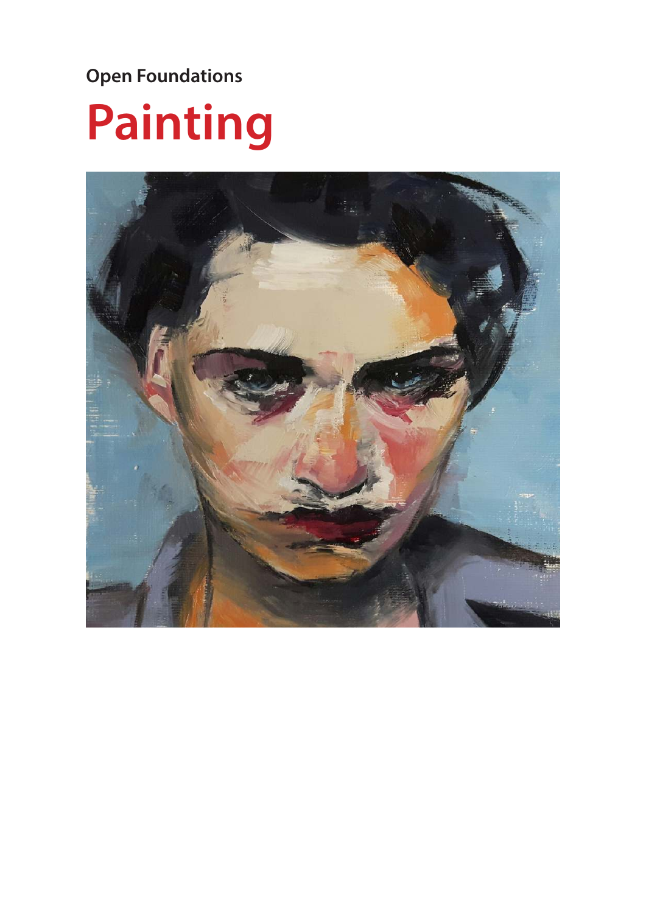**Open Foundations**

# Painting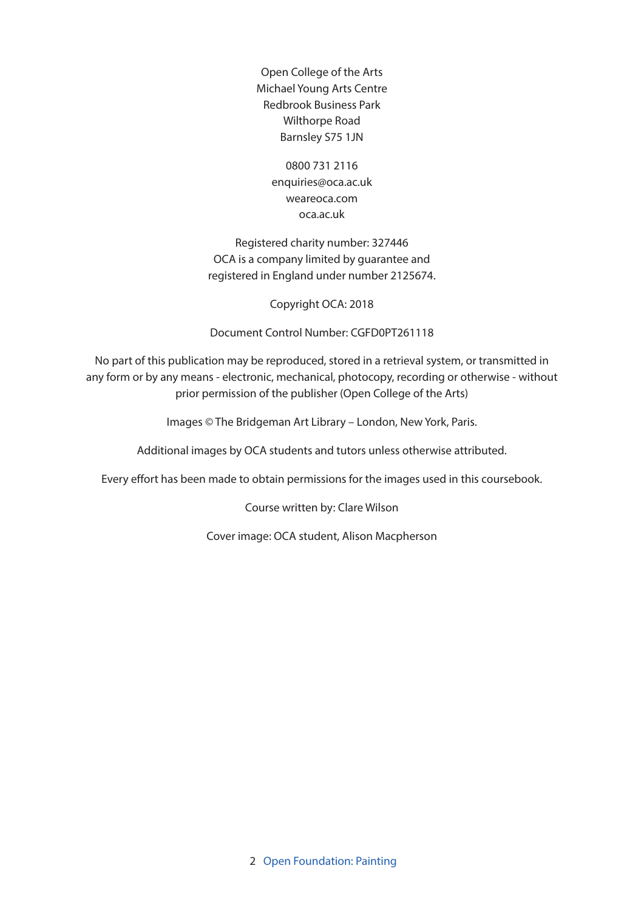Open College of the Arts
Michael Young Arts Centre
Redbrook Business Park
Wilthorpe Road
Barnsley S75 1JN

0800 731 2116
enquiries@oca.ac.uk
weareoca.com
oca.ac.uk

Registered charity number: 327446
OCA is a company limited by guarantee and registered in England under number 2125674.

Copyright OCA: 2018

Document Control Number: CGFD0PT261118

No part of this publication may be reproduced, stored in a retrieval system, or transmitted in any form or by any means - electronic, mechanical, photocopy, recording or otherwise - without prior permission of the publisher (Open College of the Arts)

Images © The Bridgeman Art Library – London, New York, Paris.

Additional images by OCA students and tutors unless otherwise attributed.

Every effort has been made to obtain permissions for the images used in this coursebook.

Course written by: Clare Wilson

Cover image: OCA student, Alison Macpherson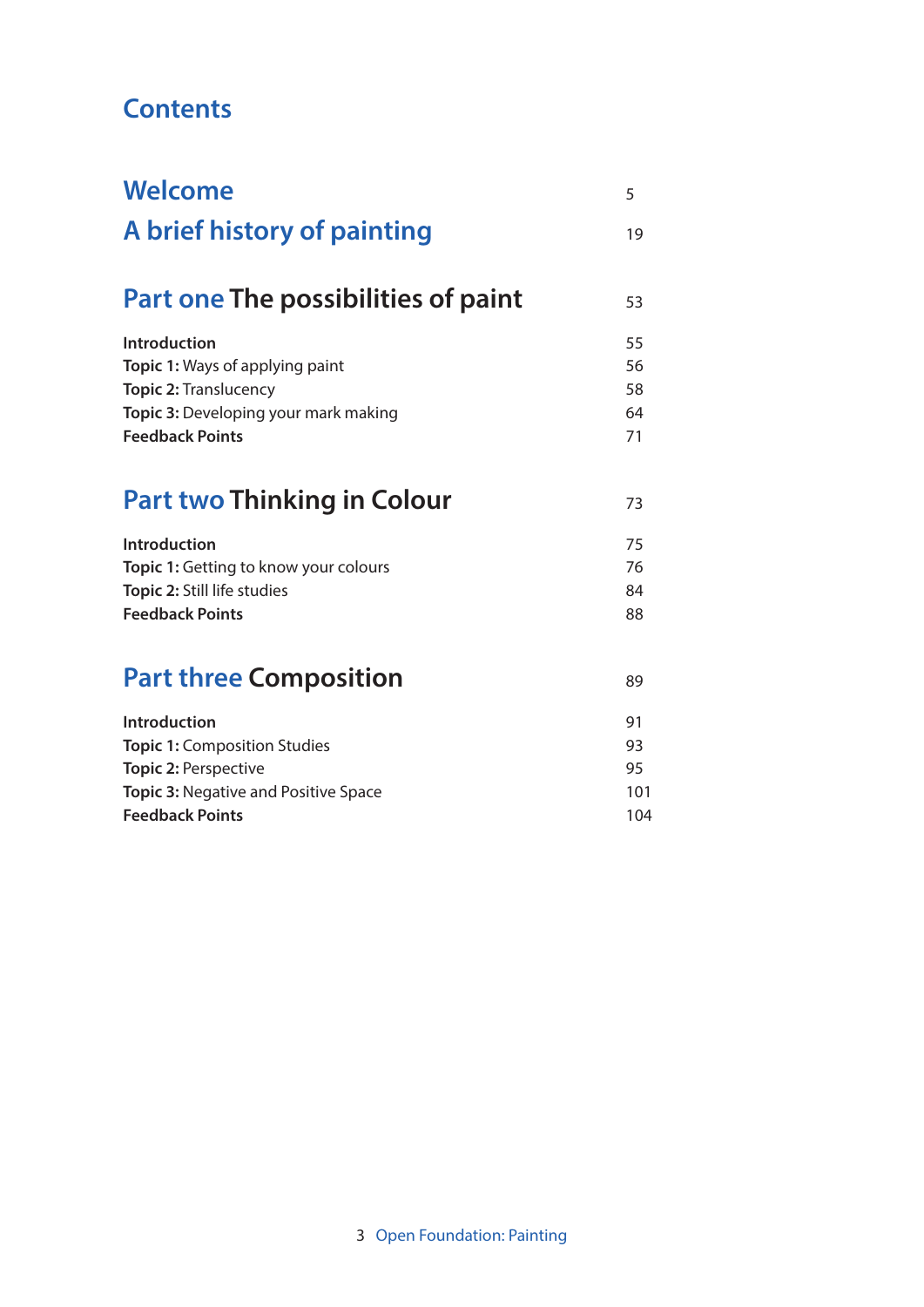# Contents

| | |
|---|---|
| **Welcome** | 5 |
| **A brief history of painting** | 19 |
| **Part one The possibilities of paint** | 53 |
| **Introduction** | 55 |
| **Topic 1:** Ways of applying paint | 56 |
| **Topic 2:** Translucency | 58 |
| **Topic 3:** Developing your mark making | 64 |
| **Feedback Points** | 71 |
| **Part two Thinking in Colour** | 73 |
| **Introduction** | 75 |
| **Topic 1:** Getting to know your colours | 76 |
| **Topic 2:** Still life studies | 84 |
| **Feedback Points** | 88 |
| **Part three Composition** | 89 |
| **Introduction** | 91 |
| **Topic 1:** Composition Studies | 93 |
| **Topic 2:** Perspective | 95 |
| **Topic 3:** Negative and Positive Space | 101 |
| **Feedback Points** | 104 |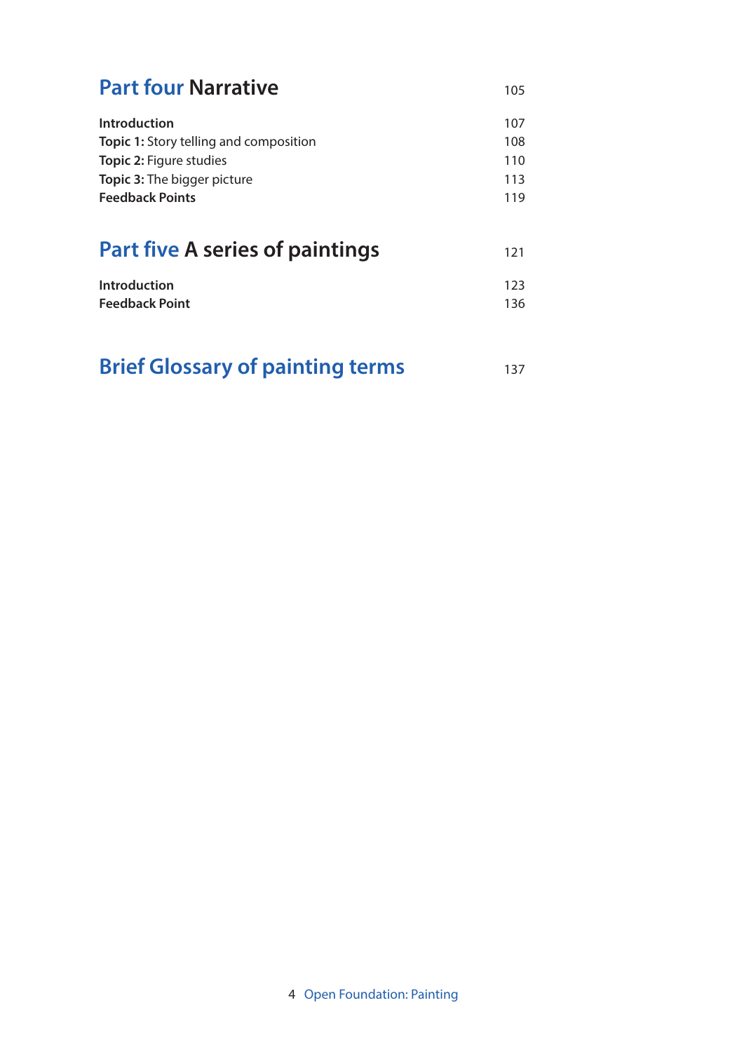## Part four Narrative 105

| | |
|---|---|
| **Introduction** | 107 |
| **Topic 1:** Story telling and composition | 108 |
| **Topic 2:** Figure studies | 110 |
| **Topic 3:** The bigger picture | 113 |
| **Feedback Points** | 119 |

## Part five A series of paintings 121

| | |
|---|---|
| **Introduction** | 123 |
| **Feedback Point** | 136 |

## Brief Glossary of painting terms 137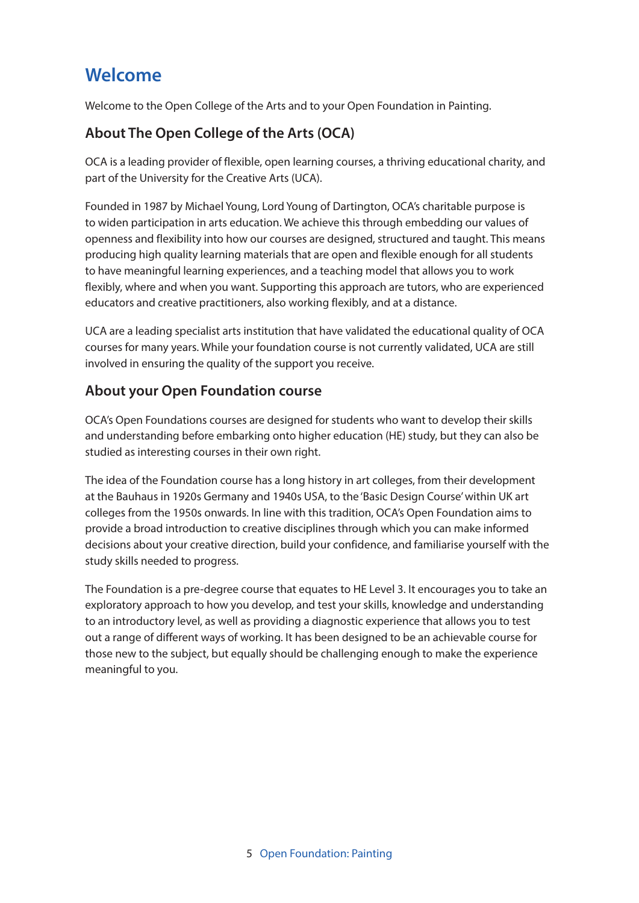# Welcome

Welcome to the Open College of the Arts and to your Open Foundation in Painting.

## About The Open College of the Arts (OCA)

OCA is a leading provider of flexible, open learning courses, a thriving educational charity, and part of the University for the Creative Arts (UCA).

Founded in 1987 by Michael Young, Lord Young of Dartington, OCA's charitable purpose is to widen participation in arts education. We achieve this through embedding our values of openness and flexibility into how our courses are designed, structured and taught. This means producing high quality learning materials that are open and flexible enough for all students to have meaningful learning experiences, and a teaching model that allows you to work flexibly, where and when you want. Supporting this approach are tutors, who are experienced educators and creative practitioners, also working flexibly, and at a distance.

UCA are a leading specialist arts institution that have validated the educational quality of OCA courses for many years. While your foundation course is not currently validated, UCA are still involved in ensuring the quality of the support you receive.

## About your Open Foundation course

OCA's Open Foundations courses are designed for students who want to develop their skills and understanding before embarking onto higher education (HE) study, but they can also be studied as interesting courses in their own right.

The idea of the Foundation course has a long history in art colleges, from their development at the Bauhaus in 1920s Germany and 1940s USA, to the 'Basic Design Course' within UK art colleges from the 1950s onwards. In line with this tradition, OCA's Open Foundation aims to provide a broad introduction to creative disciplines through which you can make informed decisions about your creative direction, build your confidence, and familiarise yourself with the study skills needed to progress.

The Foundation is a pre-degree course that equates to HE Level 3. It encourages you to take an exploratory approach to how you develop, and test your skills, knowledge and understanding to an introductory level, as well as providing a diagnostic experience that allows you to test out a range of different ways of working. It has been designed to be an achievable course for those new to the subject, but equally should be challenging enough to make the experience meaningful to you.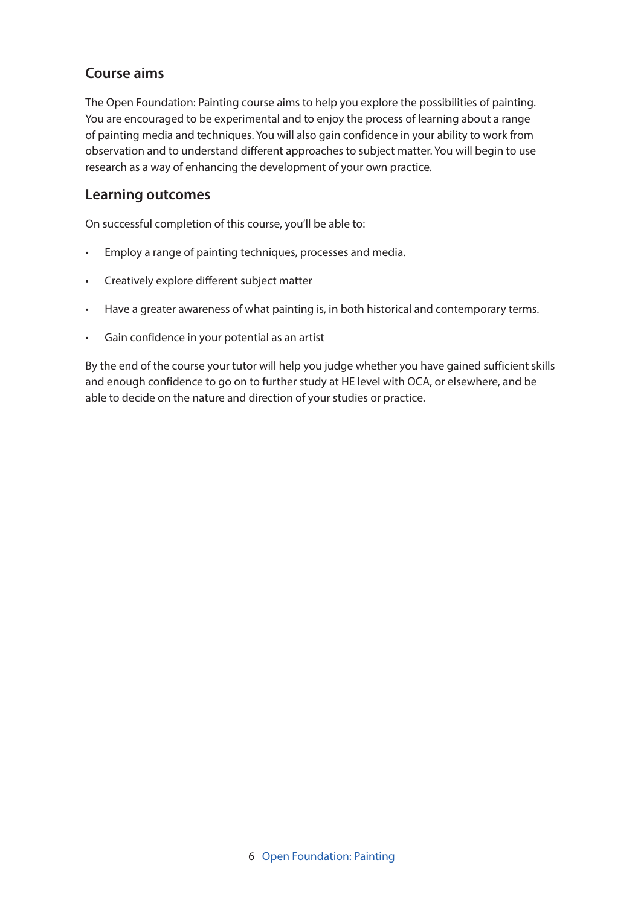## Course aims

The Open Foundation: Painting course aims to help you explore the possibilities of painting. You are encouraged to be experimental and to enjoy the process of learning about a range of painting media and techniques. You will also gain confidence in your ability to work from observation and to understand different approaches to subject matter. You will begin to use research as a way of enhancing the development of your own practice.

## Learning outcomes

On successful completion of this course, you'll be able to:

- Employ a range of painting techniques, processes and media.
- Creatively explore different subject matter
- Have a greater awareness of what painting is, in both historical and contemporary terms.
- Gain confidence in your potential as an artist

By the end of the course your tutor will help you judge whether you have gained sufficient skills and enough confidence to go on to further study at HE level with OCA, or elsewhere, and be able to decide on the nature and direction of your studies or practice.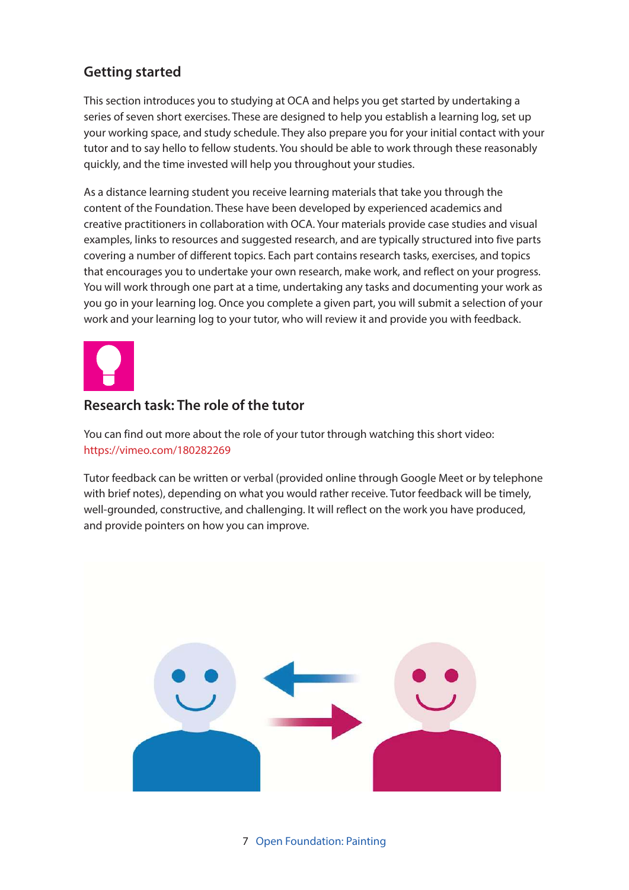## Getting started

This section introduces you to studying at OCA and helps you get started by undertaking a series of seven short exercises. These are designed to help you establish a learning log, set up your working space, and study schedule. They also prepare you for your initial contact with your tutor and to say hello to fellow students. You should be able to work through these reasonably quickly, and the time invested will help you throughout your studies.

As a distance learning student you receive learning materials that take you through the content of the Foundation. These have been developed by experienced academics and creative practitioners in collaboration with OCA. Your materials provide case studies and visual examples, links to resources and suggested research, and are typically structured into five parts covering a number of different topics. Each part contains research tasks, exercises, and topics that encourages you to undertake your own research, make work, and reflect on your progress. You will work through one part at a time, undertaking any tasks and documenting your work as you go in your learning log. Once you complete a given part, you will submit a selection of your work and your learning log to your tutor, who will review it and provide you with feedback.

### Research task: The role of the tutor

You can find out more about the role of your tutor through watching this short video: https://vimeo.com/180282269

Tutor feedback can be written or verbal (provided online through Google Meet or by telephone with brief notes), depending on what you would rather receive. Tutor feedback will be timely, well-grounded, constructive, and challenging. It will reflect on the work you have produced, and provide pointers on how you can improve.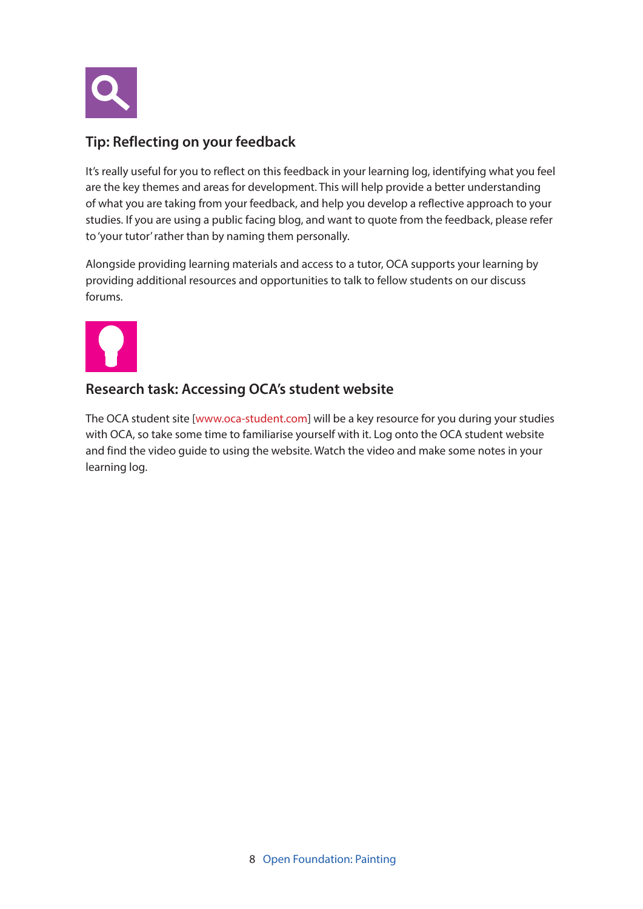## Tip: Reflecting on your feedback

It's really useful for you to reflect on this feedback in your learning log, identifying what you feel are the key themes and areas for development. This will help provide a better understanding of what you are taking from your feedback, and help you develop a reflective approach to your studies. If you are using a public facing blog, and want to quote from the feedback, please refer to 'your tutor' rather than by naming them personally.

Alongside providing learning materials and access to a tutor, OCA supports your learning by providing additional resources and opportunities to talk to fellow students on our discuss forums.

## Research task: Accessing OCA's student website

The OCA student site [www.oca-student.com] will be a key resource for you during your studies with OCA, so take some time to familiarise yourself with it. Log onto the OCA student website and find the video guide to using the website. Watch the video and make some notes in your learning log.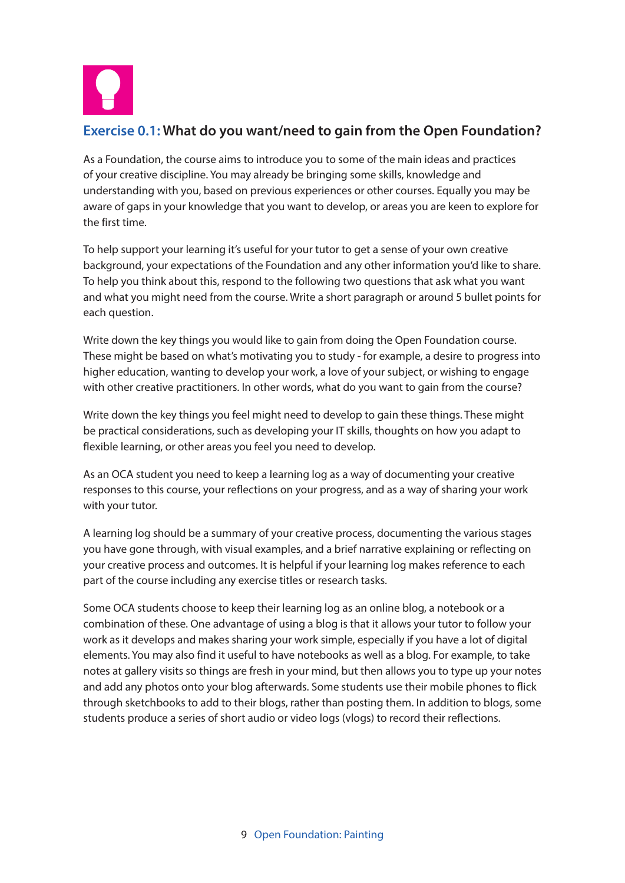## Exercise 0.1: What do you want/need to gain from the Open Foundation?

As a Foundation, the course aims to introduce you to some of the main ideas and practices of your creative discipline. You may already be bringing some skills, knowledge and understanding with you, based on previous experiences or other courses. Equally you may be aware of gaps in your knowledge that you want to develop, or areas you are keen to explore for the first time.

To help support your learning it's useful for your tutor to get a sense of your own creative background, your expectations of the Foundation and any other information you'd like to share. To help you think about this, respond to the following two questions that ask what you want and what you might need from the course. Write a short paragraph or around 5 bullet points for each question.

Write down the key things you would like to gain from doing the Open Foundation course. These might be based on what's motivating you to study - for example, a desire to progress into higher education, wanting to develop your work, a love of your subject, or wishing to engage with other creative practitioners. In other words, what do you want to gain from the course?

Write down the key things you feel might need to develop to gain these things. These might be practical considerations, such as developing your IT skills, thoughts on how you adapt to flexible learning, or other areas you feel you need to develop.

As an OCA student you need to keep a learning log as a way of documenting your creative responses to this course, your reflections on your progress, and as a way of sharing your work with your tutor.

A learning log should be a summary of your creative process, documenting the various stages you have gone through, with visual examples, and a brief narrative explaining or reflecting on your creative process and outcomes. It is helpful if your learning log makes reference to each part of the course including any exercise titles or research tasks.

Some OCA students choose to keep their learning log as an online blog, a notebook or a combination of these. One advantage of using a blog is that it allows your tutor to follow your work as it develops and makes sharing your work simple, especially if you have a lot of digital elements. You may also find it useful to have notebooks as well as a blog. For example, to take notes at gallery visits so things are fresh in your mind, but then allows you to type up your notes and add any photos onto your blog afterwards. Some students use their mobile phones to flick through sketchbooks to add to their blogs, rather than posting them. In addition to blogs, some students produce a series of short audio or video logs (vlogs) to record their reflections.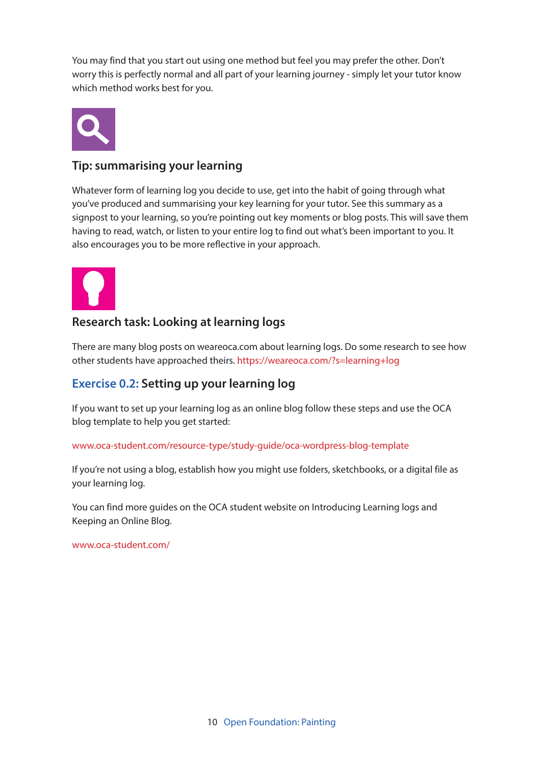You may find that you start out using one method but feel you may prefer the other. Don't worry this is perfectly normal and all part of your learning journey - simply let your tutor know which method works best for you.

### Tip: summarising your learning

Whatever form of learning log you decide to use, get into the habit of going through what you've produced and summarising your key learning for your tutor. See this summary as a signpost to your learning, so you're pointing out key moments or blog posts. This will save them having to read, watch, or listen to your entire log to find out what's been important to you. It also encourages you to be more reflective in your approach.

### Research task: Looking at learning logs

There are many blog posts on weareoca.com about learning logs. Do some research to see how other students have approached theirs. https://weareoca.com/?s=learning+log

## Exercise 0.2: Setting up your learning log

If you want to set up your learning log as an online blog follow these steps and use the OCA blog template to help you get started:

www.oca-student.com/resource-type/study-guide/oca-wordpress-blog-template

If you're not using a blog, establish how you might use folders, sketchbooks, or a digital file as your learning log.

You can find more guides on the OCA student website on Introducing Learning logs and Keeping an Online Blog.

www.oca-student.com/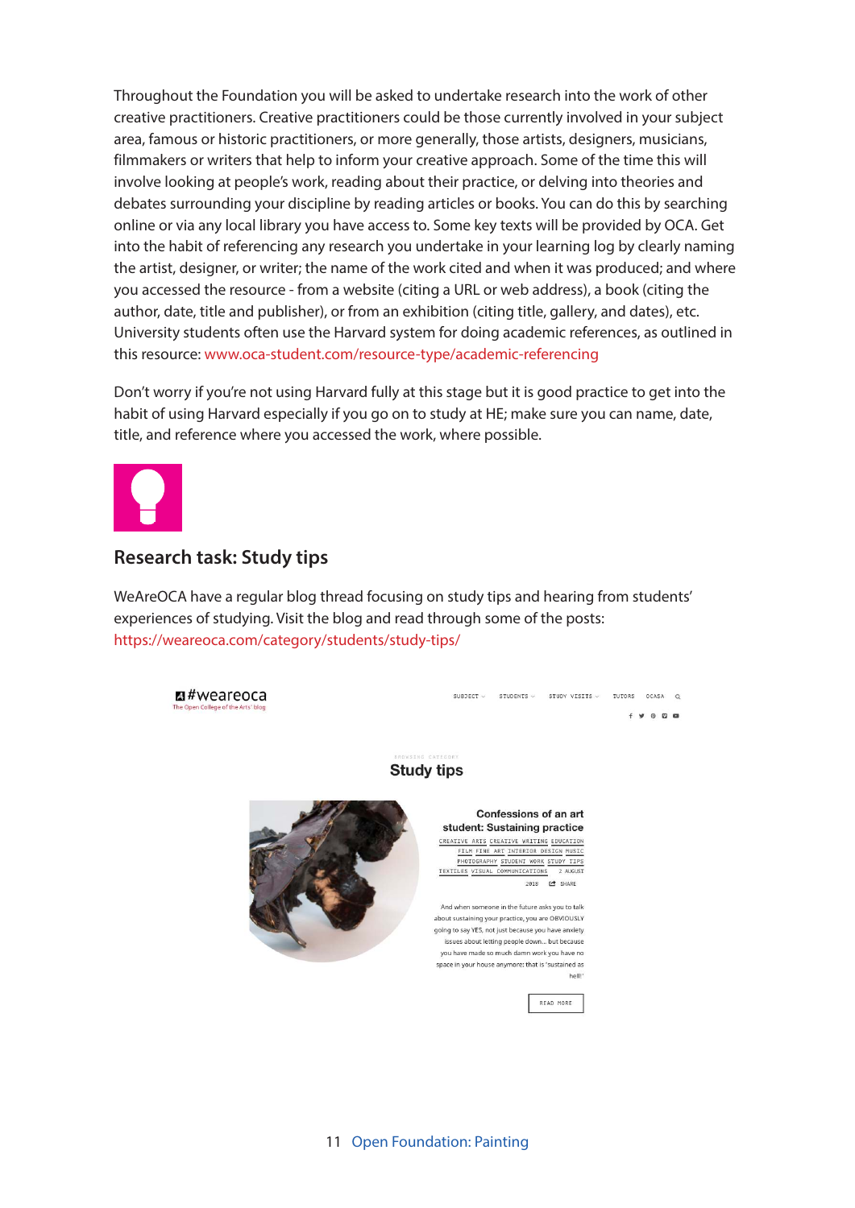Throughout the Foundation you will be asked to undertake research into the work of other creative practitioners. Creative practitioners could be those currently involved in your subject area, famous or historic practitioners, or more generally, those artists, designers, musicians, filmmakers or writers that help to inform your creative approach. Some of the time this will involve looking at people's work, reading about their practice, or delving into theories and debates surrounding your discipline by reading articles or books. You can do this by searching online or via any local library you have access to. Some key texts will be provided by OCA. Get into the habit of referencing any research you undertake in your learning log by clearly naming the artist, designer, or writer; the name of the work cited and when it was produced; and where you accessed the resource - from a website (citing a URL or web address), a book (citing the author, date, title and publisher), or from an exhibition (citing title, gallery, and dates), etc. University students often use the Harvard system for doing academic references, as outlined in this resource: www.oca-student.com/resource-type/academic-referencing

Don't worry if you're not using Harvard fully at this stage but it is good practice to get into the habit of using Harvard especially if you go on to study at HE; make sure you can name, date, title, and reference where you accessed the work, where possible.

## Research task: Study tips

WeAreOCA have a regular blog thread focusing on study tips and hearing from students' experiences of studying. Visit the blog and read through some of the posts: https://weareoca.com/category/students/study-tips/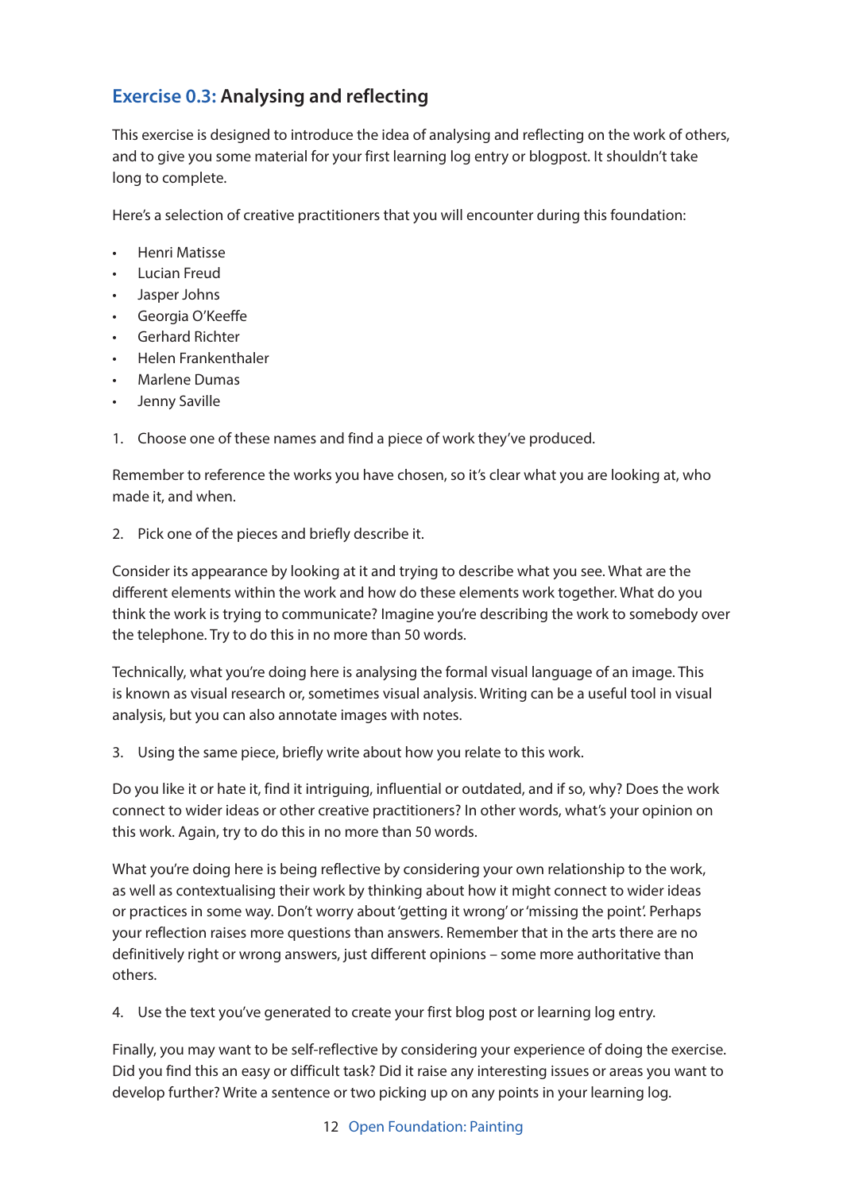## **Exercise 0.3:** Analysing and reflecting

This exercise is designed to introduce the idea of analysing and reflecting on the work of others, and to give you some material for your first learning log entry or blogpost. It shouldn't take long to complete.

Here's a selection of creative practitioners that you will encounter during this foundation:

- Henri Matisse
- Lucian Freud
- Jasper Johns
- Georgia O'Keeffe
- Gerhard Richter
- Helen Frankenthaler
- Marlene Dumas
- Jenny Saville

1. Choose one of these names and find a piece of work they've produced.

Remember to reference the works you have chosen, so it's clear what you are looking at, who made it, and when.

2. Pick one of the pieces and briefly describe it.

Consider its appearance by looking at it and trying to describe what you see. What are the different elements within the work and how do these elements work together. What do you think the work is trying to communicate? Imagine you're describing the work to somebody over the telephone. Try to do this in no more than 50 words.

Technically, what you're doing here is analysing the formal visual language of an image. This is known as visual research or, sometimes visual analysis. Writing can be a useful tool in visual analysis, but you can also annotate images with notes.

3. Using the same piece, briefly write about how you relate to this work.

Do you like it or hate it, find it intriguing, influential or outdated, and if so, why? Does the work connect to wider ideas or other creative practitioners? In other words, what's your opinion on this work. Again, try to do this in no more than 50 words.

What you're doing here is being reflective by considering your own relationship to the work, as well as contextualising their work by thinking about how it might connect to wider ideas or practices in some way. Don't worry about 'getting it wrong' or 'missing the point'. Perhaps your reflection raises more questions than answers. Remember that in the arts there are no definitively right or wrong answers, just different opinions – some more authoritative than others.

4. Use the text you've generated to create your first blog post or learning log entry.

Finally, you may want to be self-reflective by considering your experience of doing the exercise. Did you find this an easy or difficult task? Did it raise any interesting issues or areas you want to develop further? Write a sentence or two picking up on any points in your learning log.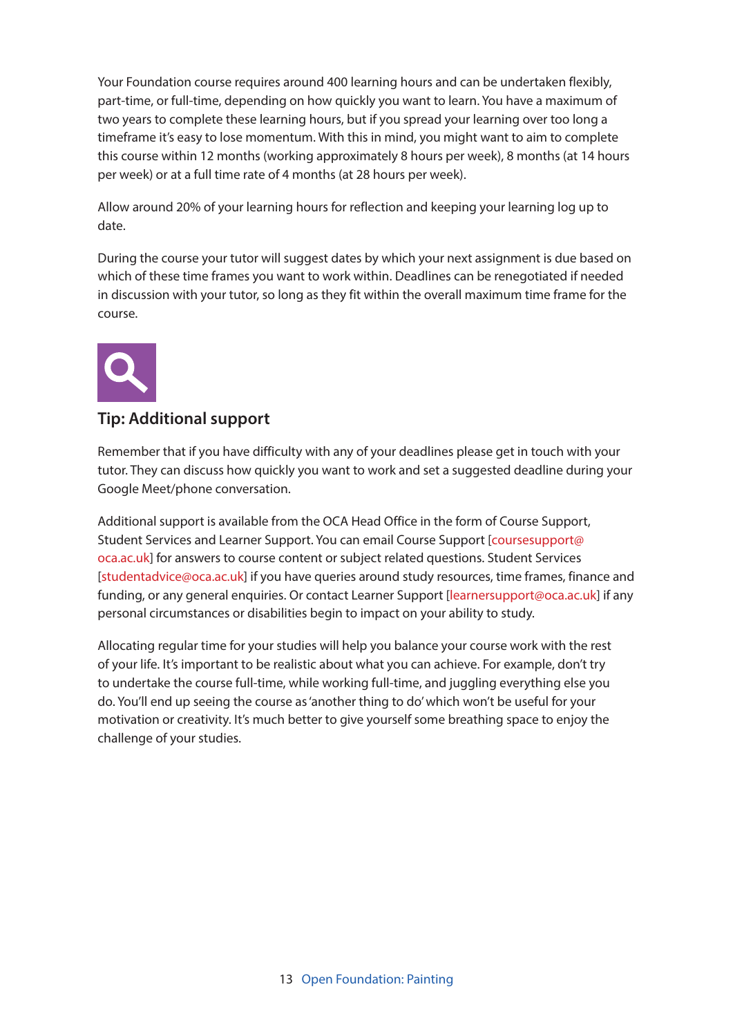Your Foundation course requires around 400 learning hours and can be undertaken flexibly, part-time, or full-time, depending on how quickly you want to learn. You have a maximum of two years to complete these learning hours, but if you spread your learning over too long a timeframe it's easy to lose momentum. With this in mind, you might want to aim to complete this course within 12 months (working approximately 8 hours per week), 8 months (at 14 hours per week) or at a full time rate of 4 months (at 28 hours per week).

Allow around 20% of your learning hours for reflection and keeping your learning log up to date.

During the course your tutor will suggest dates by which your next assignment is due based on which of these time frames you want to work within. Deadlines can be renegotiated if needed in discussion with your tutor, so long as they fit within the overall maximum time frame for the course.

### Tip: Additional support

Remember that if you have difficulty with any of your deadlines please get in touch with your tutor. They can discuss how quickly you want to work and set a suggested deadline during your Google Meet/phone conversation.

Additional support is available from the OCA Head Office in the form of Course Support, Student Services and Learner Support. You can email Course Support [coursesupport@oca.ac.uk] for answers to course content or subject related questions. Student Services [studentadvice@oca.ac.uk] if you have queries around study resources, time frames, finance and funding, or any general enquiries. Or contact Learner Support [learnersupport@oca.ac.uk] if any personal circumstances or disabilities begin to impact on your ability to study.

Allocating regular time for your studies will help you balance your course work with the rest of your life. It's important to be realistic about what you can achieve. For example, don't try to undertake the course full-time, while working full-time, and juggling everything else you do. You'll end up seeing the course as 'another thing to do' which won't be useful for your motivation or creativity. It's much better to give yourself some breathing space to enjoy the challenge of your studies.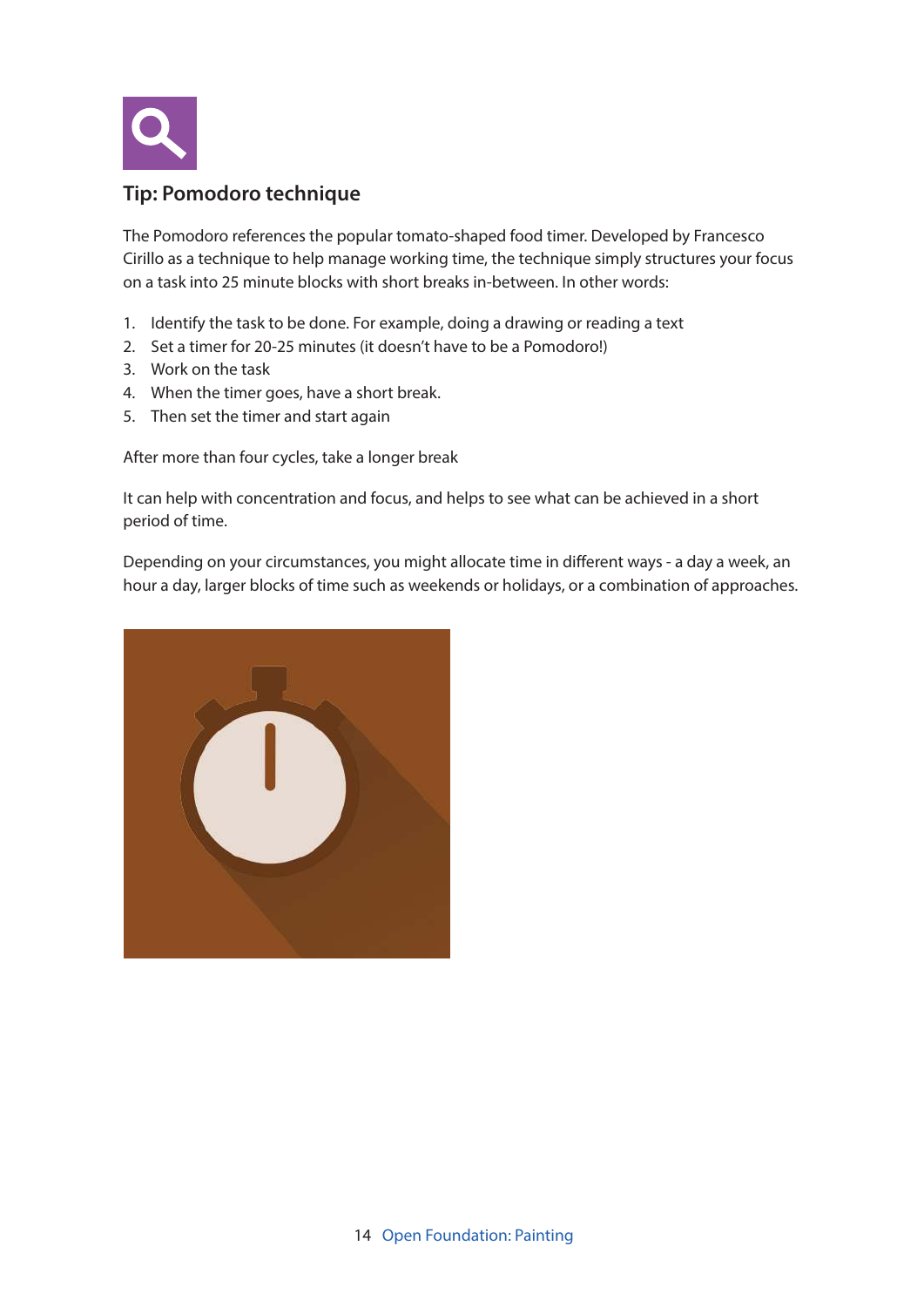## Tip: Pomodoro technique

The Pomodoro references the popular tomato-shaped food timer. Developed by Francesco Cirillo as a technique to help manage working time, the technique simply structures your focus on a task into 25 minute blocks with short breaks in-between. In other words:

1. Identify the task to be done. For example, doing a drawing or reading a text
2. Set a timer for 20-25 minutes (it doesn't have to be a Pomodoro!)
3. Work on the task
4. When the timer goes, have a short break.
5. Then set the timer and start again

After more than four cycles, take a longer break

It can help with concentration and focus, and helps to see what can be achieved in a short period of time.

Depending on your circumstances, you might allocate time in different ways - a day a week, an hour a day, larger blocks of time such as weekends or holidays, or a combination of approaches.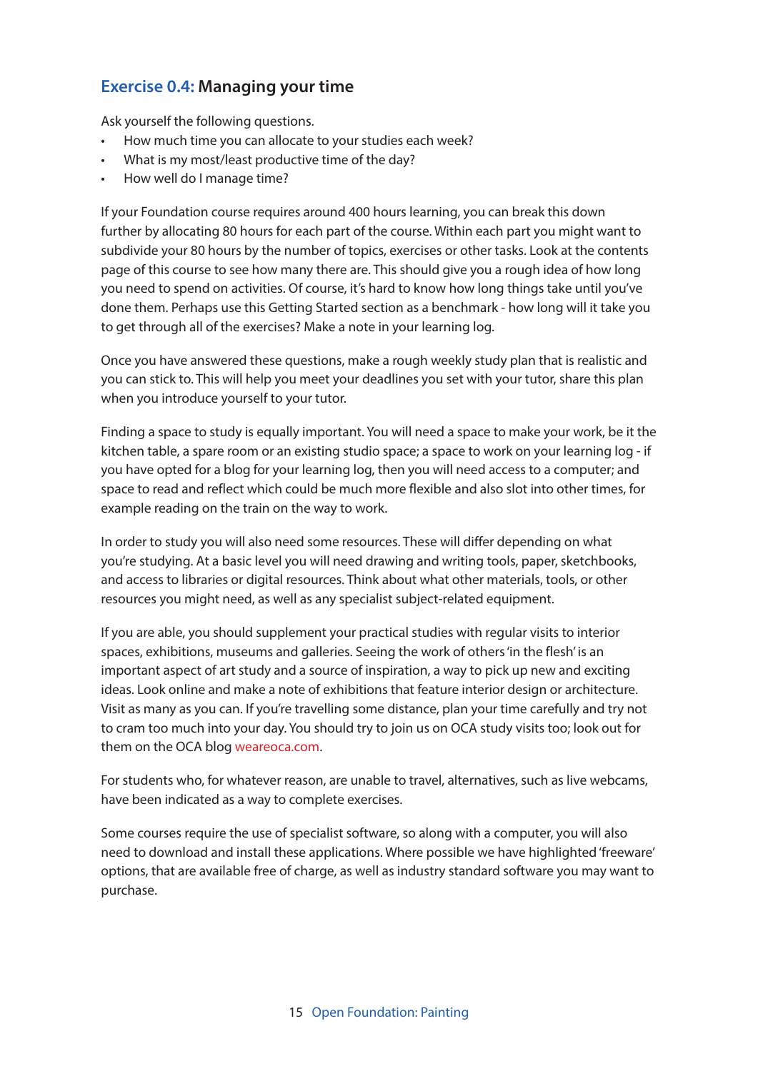## Exercise 0.4: Managing your time

Ask yourself the following questions.

- How much time you can allocate to your studies each week?
- What is my most/least productive time of the day?
- How well do I manage time?

If your Foundation course requires around 400 hours learning, you can break this down further by allocating 80 hours for each part of the course. Within each part you might want to subdivide your 80 hours by the number of topics, exercises or other tasks. Look at the contents page of this course to see how many there are. This should give you a rough idea of how long you need to spend on activities. Of course, it's hard to know how long things take until you've done them. Perhaps use this Getting Started section as a benchmark - how long will it take you to get through all of the exercises? Make a note in your learning log.

Once you have answered these questions, make a rough weekly study plan that is realistic and you can stick to. This will help you meet your deadlines you set with your tutor, share this plan when you introduce yourself to your tutor.

Finding a space to study is equally important. You will need a space to make your work, be it the kitchen table, a spare room or an existing studio space; a space to work on your learning log - if you have opted for a blog for your learning log, then you will need access to a computer; and space to read and reflect which could be much more flexible and also slot into other times, for example reading on the train on the way to work.

In order to study you will also need some resources. These will differ depending on what you're studying. At a basic level you will need drawing and writing tools, paper, sketchbooks, and access to libraries or digital resources. Think about what other materials, tools, or other resources you might need, as well as any specialist subject-related equipment.

If you are able, you should supplement your practical studies with regular visits to interior spaces, exhibitions, museums and galleries. Seeing the work of others 'in the flesh' is an important aspect of art study and a source of inspiration, a way to pick up new and exciting ideas. Look online and make a note of exhibitions that feature interior design or architecture. Visit as many as you can. If you're travelling some distance, plan your time carefully and try not to cram too much into your day. You should try to join us on OCA study visits too; look out for them on the OCA blog weareoca.com.

For students who, for whatever reason, are unable to travel, alternatives, such as live webcams, have been indicated as a way to complete exercises.

Some courses require the use of specialist software, so along with a computer, you will also need to download and install these applications. Where possible we have highlighted 'freeware' options, that are available free of charge, as well as industry standard software you may want to purchase.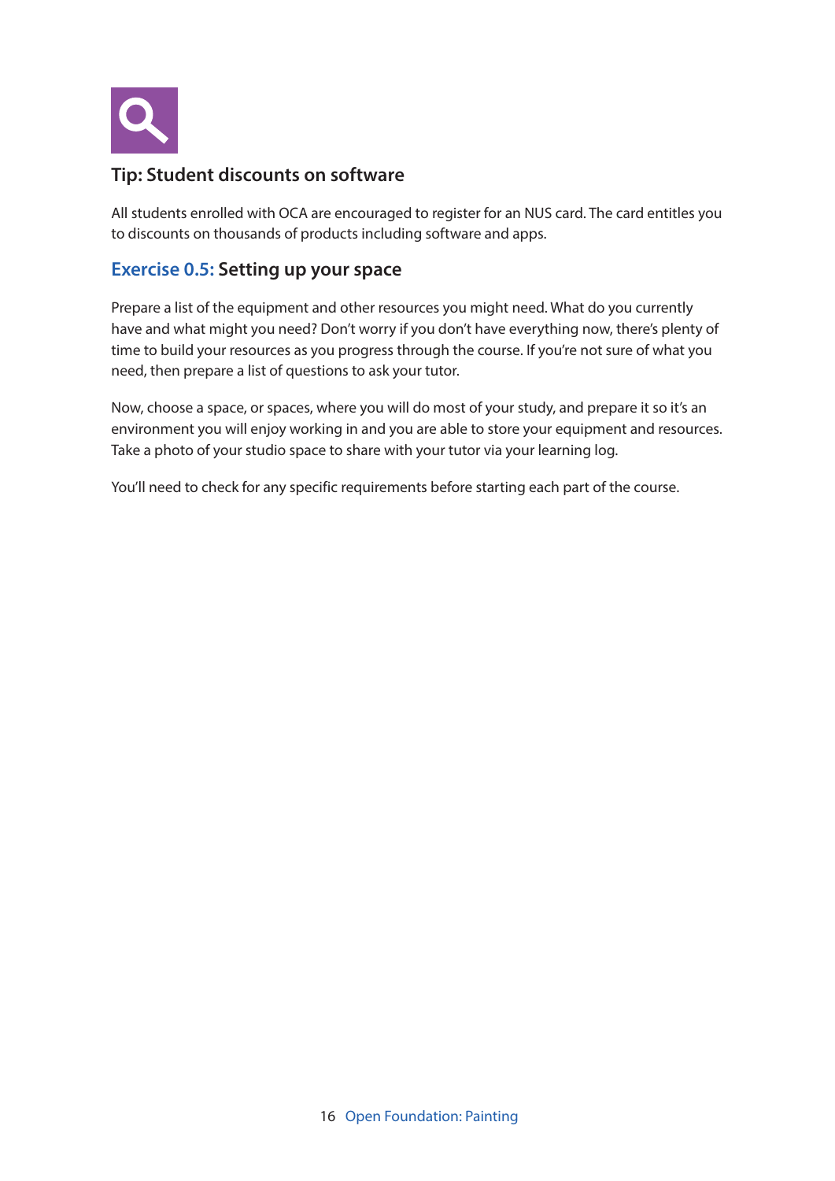### Tip: Student discounts on software

All students enrolled with OCA are encouraged to register for an NUS card. The card entitles you to discounts on thousands of products including software and apps.

### Exercise 0.5: Setting up your space

Prepare a list of the equipment and other resources you might need. What do you currently have and what might you need? Don't worry if you don't have everything now, there's plenty of time to build your resources as you progress through the course. If you're not sure of what you need, then prepare a list of questions to ask your tutor.

Now, choose a space, or spaces, where you will do most of your study, and prepare it so it's an environment you will enjoy working in and you are able to store your equipment and resources. Take a photo of your studio space to share with your tutor via your learning log.

You'll need to check for any specific requirements before starting each part of the course.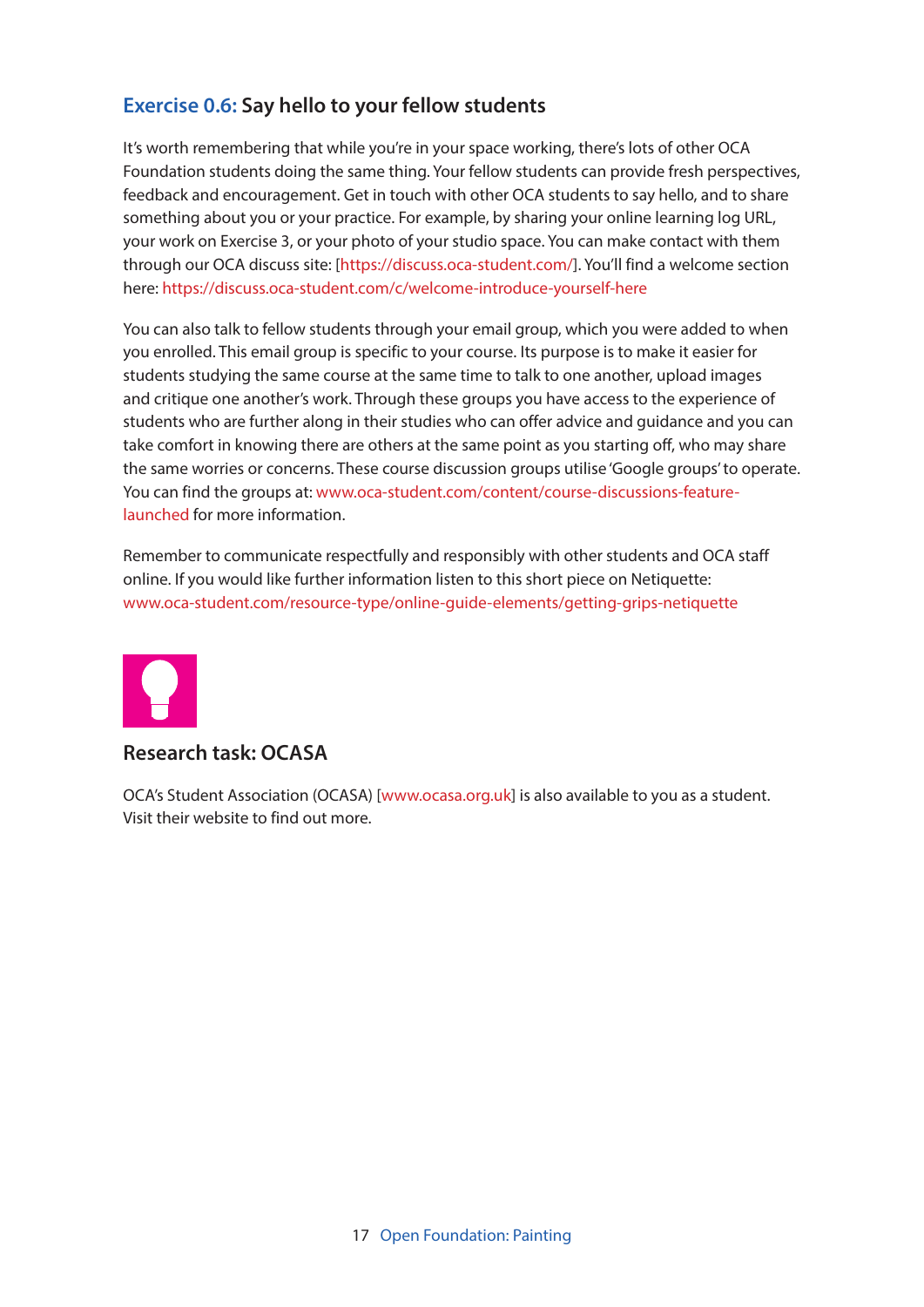## Exercise 0.6: Say hello to your fellow students

It's worth remembering that while you're in your space working, there's lots of other OCA Foundation students doing the same thing. Your fellow students can provide fresh perspectives, feedback and encouragement. Get in touch with other OCA students to say hello, and to share something about you or your practice. For example, by sharing your online learning log URL, your work on Exercise 3, or your photo of your studio space. You can make contact with them through our OCA discuss site: [https://discuss.oca-student.com/]. You'll find a welcome section here: https://discuss.oca-student.com/c/welcome-introduce-yourself-here

You can also talk to fellow students through your email group, which you were added to when you enrolled. This email group is specific to your course. Its purpose is to make it easier for students studying the same course at the same time to talk to one another, upload images and critique one another's work. Through these groups you have access to the experience of students who are further along in their studies who can offer advice and guidance and you can take comfort in knowing there are others at the same point as you starting off, who may share the same worries or concerns. These course discussion groups utilise 'Google groups' to operate. You can find the groups at: www.oca-student.com/content/course-discussions-feature-launched for more information.

Remember to communicate respectfully and responsibly with other students and OCA staff online. If you would like further information listen to this short piece on Netiquette: www.oca-student.com/resource-type/online-guide-elements/getting-grips-netiquette

### Research task: OCASA

OCA's Student Association (OCASA) [www.ocasa.org.uk] is also available to you as a student. Visit their website to find out more.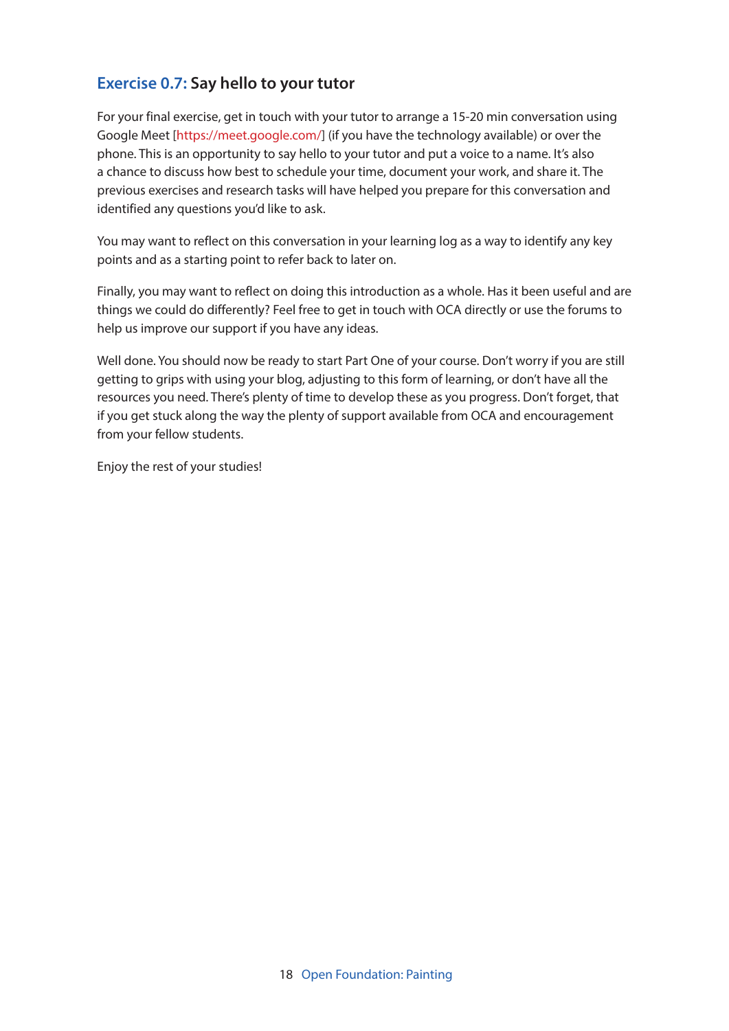### Exercise 0.7: Say hello to your tutor

For your final exercise, get in touch with your tutor to arrange a 15-20 min conversation using Google Meet [https://meet.google.com/] (if you have the technology available) or over the phone. This is an opportunity to say hello to your tutor and put a voice to a name. It's also a chance to discuss how best to schedule your time, document your work, and share it. The previous exercises and research tasks will have helped you prepare for this conversation and identified any questions you'd like to ask.

You may want to reflect on this conversation in your learning log as a way to identify any key points and as a starting point to refer back to later on.

Finally, you may want to reflect on doing this introduction as a whole. Has it been useful and are things we could do differently? Feel free to get in touch with OCA directly or use the forums to help us improve our support if you have any ideas.

Well done. You should now be ready to start Part One of your course. Don't worry if you are still getting to grips with using your blog, adjusting to this form of learning, or don't have all the resources you need. There's plenty of time to develop these as you progress. Don't forget, that if you get stuck along the way the plenty of support available from OCA and encouragement from your fellow students.

Enjoy the rest of your studies!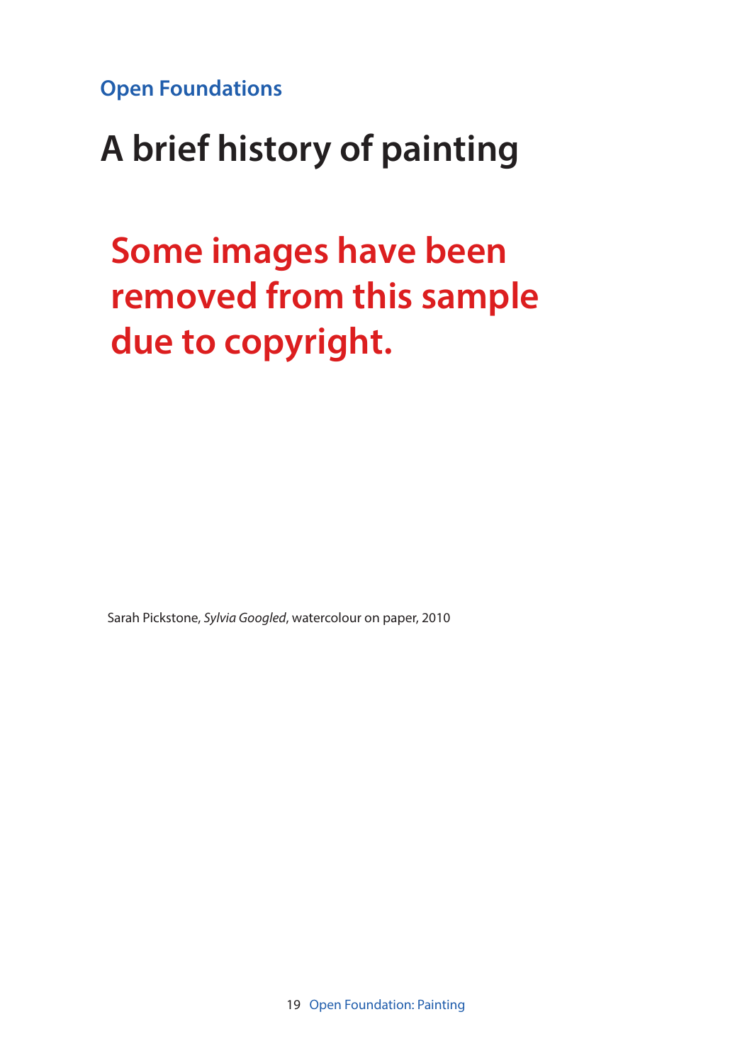Open Foundations

# A brief history of painting

## Some images have been removed from this sample due to copyright.

Sarah Pickstone, *Sylvia Googled*, watercolour on paper, 2010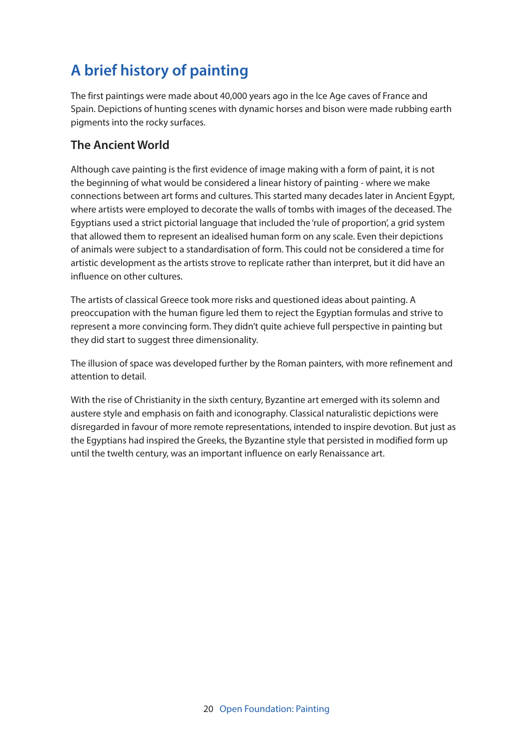# A brief history of painting

The first paintings were made about 40,000 years ago in the Ice Age caves of France and Spain. Depictions of hunting scenes with dynamic horses and bison were made rubbing earth pigments into the rocky surfaces.

## The Ancient World

Although cave painting is the first evidence of image making with a form of paint, it is not the beginning of what would be considered a linear history of painting - where we make connections between art forms and cultures. This started many decades later in Ancient Egypt, where artists were employed to decorate the walls of tombs with images of the deceased. The Egyptians used a strict pictorial language that included the 'rule of proportion', a grid system that allowed them to represent an idealised human form on any scale. Even their depictions of animals were subject to a standardisation of form. This could not be considered a time for artistic development as the artists strove to replicate rather than interpret, but it did have an influence on other cultures.

The artists of classical Greece took more risks and questioned ideas about painting. A preoccupation with the human figure led them to reject the Egyptian formulas and strive to represent a more convincing form. They didn't quite achieve full perspective in painting but they did start to suggest three dimensionality.

The illusion of space was developed further by the Roman painters, with more refinement and attention to detail.

With the rise of Christianity in the sixth century, Byzantine art emerged with its solemn and austere style and emphasis on faith and iconography. Classical naturalistic depictions were disregarded in favour of more remote representations, intended to inspire devotion. But just as the Egyptians had inspired the Greeks, the Byzantine style that persisted in modified form up until the twelth century, was an important influence on early Renaissance art.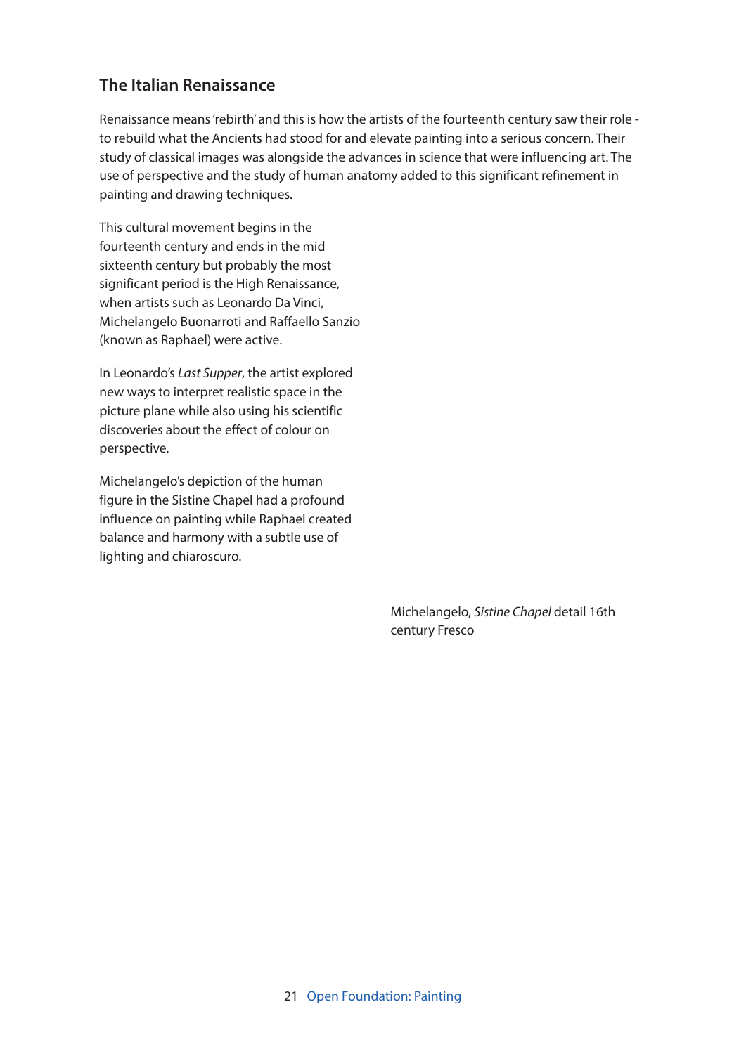## The Italian Renaissance

Renaissance means 'rebirth' and this is how the artists of the fourteenth century saw their role - to rebuild what the Ancients had stood for and elevate painting into a serious concern. Their study of classical images was alongside the advances in science that were influencing art. The use of perspective and the study of human anatomy added to this significant refinement in painting and drawing techniques.

This cultural movement begins in the fourteenth century and ends in the mid sixteenth century but probably the most significant period is the High Renaissance, when artists such as Leonardo Da Vinci, Michelangelo Buonarroti and Raffaello Sanzio (known as Raphael) were active.

In Leonardo's *Last Supper*, the artist explored new ways to interpret realistic space in the picture plane while also using his scientific discoveries about the effect of colour on perspective.

Michelangelo's depiction of the human figure in the Sistine Chapel had a profound influence on painting while Raphael created balance and harmony with a subtle use of lighting and chiaroscuro.

Michelangelo, *Sistine Chapel* detail 16th century Fresco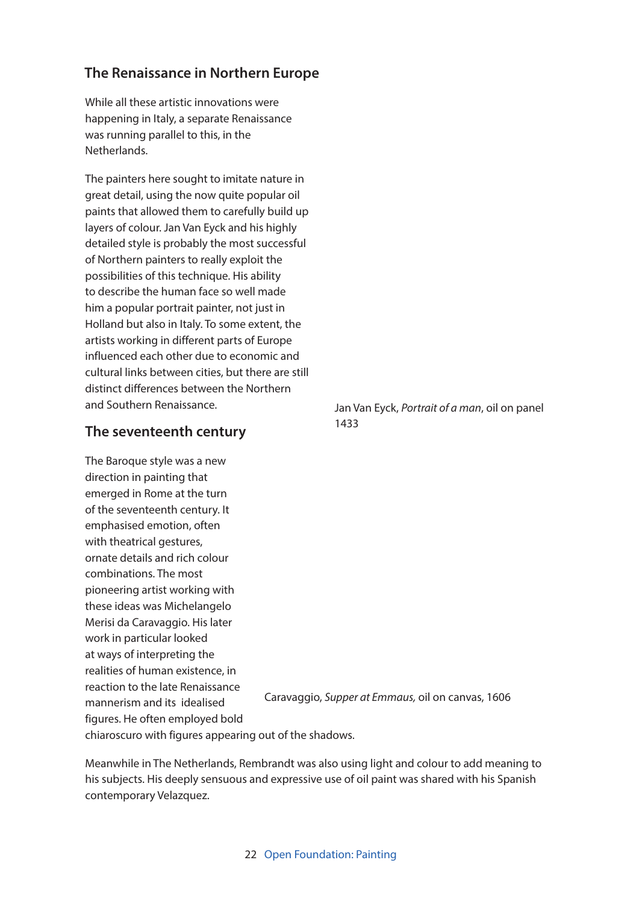## The Renaissance in Northern Europe

While all these artistic innovations were happening in Italy, a separate Renaissance was running parallel to this, in the Netherlands.

The painters here sought to imitate nature in great detail, using the now quite popular oil paints that allowed them to carefully build up layers of colour. Jan Van Eyck and his highly detailed style is probably the most successful of Northern painters to really exploit the possibilities of this technique. His ability to describe the human face so well made him a popular portrait painter, not just in Holland but also in Italy. To some extent, the artists working in different parts of Europe influenced each other due to economic and cultural links between cities, but there are still distinct differences between the Northern and Southern Renaissance.

Jan Van Eyck, *Portrait of a man*, oil on panel 1433

## The seventeenth century

The Baroque style was a new direction in painting that emerged in Rome at the turn of the seventeenth century. It emphasised emotion, often with theatrical gestures, ornate details and rich colour combinations. The most pioneering artist working with these ideas was Michelangelo Merisi da Caravaggio. His later work in particular looked at ways of interpreting the realities of human existence, in reaction to the late Renaissance mannerism and its idealised figures. He often employed bold chiaroscuro with figures appearing out of the shadows.

Caravaggio, *Supper at Emmaus,* oil on canvas, 1606

Meanwhile in The Netherlands, Rembrandt was also using light and colour to add meaning to his subjects. His deeply sensuous and expressive use of oil paint was shared with his Spanish contemporary Velazquez.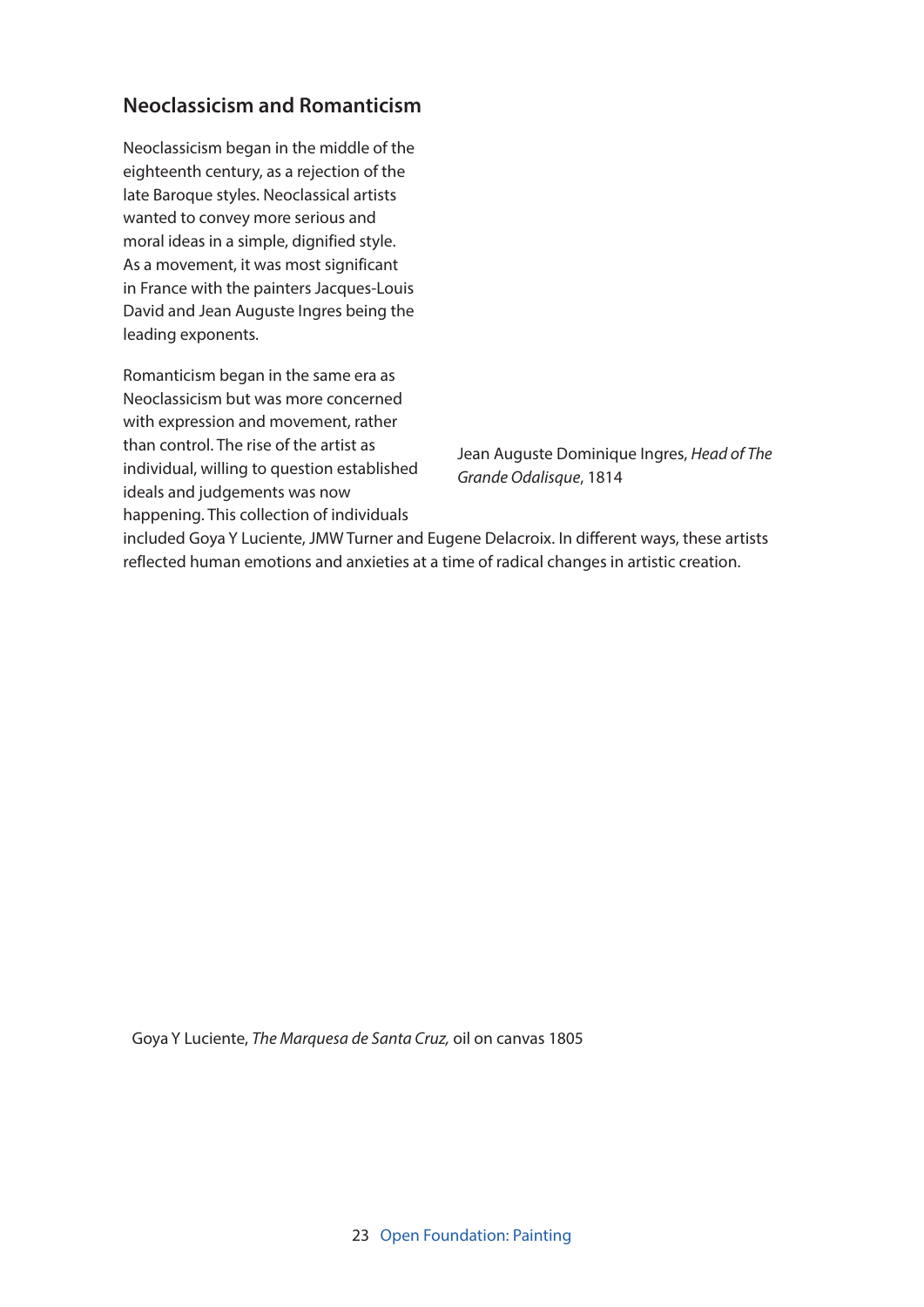## Neoclassicism and Romanticism

Neoclassicism began in the middle of the eighteenth century, as a rejection of the late Baroque styles. Neoclassical artists wanted to convey more serious and moral ideas in a simple, dignified style. As a movement, it was most significant in France with the painters Jacques-Louis David and Jean Auguste Ingres being the leading exponents.

Romanticism began in the same era as Neoclassicism but was more concerned with expression and movement, rather than control. The rise of the artist as individual, willing to question established ideals and judgements was now happening. This collection of individuals included Goya Y Luciente, JMW Turner and Eugene Delacroix. In different ways, these artists reflected human emotions and anxieties at a time of radical changes in artistic creation.

Jean Auguste Dominique Ingres, *Head of The Grande Odalisque*, 1814

Goya Y Luciente, *The Marquesa de Santa Cruz,* oil on canvas 1805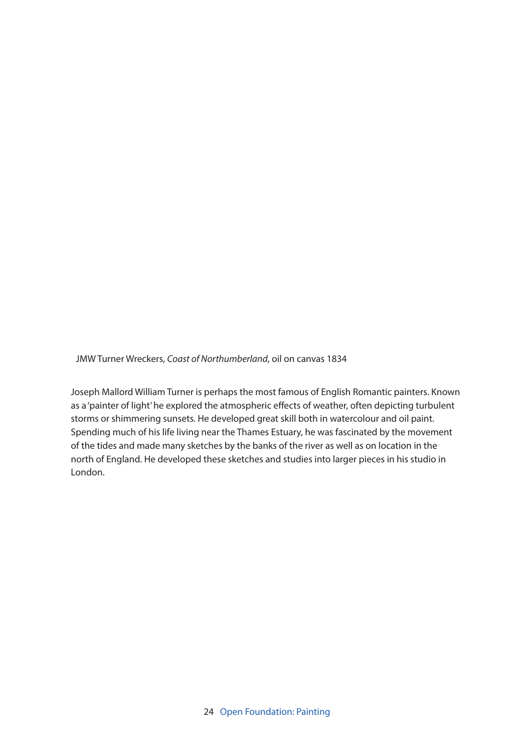JMW Turner Wreckers, *Coast of Northumberland*, oil on canvas 1834

Joseph Mallord William Turner is perhaps the most famous of English Romantic painters. Known as a 'painter of light' he explored the atmospheric effects of weather, often depicting turbulent storms or shimmering sunsets. He developed great skill both in watercolour and oil paint. Spending much of his life living near the Thames Estuary, he was fascinated by the movement of the tides and made many sketches by the banks of the river as well as on location in the north of England. He developed these sketches and studies into larger pieces in his studio in London.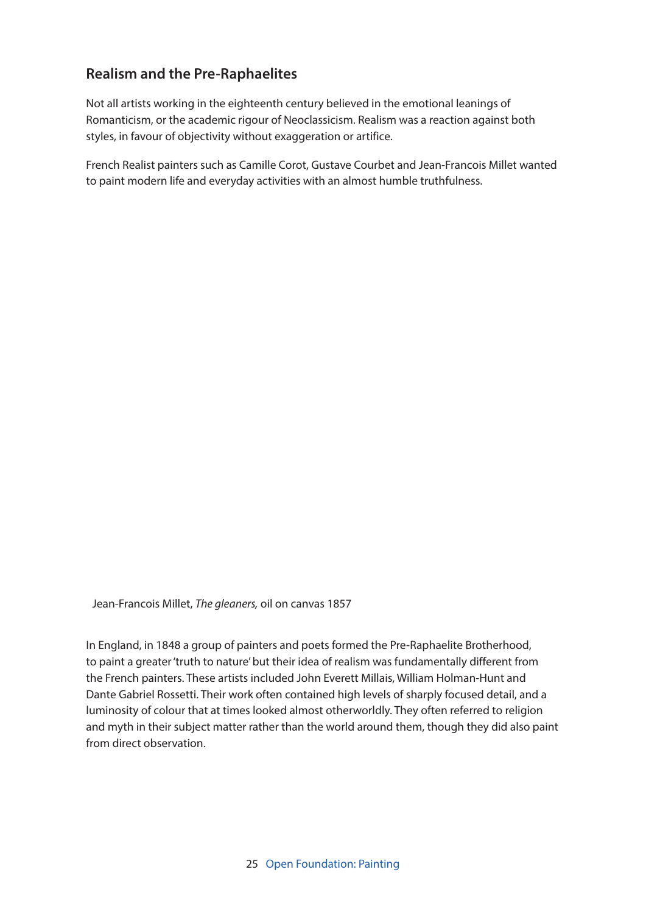## Realism and the Pre-Raphaelites

Not all artists working in the eighteenth century believed in the emotional leanings of Romanticism, or the academic rigour of Neoclassicism. Realism was a reaction against both styles, in favour of objectivity without exaggeration or artifice.

French Realist painters such as Camille Corot, Gustave Courbet and Jean-Francois Millet wanted to paint modern life and everyday activities with an almost humble truthfulness.

Jean-Francois Millet, *The gleaners,* oil on canvas 1857

In England, in 1848 a group of painters and poets formed the Pre-Raphaelite Brotherhood, to paint a greater 'truth to nature' but their idea of realism was fundamentally different from the French painters. These artists included John Everett Millais, William Holman-Hunt and Dante Gabriel Rossetti. Their work often contained high levels of sharply focused detail, and a luminosity of colour that at times looked almost otherworldly. They often referred to religion and myth in their subject matter rather than the world around them, though they did also paint from direct observation.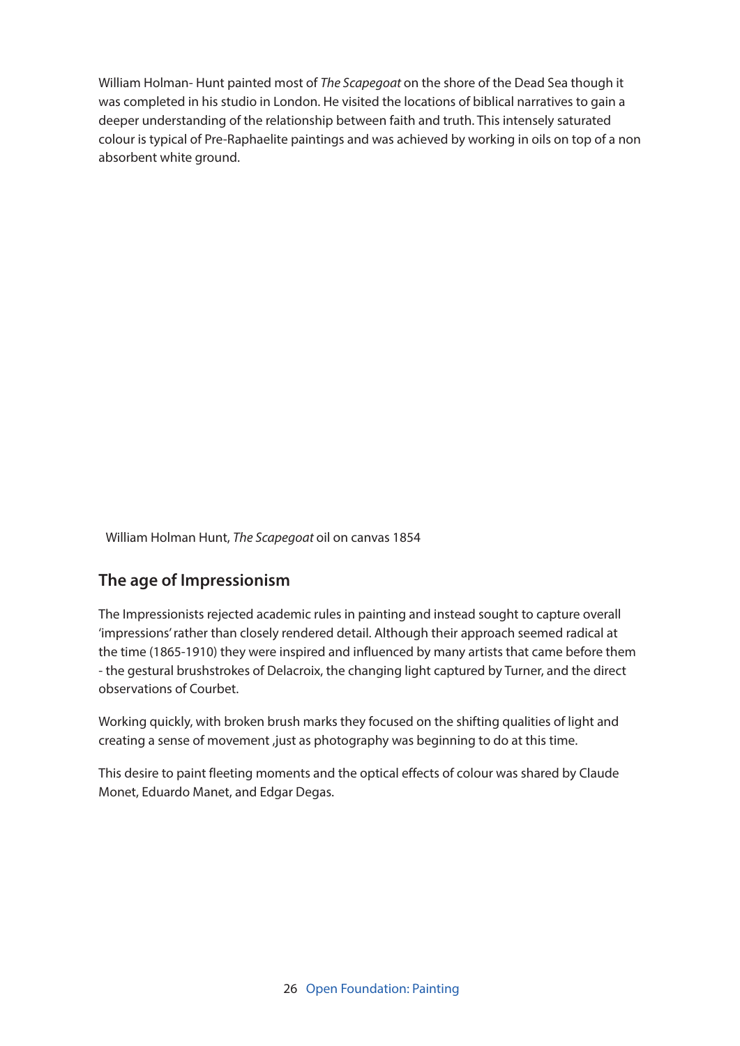William Holman- Hunt painted most of *The Scapegoat* on the shore of the Dead Sea though it was completed in his studio in London. He visited the locations of biblical narratives to gain a deeper understanding of the relationship between faith and truth. This intensely saturated colour is typical of Pre-Raphaelite paintings and was achieved by working in oils on top of a non absorbent white ground.

William Holman Hunt, *The Scapegoat* oil on canvas 1854

## The age of Impressionism

The Impressionists rejected academic rules in painting and instead sought to capture overall 'impressions' rather than closely rendered detail. Although their approach seemed radical at the time (1865-1910) they were inspired and influenced by many artists that came before them - the gestural brushstrokes of Delacroix, the changing light captured by Turner, and the direct observations of Courbet.

Working quickly, with broken brush marks they focused on the shifting qualities of light and creating a sense of movement ,just as photography was beginning to do at this time.

This desire to paint fleeting moments and the optical effects of colour was shared by Claude Monet, Eduardo Manet, and Edgar Degas.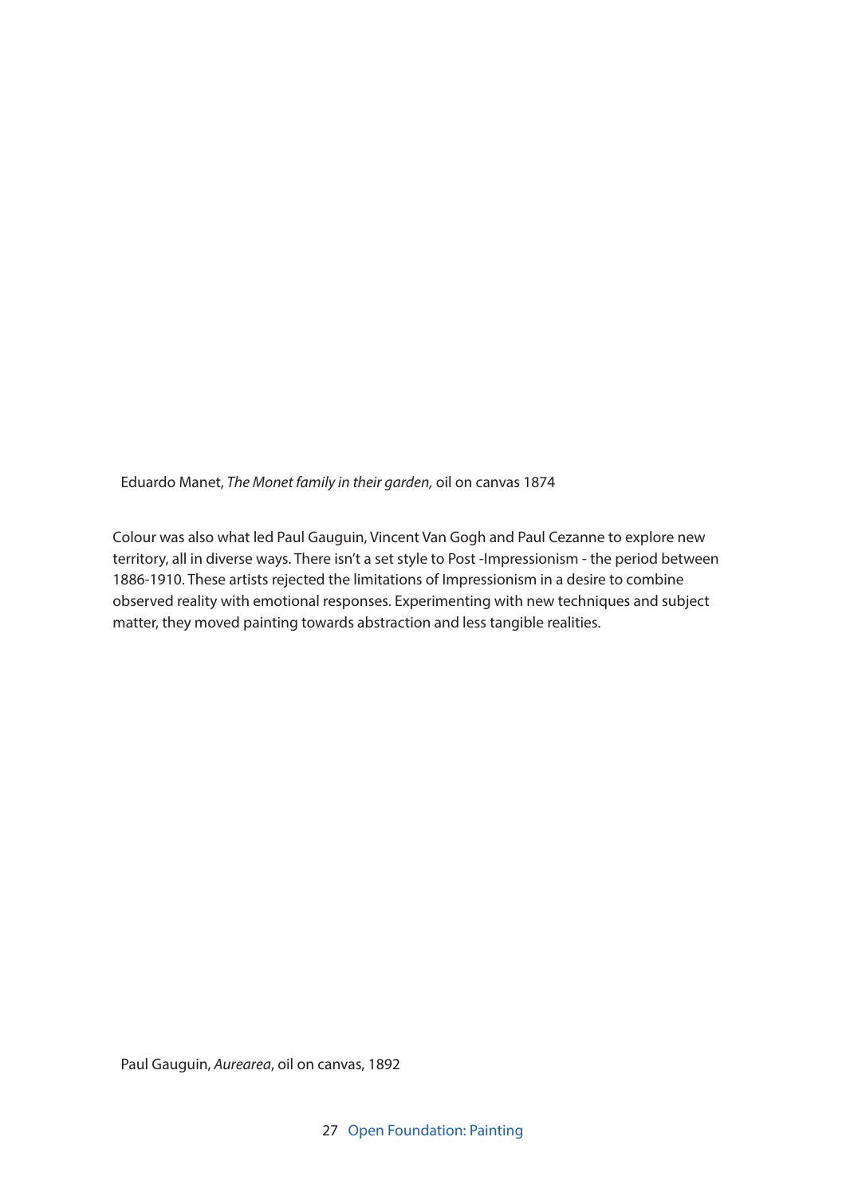Eduardo Manet, *The Monet family in their garden,* oil on canvas 1874

Colour was also what led Paul Gauguin, Vincent Van Gogh and Paul Cezanne to explore new territory, all in diverse ways. There isn't a set style to Post -Impressionism - the period between 1886-1910. These artists rejected the limitations of Impressionism in a desire to combine observed reality with emotional responses. Experimenting with new techniques and subject matter, they moved painting towards abstraction and less tangible realities.

Paul Gauguin, *Aurearea*, oil on canvas, 1892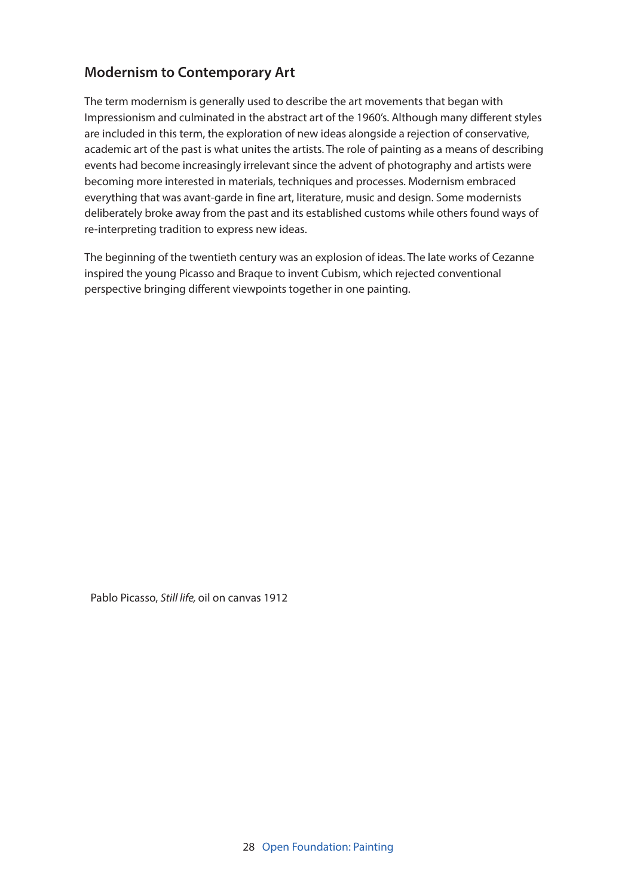## Modernism to Contemporary Art

The term modernism is generally used to describe the art movements that began with Impressionism and culminated in the abstract art of the 1960's. Although many different styles are included in this term, the exploration of new ideas alongside a rejection of conservative, academic art of the past is what unites the artists. The role of painting as a means of describing events had become increasingly irrelevant since the advent of photography and artists were becoming more interested in materials, techniques and processes. Modernism embraced everything that was avant-garde in fine art, literature, music and design. Some modernists deliberately broke away from the past and its established customs while others found ways of re-interpreting tradition to express new ideas.

The beginning of the twentieth century was an explosion of ideas. The late works of Cezanne inspired the young Picasso and Braque to invent Cubism, which rejected conventional perspective bringing different viewpoints together in one painting.

Pablo Picasso, *Still life,* oil on canvas 1912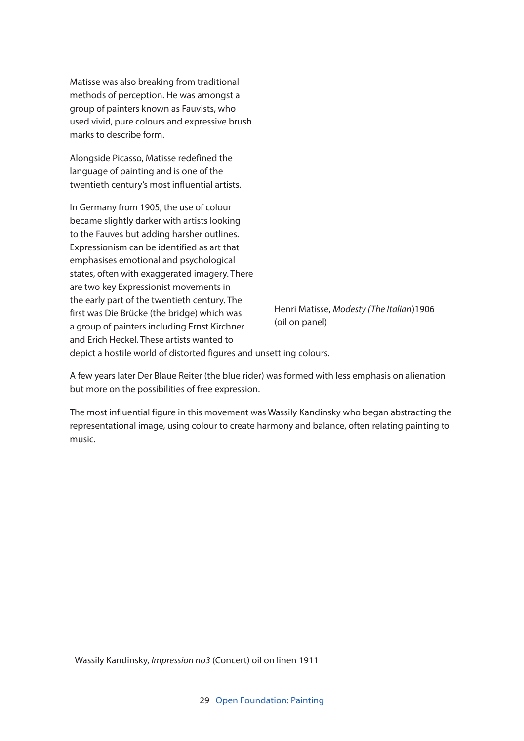Matisse was also breaking from traditional methods of perception. He was amongst a group of painters known as Fauvists, who used vivid, pure colours and expressive brush marks to describe form.

Alongside Picasso, Matisse redefined the language of painting and is one of the twentieth century's most influential artists.

In Germany from 1905, the use of colour became slightly darker with artists looking to the Fauves but adding harsher outlines. Expressionism can be identified as art that emphasises emotional and psychological states, often with exaggerated imagery. There are two key Expressionist movements in the early part of the twentieth century. The first was Die Brücke (the bridge) which was a group of painters including Ernst Kirchner and Erich Heckel. These artists wanted to depict a hostile world of distorted figures and unsettling colours.

Henri Matisse, *Modesty (The Italian*)1906 (oil on panel)

A few years later Der Blaue Reiter (the blue rider) was formed with less emphasis on alienation but more on the possibilities of free expression.

The most influential figure in this movement was Wassily Kandinsky who began abstracting the representational image, using colour to create harmony and balance, often relating painting to music.

Wassily Kandinsky, *Impression no3* (Concert) oil on linen 1911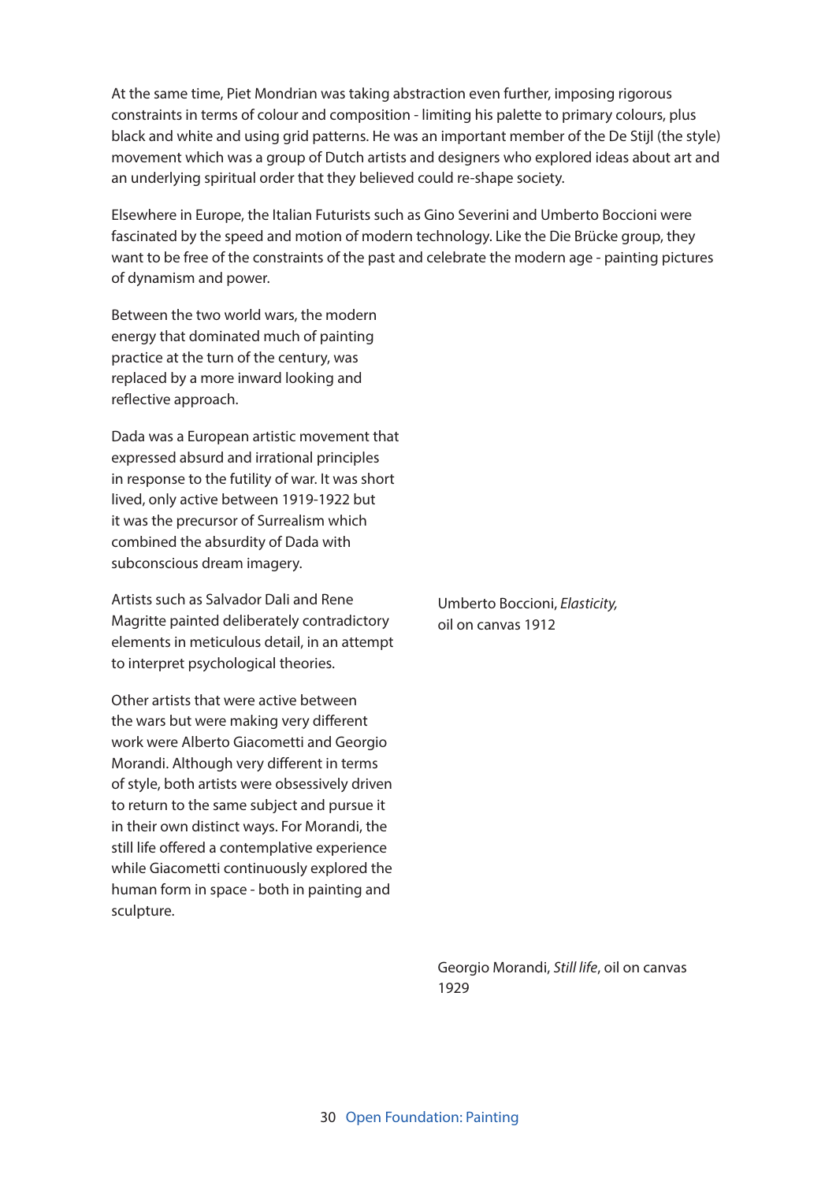At the same time, Piet Mondrian was taking abstraction even further, imposing rigorous constraints in terms of colour and composition - limiting his palette to primary colours, plus black and white and using grid patterns. He was an important member of the De Stijl (the style) movement which was a group of Dutch artists and designers who explored ideas about art and an underlying spiritual order that they believed could re-shape society.

Elsewhere in Europe, the Italian Futurists such as Gino Severini and Umberto Boccioni were fascinated by the speed and motion of modern technology. Like the Die Brücke group, they want to be free of the constraints of the past and celebrate the modern age - painting pictures of dynamism and power.

Between the two world wars, the modern energy that dominated much of painting practice at the turn of the century, was replaced by a more inward looking and reflective approach.

Dada was a European artistic movement that expressed absurd and irrational principles in response to the futility of war. It was short lived, only active between 1919-1922 but it was the precursor of Surrealism which combined the absurdity of Dada with subconscious dream imagery.

Artists such as Salvador Dali and Rene Magritte painted deliberately contradictory elements in meticulous detail, in an attempt to interpret psychological theories.

Other artists that were active between the wars but were making very different work were Alberto Giacometti and Georgio Morandi. Although very different in terms of style, both artists were obsessively driven to return to the same subject and pursue it in their own distinct ways. For Morandi, the still life offered a contemplative experience while Giacometti continuously explored the human form in space - both in painting and sculpture.

Umberto Boccioni, *Elasticity,* oil on canvas 1912

Georgio Morandi, *Still life*, oil on canvas 1929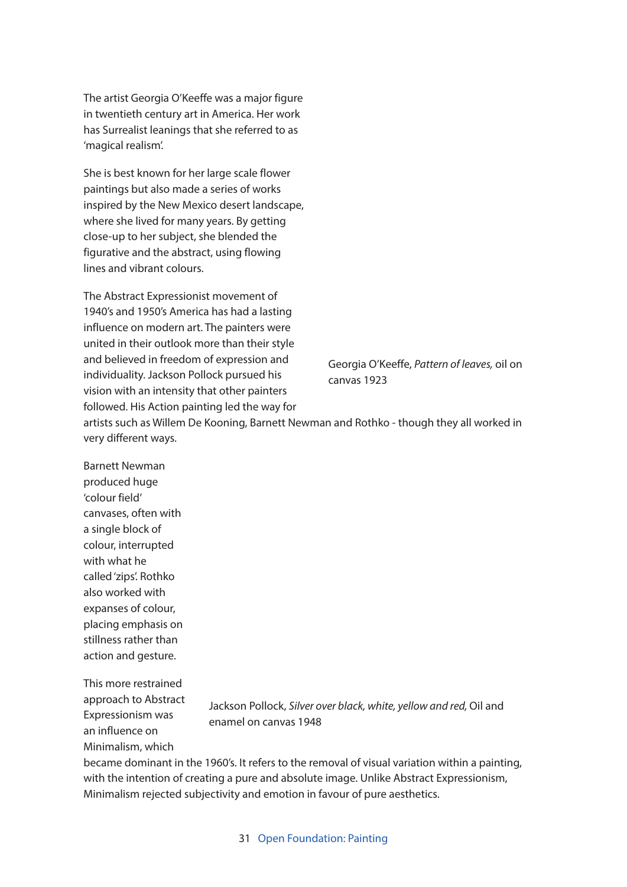The artist Georgia O'Keeffe was a major figure in twentieth century art in America. Her work has Surrealist leanings that she referred to as 'magical realism'.

She is best known for her large scale flower paintings but also made a series of works inspired by the New Mexico desert landscape, where she lived for many years. By getting close-up to her subject, she blended the figurative and the abstract, using flowing lines and vibrant colours.

The Abstract Expressionist movement of 1940's and 1950's America has had a lasting influence on modern art. The painters were united in their outlook more than their style and believed in freedom of expression and individuality. Jackson Pollock pursued his vision with an intensity that other painters followed. His Action painting led the way for artists such as Willem De Kooning, Barnett Newman and Rothko - though they all worked in very different ways.

Georgia O'Keeffe, *Pattern of leaves,* oil on canvas 1923

Barnett Newman produced huge 'colour field' canvases, often with a single block of colour, interrupted with what he called 'zips'. Rothko also worked with expanses of colour, placing emphasis on stillness rather than action and gesture.

This more restrained approach to Abstract Expressionism was an influence on Minimalism, which became dominant in the 1960's. It refers to the removal of visual variation within a painting, with the intention of creating a pure and absolute image. Unlike Abstract Expressionism, Minimalism rejected subjectivity and emotion in favour of pure aesthetics.

Jackson Pollock, *Silver over black, white, yellow and red,* Oil and enamel on canvas 1948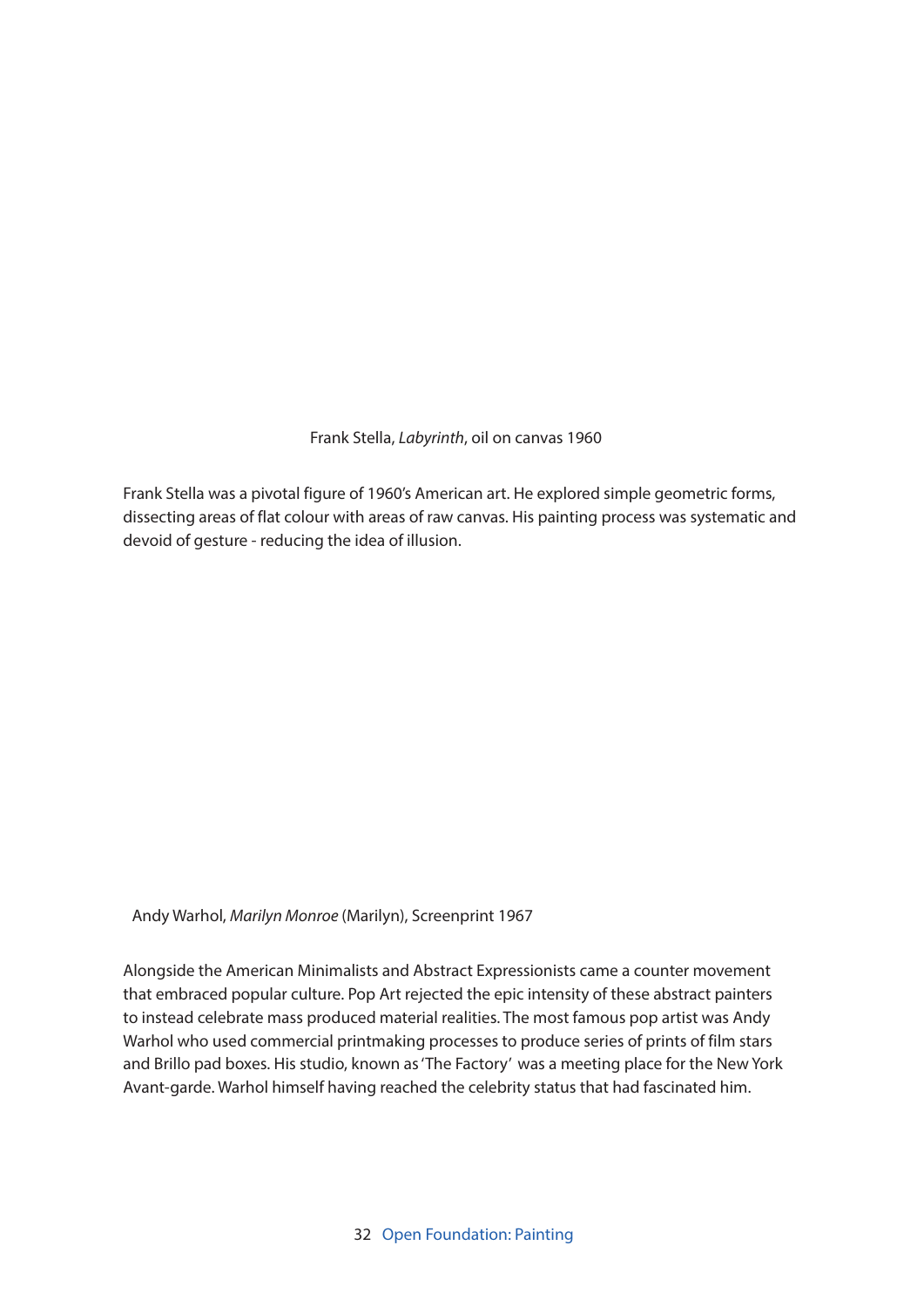Frank Stella, *Labyrinth*, oil on canvas 1960

Frank Stella was a pivotal figure of 1960's American art. He explored simple geometric forms, dissecting areas of flat colour with areas of raw canvas. His painting process was systematic and devoid of gesture - reducing the idea of illusion.

Andy Warhol, *Marilyn Monroe* (Marilyn), Screenprint 1967

Alongside the American Minimalists and Abstract Expressionists came a counter movement that embraced popular culture. Pop Art rejected the epic intensity of these abstract painters to instead celebrate mass produced material realities. The most famous pop artist was Andy Warhol who used commercial printmaking processes to produce series of prints of film stars and Brillo pad boxes. His studio, known as 'The Factory' was a meeting place for the New York Avant-garde. Warhol himself having reached the celebrity status that had fascinated him.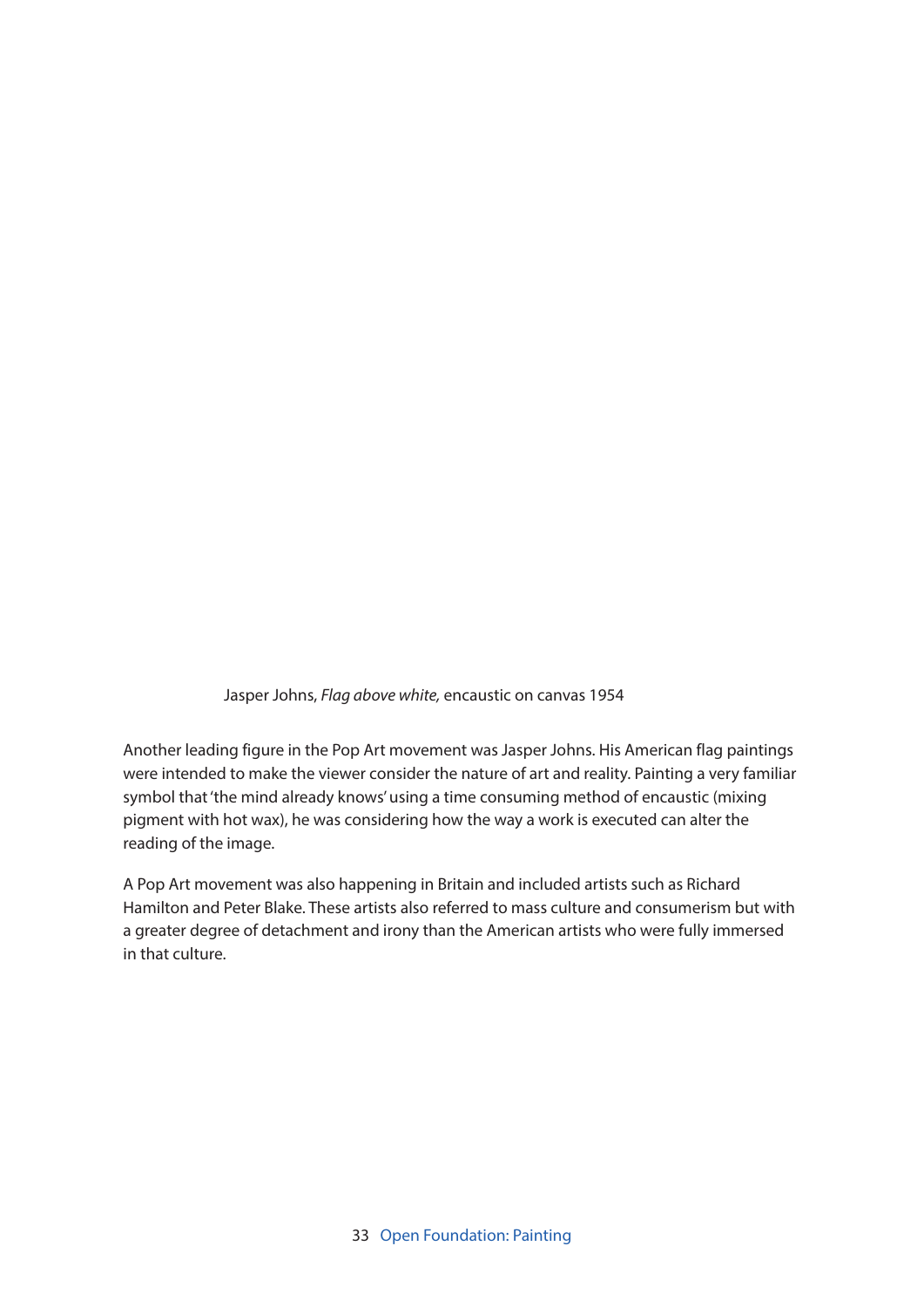Jasper Johns, *Flag above white,* encaustic on canvas 1954

Another leading figure in the Pop Art movement was Jasper Johns. His American flag paintings were intended to make the viewer consider the nature of art and reality. Painting a very familiar symbol that 'the mind already knows' using a time consuming method of encaustic (mixing pigment with hot wax), he was considering how the way a work is executed can alter the reading of the image.

A Pop Art movement was also happening in Britain and included artists such as Richard Hamilton and Peter Blake. These artists also referred to mass culture and consumerism but with a greater degree of detachment and irony than the American artists who were fully immersed in that culture.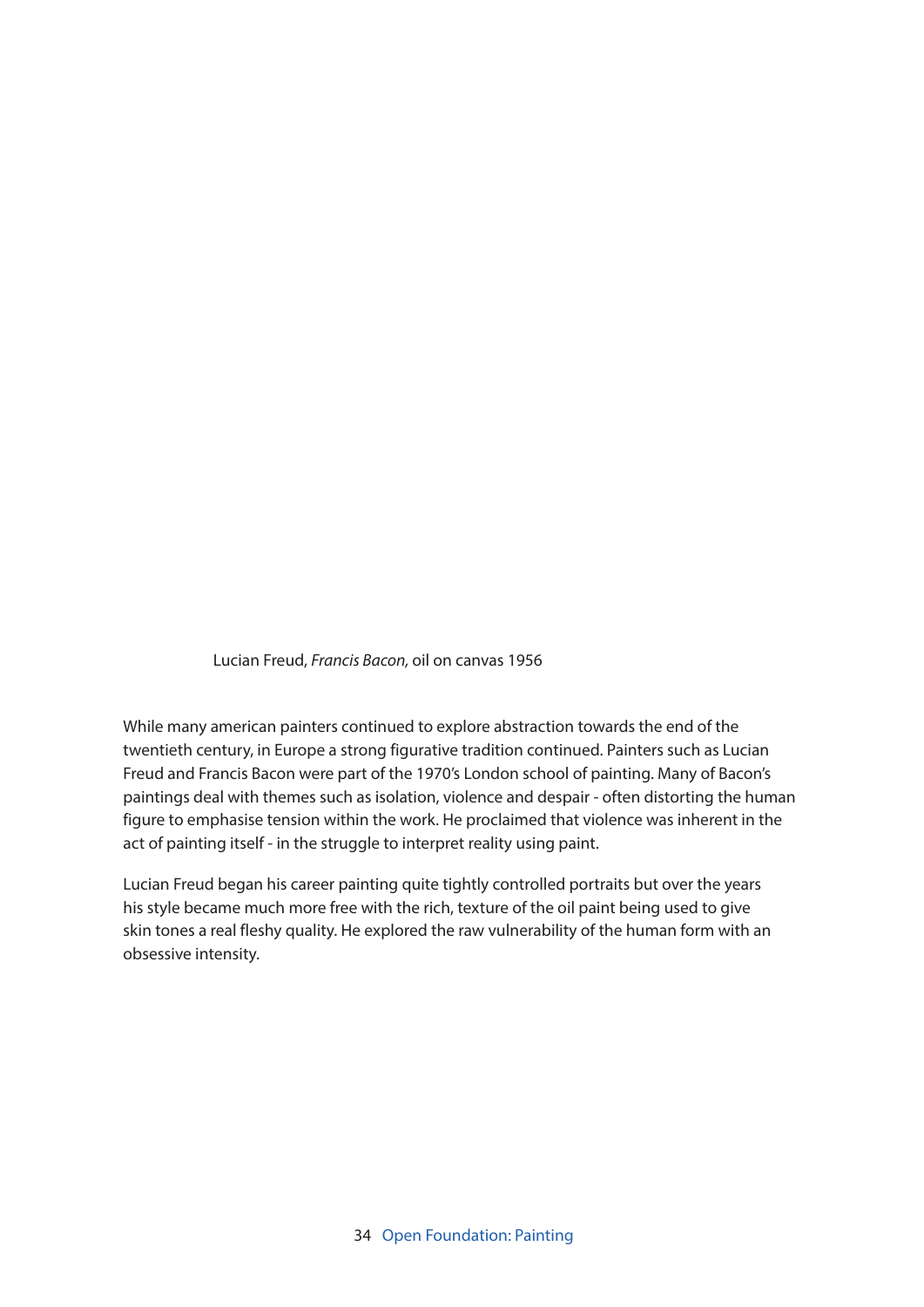Lucian Freud, *Francis Bacon,* oil on canvas 1956

While many american painters continued to explore abstraction towards the end of the twentieth century, in Europe a strong figurative tradition continued. Painters such as Lucian Freud and Francis Bacon were part of the 1970's London school of painting. Many of Bacon's paintings deal with themes such as isolation, violence and despair - often distorting the human figure to emphasise tension within the work. He proclaimed that violence was inherent in the act of painting itself - in the struggle to interpret reality using paint.

Lucian Freud began his career painting quite tightly controlled portraits but over the years his style became much more free with the rich, texture of the oil paint being used to give skin tones a real fleshy quality. He explored the raw vulnerability of the human form with an obsessive intensity.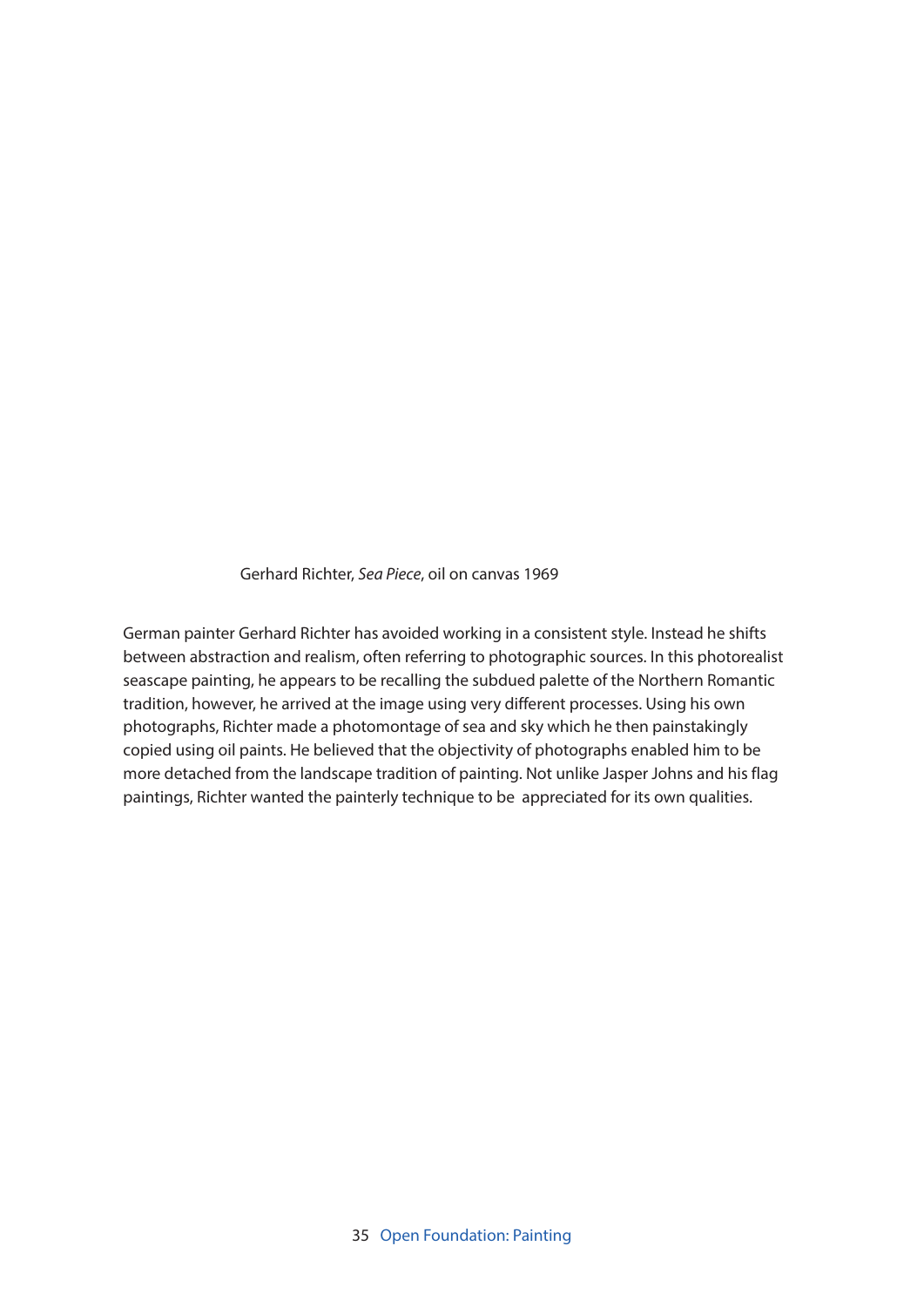Gerhard Richter, *Sea Piece*, oil on canvas 1969

German painter Gerhard Richter has avoided working in a consistent style. Instead he shifts between abstraction and realism, often referring to photographic sources. In this photorealist seascape painting, he appears to be recalling the subdued palette of the Northern Romantic tradition, however, he arrived at the image using very different processes. Using his own photographs, Richter made a photomontage of sea and sky which he then painstakingly copied using oil paints. He believed that the objectivity of photographs enabled him to be more detached from the landscape tradition of painting. Not unlike Jasper Johns and his flag paintings, Richter wanted the painterly technique to be  appreciated for its own qualities.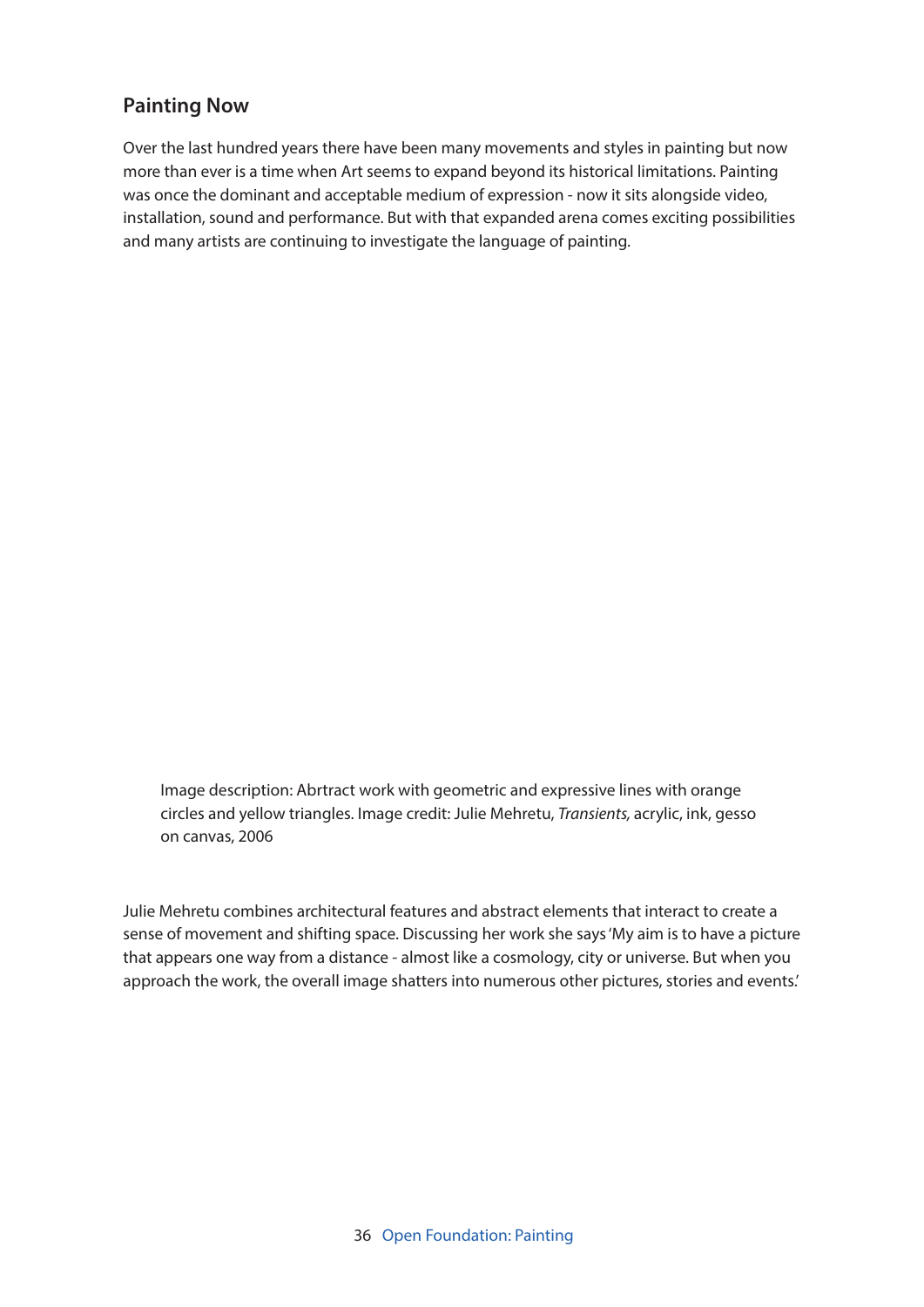## Painting Now

Over the last hundred years there have been many movements and styles in painting but now more than ever is a time when Art seems to expand beyond its historical limitations. Painting was once the dominant and acceptable medium of expression - now it sits alongside video, installation, sound and performance. But with that expanded arena comes exciting possibilities and many artists are continuing to investigate the language of painting.

Image description: Abrtract work with geometric and expressive lines with orange circles and yellow triangles. Image credit: Julie Mehretu, *Transients,* acrylic, ink, gesso on canvas, 2006

Julie Mehretu combines architectural features and abstract elements that interact to create a sense of movement and shifting space. Discussing her work she says 'My aim is to have a picture that appears one way from a distance - almost like a cosmology, city or universe. But when you approach the work, the overall image shatters into numerous other pictures, stories and events.'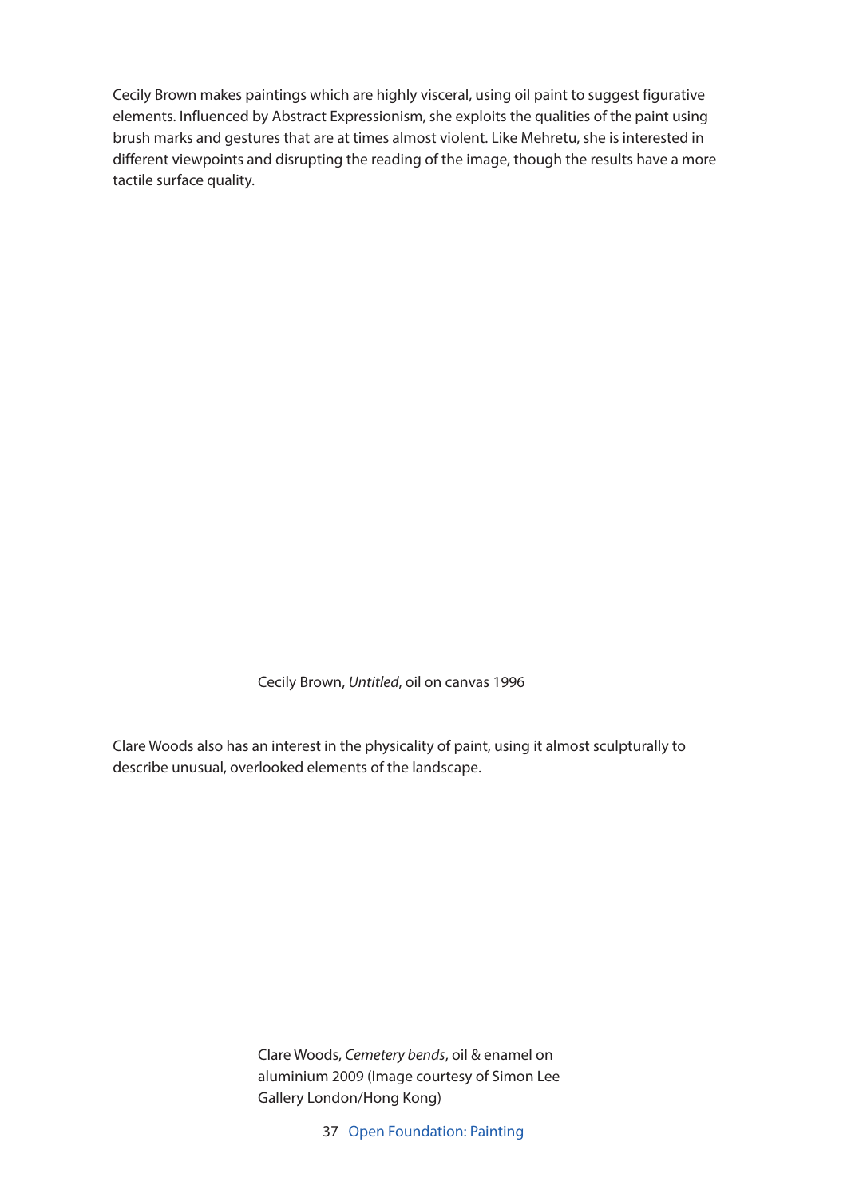Cecily Brown makes paintings which are highly visceral, using oil paint to suggest figurative elements. Influenced by Abstract Expressionism, she exploits the qualities of the paint using brush marks and gestures that are at times almost violent. Like Mehretu, she is interested in different viewpoints and disrupting the reading of the image, though the results have a more tactile surface quality.

Cecily Brown, *Untitled*, oil on canvas 1996

Clare Woods also has an interest in the physicality of paint, using it almost sculpturally to describe unusual, overlooked elements of the landscape.

Clare Woods, *Cemetery bends*, oil & enamel on aluminium 2009 (Image courtesy of Simon Lee Gallery London/Hong Kong)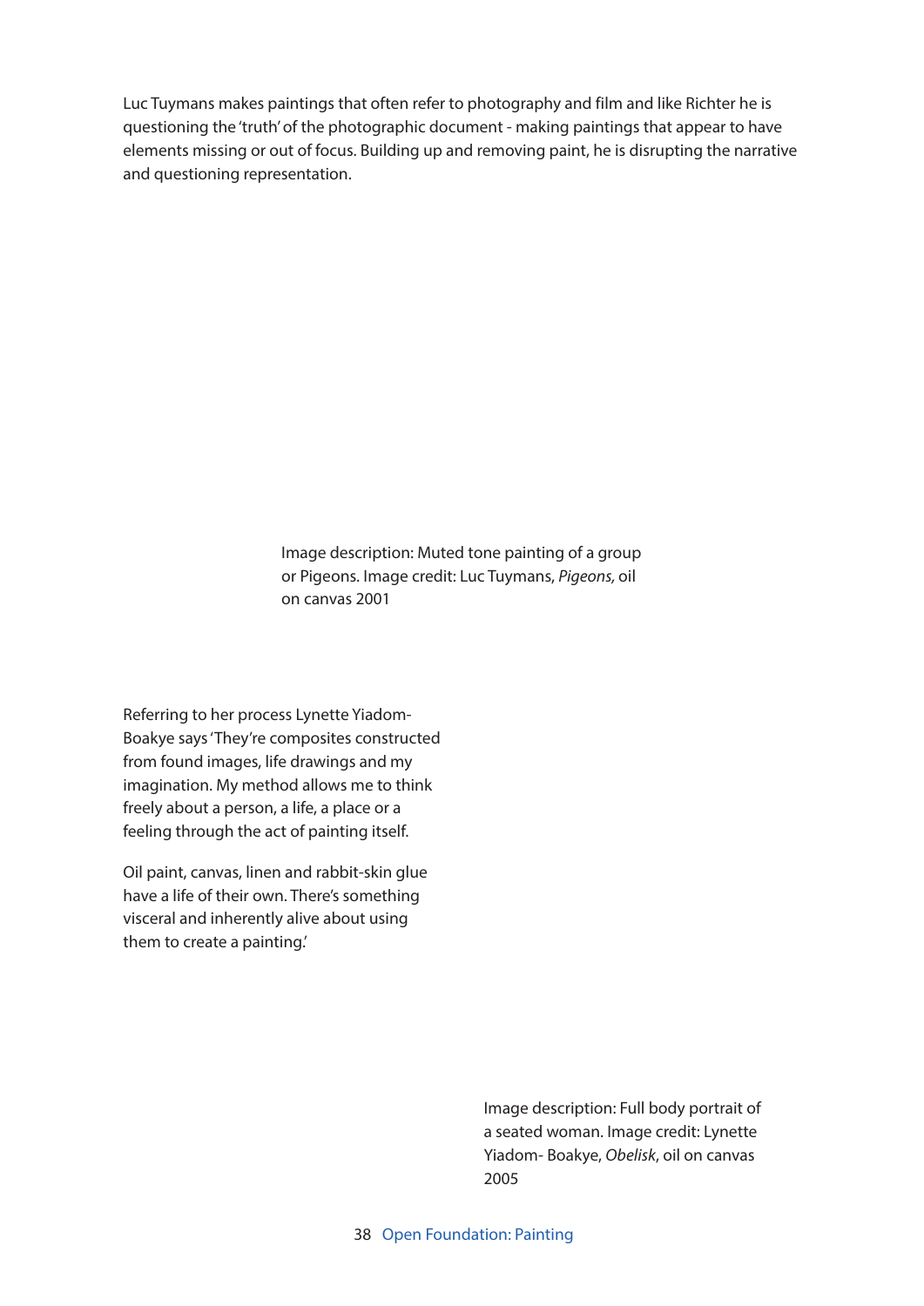Luc Tuymans makes paintings that often refer to photography and film and like Richter he is questioning the 'truth' of the photographic document - making paintings that appear to have elements missing or out of focus. Building up and removing paint, he is disrupting the narrative and questioning representation.

Image description: Muted tone painting of a group or Pigeons. Image credit: Luc Tuymans, *Pigeons,* oil on canvas 2001

Referring to her process Lynette Yiadom-Boakye says 'They're composites constructed from found images, life drawings and my imagination. My method allows me to think freely about a person, a life, a place or a feeling through the act of painting itself.

Oil paint, canvas, linen and rabbit-skin glue have a life of their own. There's something visceral and inherently alive about using them to create a painting.'

Image description: Full body portrait of a seated woman. Image credit: Lynette Yiadom- Boakye, *Obelisk*, oil on canvas 2005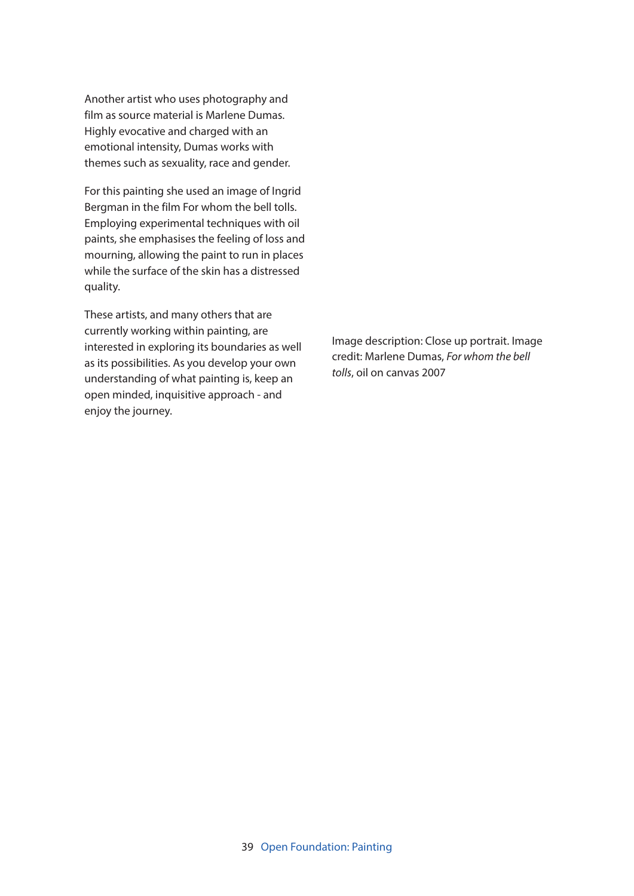Another artist who uses photography and film as source material is Marlene Dumas. Highly evocative and charged with an emotional intensity, Dumas works with themes such as sexuality, race and gender.

For this painting she used an image of Ingrid Bergman in the film For whom the bell tolls. Employing experimental techniques with oil paints, she emphasises the feeling of loss and mourning, allowing the paint to run in places while the surface of the skin has a distressed quality.

These artists, and many others that are currently working within painting, are interested in exploring its boundaries as well as its possibilities. As you develop your own understanding of what painting is, keep an open minded, inquisitive approach - and enjoy the journey.

Image description: Close up portrait. Image credit: Marlene Dumas, *For whom the bell tolls*, oil on canvas 2007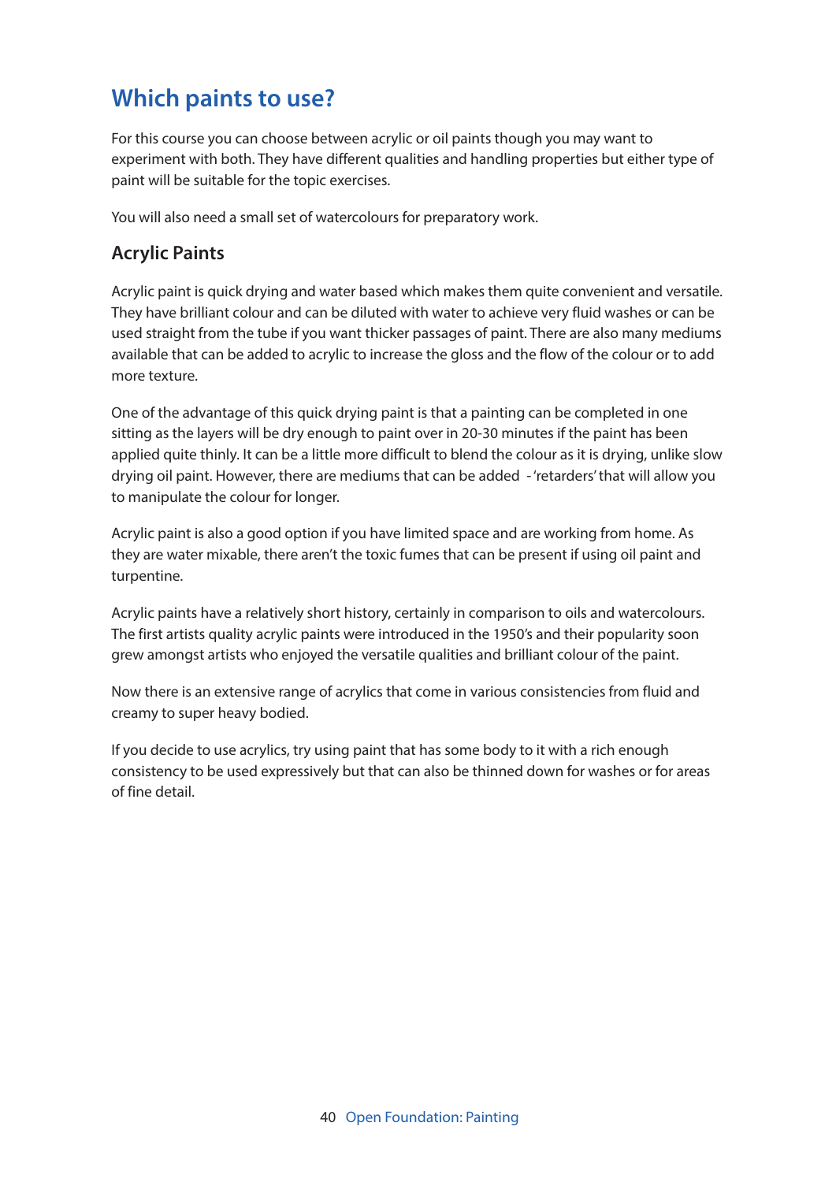## Which paints to use?

For this course you can choose between acrylic or oil paints though you may want to experiment with both. They have different qualities and handling properties but either type of paint will be suitable for the topic exercises.

You will also need a small set of watercolours for preparatory work.

### Acrylic Paints

Acrylic paint is quick drying and water based which makes them quite convenient and versatile. They have brilliant colour and can be diluted with water to achieve very fluid washes or can be used straight from the tube if you want thicker passages of paint. There are also many mediums available that can be added to acrylic to increase the gloss and the flow of the colour or to add more texture.

One of the advantage of this quick drying paint is that a painting can be completed in one sitting as the layers will be dry enough to paint over in 20-30 minutes if the paint has been applied quite thinly. It can be a little more difficult to blend the colour as it is drying, unlike slow drying oil paint. However, there are mediums that can be added - 'retarders' that will allow you to manipulate the colour for longer.

Acrylic paint is also a good option if you have limited space and are working from home. As they are water mixable, there aren't the toxic fumes that can be present if using oil paint and turpentine.

Acrylic paints have a relatively short history, certainly in comparison to oils and watercolours. The first artists quality acrylic paints were introduced in the 1950's and their popularity soon grew amongst artists who enjoyed the versatile qualities and brilliant colour of the paint.

Now there is an extensive range of acrylics that come in various consistencies from fluid and creamy to super heavy bodied.

If you decide to use acrylics, try using paint that has some body to it with a rich enough consistency to be used expressively but that can also be thinned down for washes or for areas of fine detail.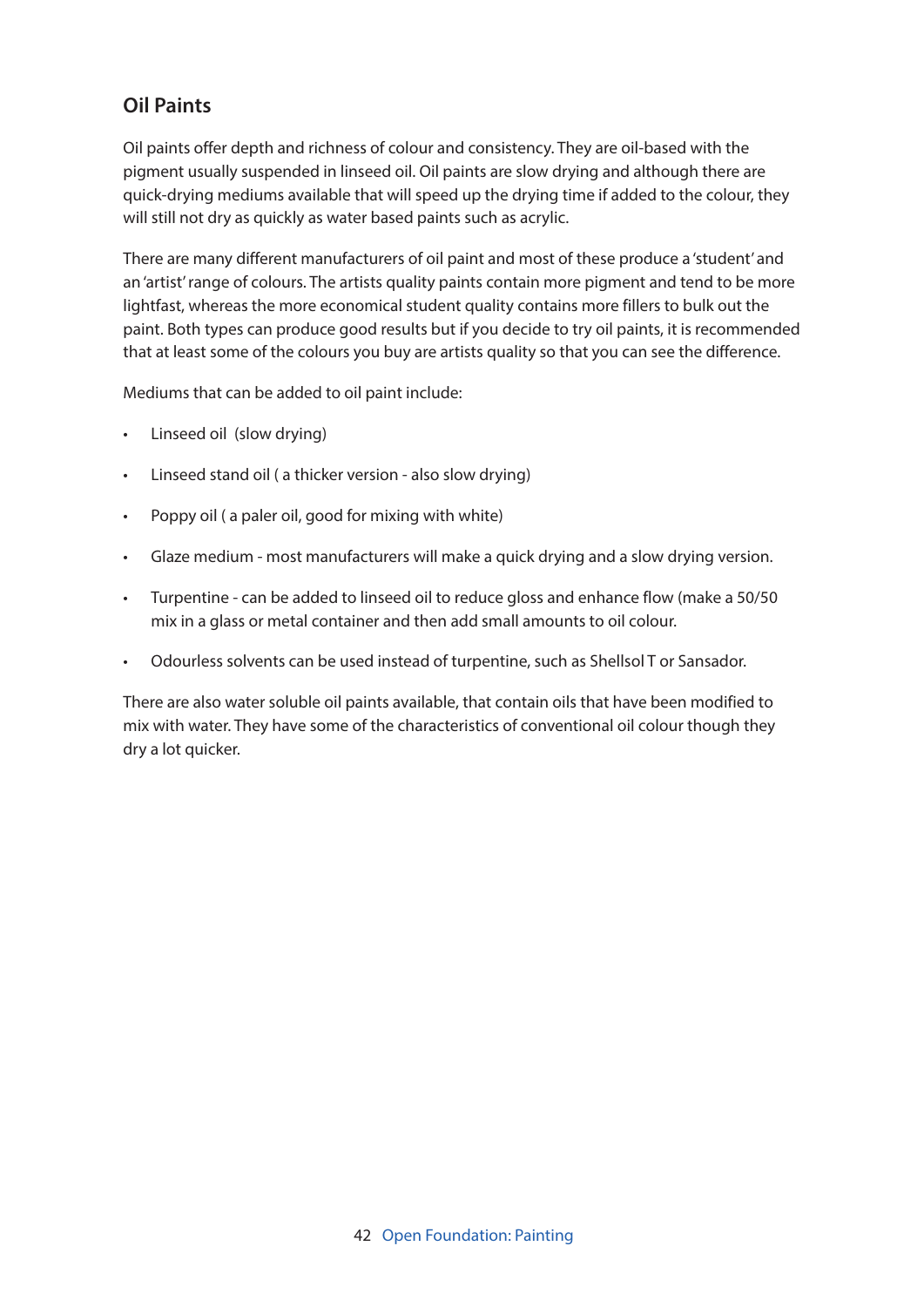## Oil Paints

Oil paints offer depth and richness of colour and consistency. They are oil-based with the pigment usually suspended in linseed oil. Oil paints are slow drying and although there are quick-drying mediums available that will speed up the drying time if added to the colour, they will still not dry as quickly as water based paints such as acrylic.

There are many different manufacturers of oil paint and most of these produce a 'student' and an 'artist' range of colours. The artists quality paints contain more pigment and tend to be more lightfast, whereas the more economical student quality contains more fillers to bulk out the paint. Both types can produce good results but if you decide to try oil paints, it is recommended that at least some of the colours you buy are artists quality so that you can see the difference.

Mediums that can be added to oil paint include:

- Linseed oil (slow drying)
- Linseed stand oil ( a thicker version - also slow drying)
- Poppy oil ( a paler oil, good for mixing with white)
- Glaze medium - most manufacturers will make a quick drying and a slow drying version.
- Turpentine - can be added to linseed oil to reduce gloss and enhance flow (make a 50/50 mix in a glass or metal container and then add small amounts to oil colour.
- Odourless solvents can be used instead of turpentine, such as Shellsol T or Sansador.

There are also water soluble oil paints available, that contain oils that have been modified to mix with water. They have some of the characteristics of conventional oil colour though they dry a lot quicker.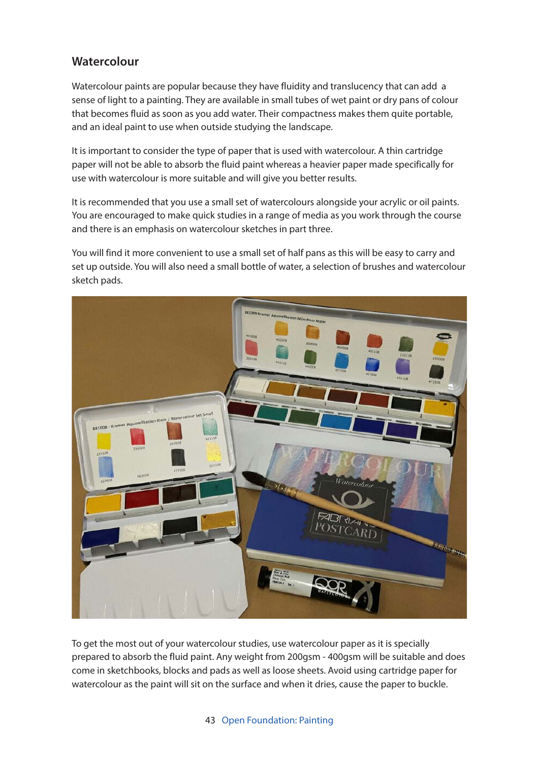## Watercolour

Watercolour paints are popular because they have fluidity and translucency that can add a sense of light to a painting. They are available in small tubes of wet paint or dry pans of colour that becomes fluid as soon as you add water. Their compactness makes them quite portable, and an ideal paint to use when outside studying the landscape.

It is important to consider the type of paper that is used with watercolour. A thin cartridge paper will not be able to absorb the fluid paint whereas a heavier paper made specifically for use with watercolour is more suitable and will give you better results.

It is recommended that you use a small set of watercolours alongside your acrylic or oil paints. You are encouraged to make quick studies in a range of media as you work through the course and there is an emphasis on watercolour sketches in part three.

You will find it more convenient to use a small set of half pans as this will be easy to carry and set up outside. You will also need a small bottle of water, a selection of brushes and watercolour sketch pads.

To get the most out of your watercolour studies, use watercolour paper as it is specially prepared to absorb the fluid paint. Any weight from 200gsm - 400gsm will be suitable and does come in sketchbooks, blocks and pads as well as loose sheets. Avoid using cartridge paper for watercolour as the paint will sit on the surface and when it dries, cause the paper to buckle.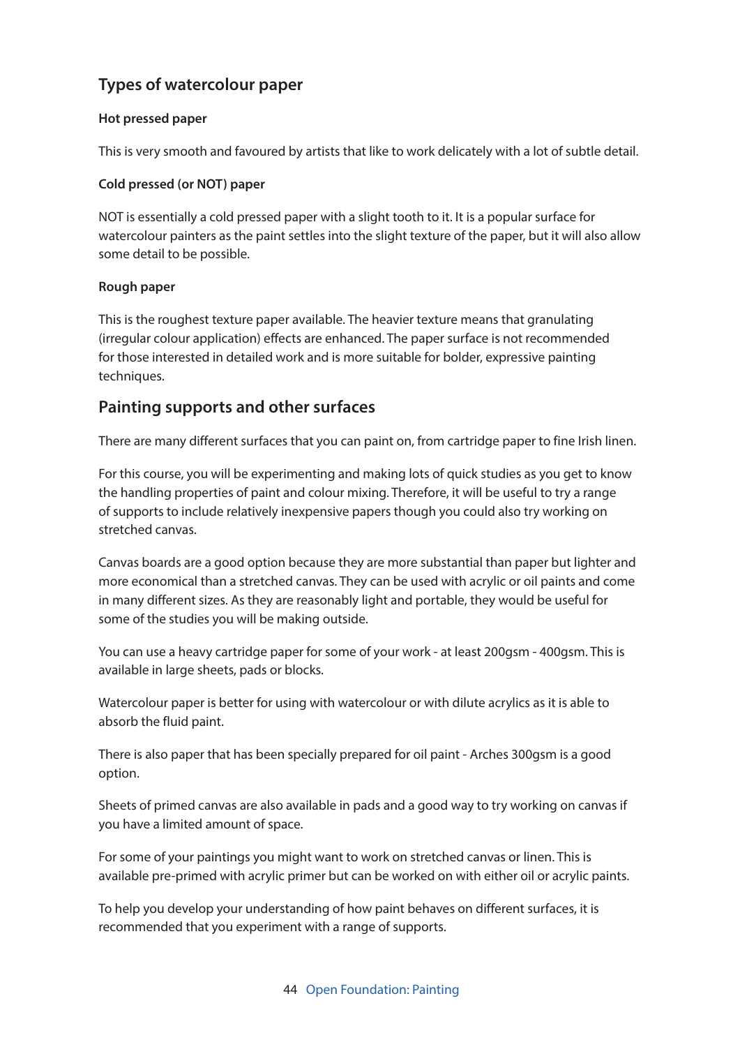## Types of watercolour paper

### Hot pressed paper

This is very smooth and favoured by artists that like to work delicately with a lot of subtle detail.

### Cold pressed (or NOT) paper

NOT is essentially a cold pressed paper with a slight tooth to it. It is a popular surface for watercolour painters as the paint settles into the slight texture of the paper, but it will also allow some detail to be possible.

### Rough paper

This is the roughest texture paper available. The heavier texture means that granulating (irregular colour application) effects are enhanced. The paper surface is not recommended for those interested in detailed work and is more suitable for bolder, expressive painting techniques.

## Painting supports and other surfaces

There are many different surfaces that you can paint on, from cartridge paper to fine Irish linen.

For this course, you will be experimenting and making lots of quick studies as you get to know the handling properties of paint and colour mixing. Therefore, it will be useful to try a range of supports to include relatively inexpensive papers though you could also try working on stretched canvas.

Canvas boards are a good option because they are more substantial than paper but lighter and more economical than a stretched canvas. They can be used with acrylic or oil paints and come in many different sizes. As they are reasonably light and portable, they would be useful for some of the studies you will be making outside.

You can use a heavy cartridge paper for some of your work - at least 200gsm - 400gsm. This is available in large sheets, pads or blocks.

Watercolour paper is better for using with watercolour or with dilute acrylics as it is able to absorb the fluid paint.

There is also paper that has been specially prepared for oil paint - Arches 300gsm is a good option.

Sheets of primed canvas are also available in pads and a good way to try working on canvas if you have a limited amount of space.

For some of your paintings you might want to work on stretched canvas or linen. This is available pre-primed with acrylic primer but can be worked on with either oil or acrylic paints.

To help you develop your understanding of how paint behaves on different surfaces, it is recommended that you experiment with a range of supports.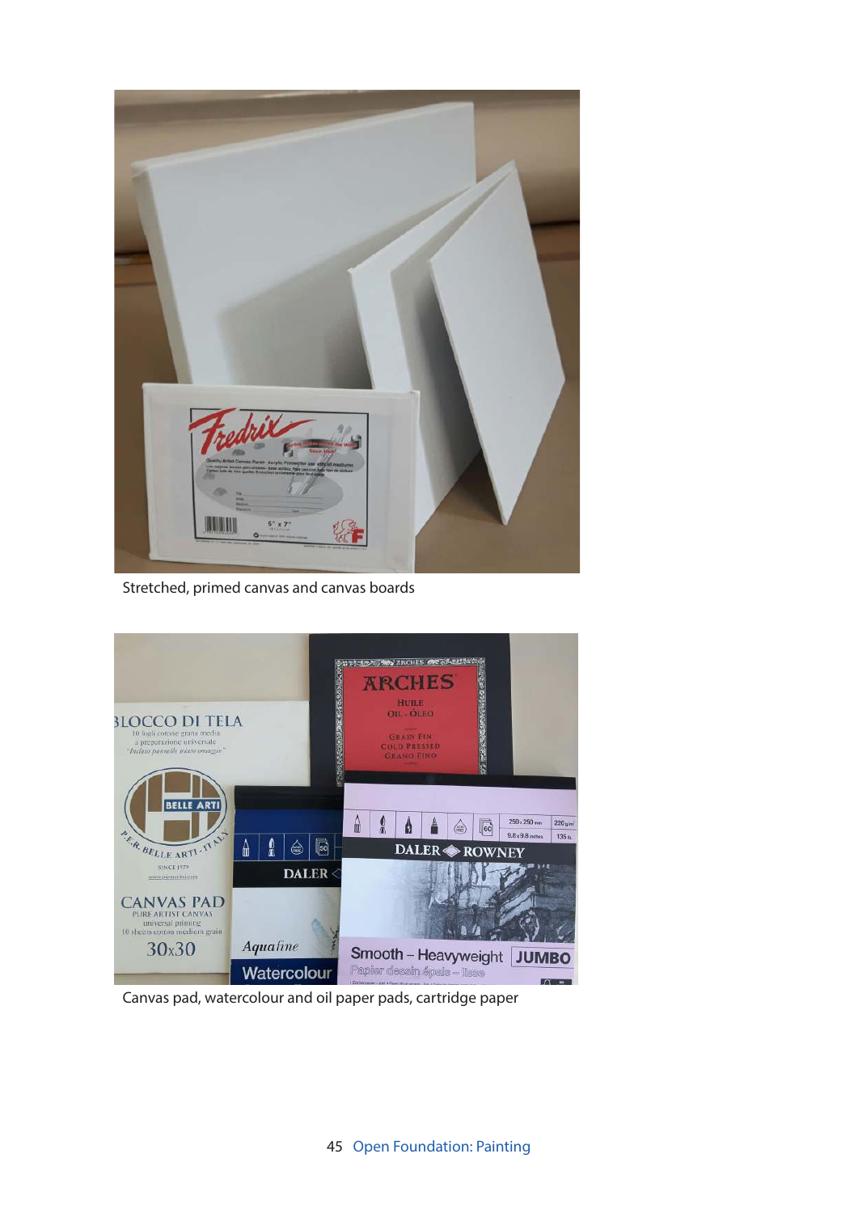Stretched, primed canvas and canvas boards

Canvas pad, watercolour and oil paper pads, cartridge paper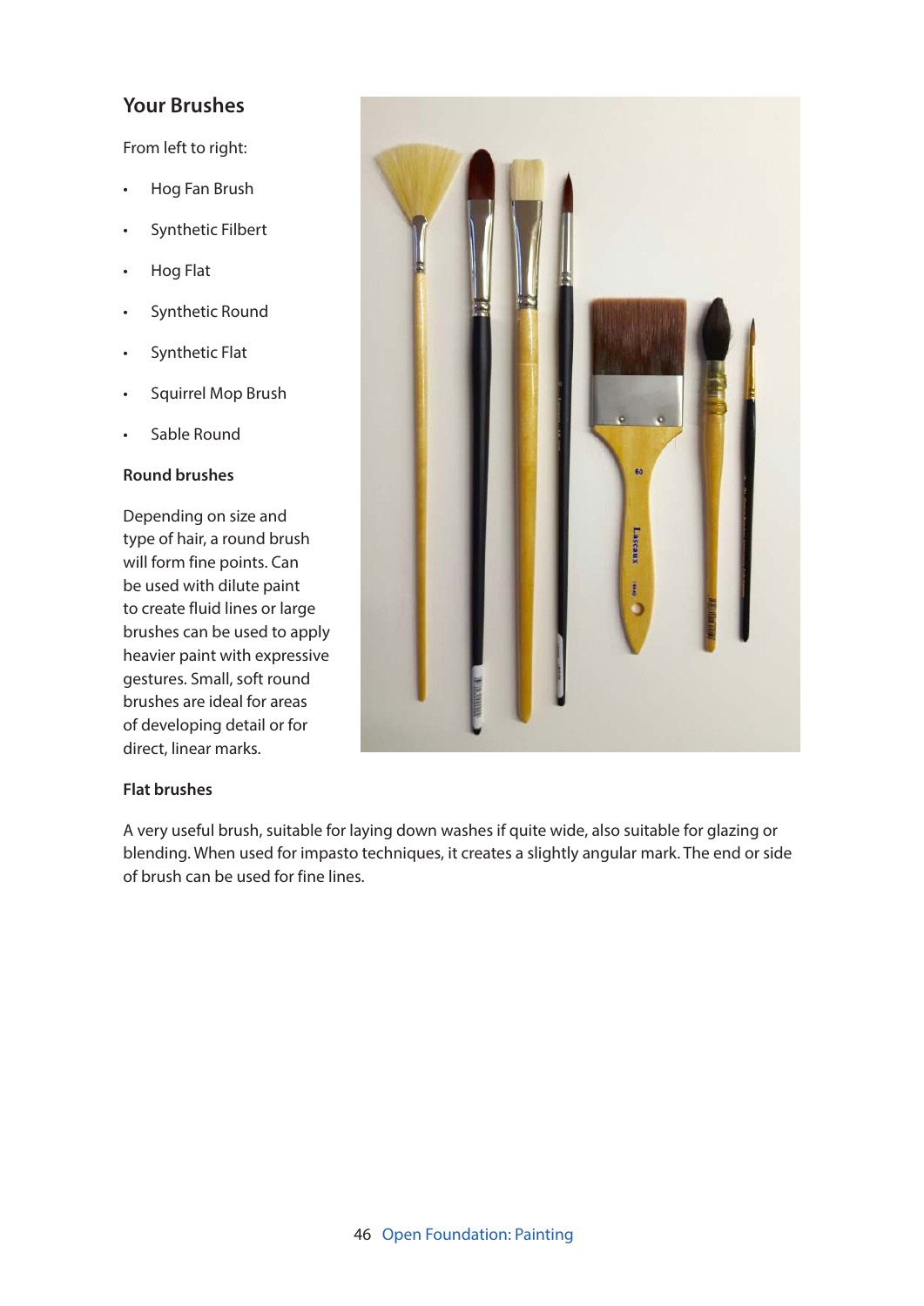## Your Brushes

From left to right:

- Hog Fan Brush
- Synthetic Filbert
- Hog Flat
- Synthetic Round
- Synthetic Flat
- Squirrel Mop Brush
- Sable Round

### Round brushes

Depending on size and type of hair, a round brush will form fine points. Can be used with dilute paint to create fluid lines or large brushes can be used to apply heavier paint with expressive gestures. Small, soft round brushes are ideal for areas of developing detail or for direct, linear marks.

### Flat brushes

A very useful brush, suitable for laying down washes if quite wide, also suitable for glazing or blending. When used for impasto techniques, it creates a slightly angular mark. The end or side of brush can be used for fine lines.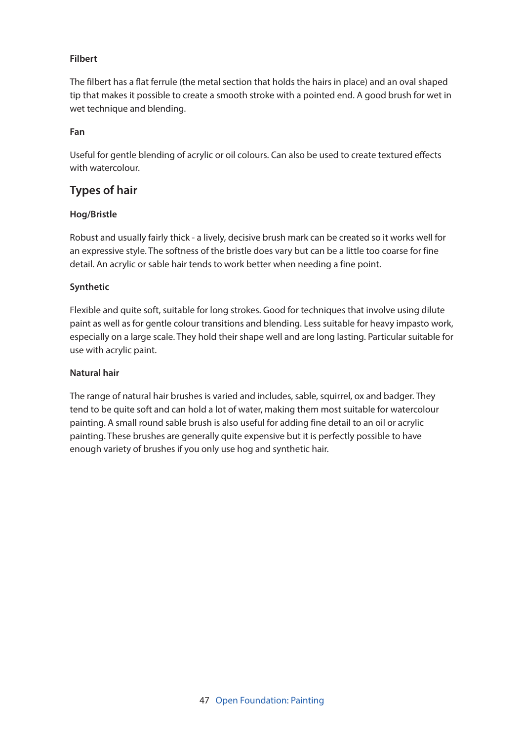#### Filbert

The filbert has a flat ferrule (the metal section that holds the hairs in place) and an oval shaped tip that makes it possible to create a smooth stroke with a pointed end. A good brush for wet in wet technique and blending.

#### Fan

Useful for gentle blending of acrylic or oil colours. Can also be used to create textured effects with watercolour.

### Types of hair

#### Hog/Bristle

Robust and usually fairly thick - a lively, decisive brush mark can be created so it works well for an expressive style. The softness of the bristle does vary but can be a little too coarse for fine detail. An acrylic or sable hair tends to work better when needing a fine point.

#### Synthetic

Flexible and quite soft, suitable for long strokes. Good for techniques that involve using dilute paint as well as for gentle colour transitions and blending. Less suitable for heavy impasto work, especially on a large scale. They hold their shape well and are long lasting. Particular suitable for use with acrylic paint.

#### Natural hair

The range of natural hair brushes is varied and includes, sable, squirrel, ox and badger. They tend to be quite soft and can hold a lot of water, making them most suitable for watercolour painting. A small round sable brush is also useful for adding fine detail to an oil or acrylic painting. These brushes are generally quite expensive but it is perfectly possible to have enough variety of brushes if you only use hog and synthetic hair.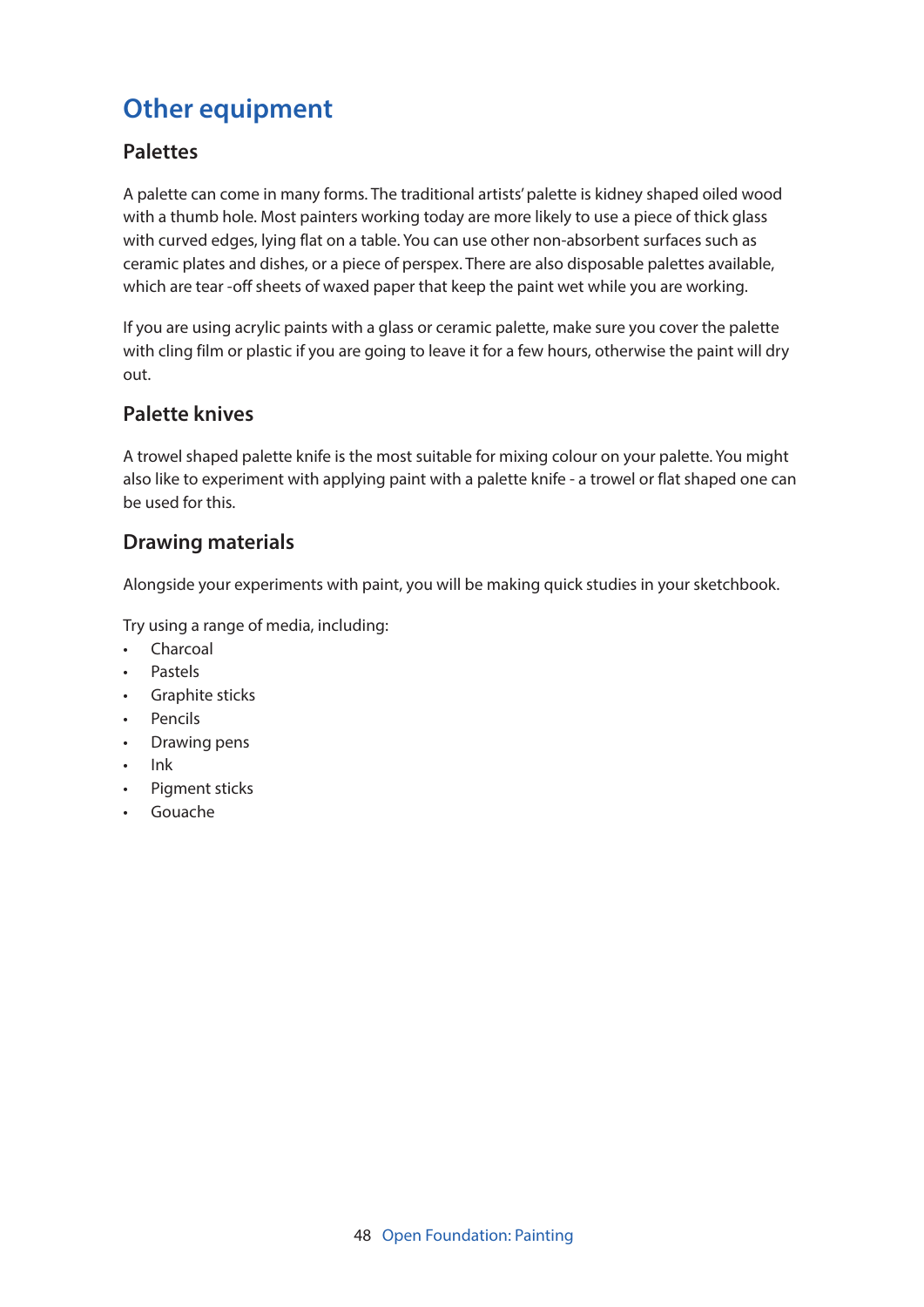# Other equipment

## Palettes

A palette can come in many forms. The traditional artists' palette is kidney shaped oiled wood with a thumb hole. Most painters working today are more likely to use a piece of thick glass with curved edges, lying flat on a table. You can use other non-absorbent surfaces such as ceramic plates and dishes, or a piece of perspex. There are also disposable palettes available, which are tear -off sheets of waxed paper that keep the paint wet while you are working.

If you are using acrylic paints with a glass or ceramic palette, make sure you cover the palette with cling film or plastic if you are going to leave it for a few hours, otherwise the paint will dry out.

## Palette knives

A trowel shaped palette knife is the most suitable for mixing colour on your palette. You might also like to experiment with applying paint with a palette knife - a trowel or flat shaped one can be used for this.

## Drawing materials

Alongside your experiments with paint, you will be making quick studies in your sketchbook.

Try using a range of media, including:

- Charcoal
- Pastels
- Graphite sticks
- Pencils
- Drawing pens
- Ink
- Pigment sticks
- Gouache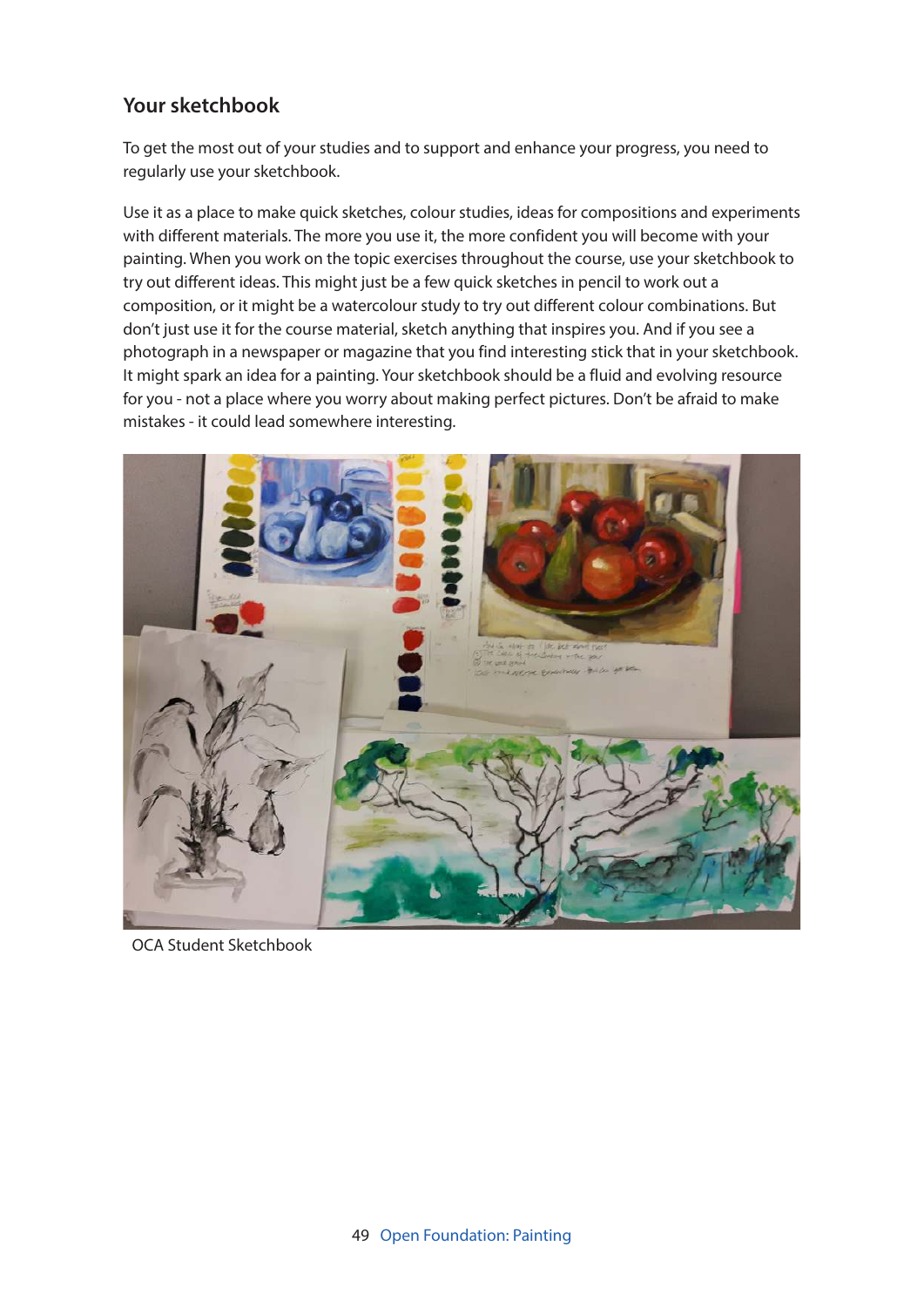## Your sketchbook

To get the most out of your studies and to support and enhance your progress, you need to regularly use your sketchbook.

Use it as a place to make quick sketches, colour studies, ideas for compositions and experiments with different materials. The more you use it, the more confident you will become with your painting. When you work on the topic exercises throughout the course, use your sketchbook to try out different ideas. This might just be a few quick sketches in pencil to work out a composition, or it might be a watercolour study to try out different colour combinations. But don't just use it for the course material, sketch anything that inspires you. And if you see a photograph in a newspaper or magazine that you find interesting stick that in your sketchbook. It might spark an idea for a painting. Your sketchbook should be a fluid and evolving resource for you - not a place where you worry about making perfect pictures. Don't be afraid to make mistakes - it could lead somewhere interesting.

OCA Student Sketchbook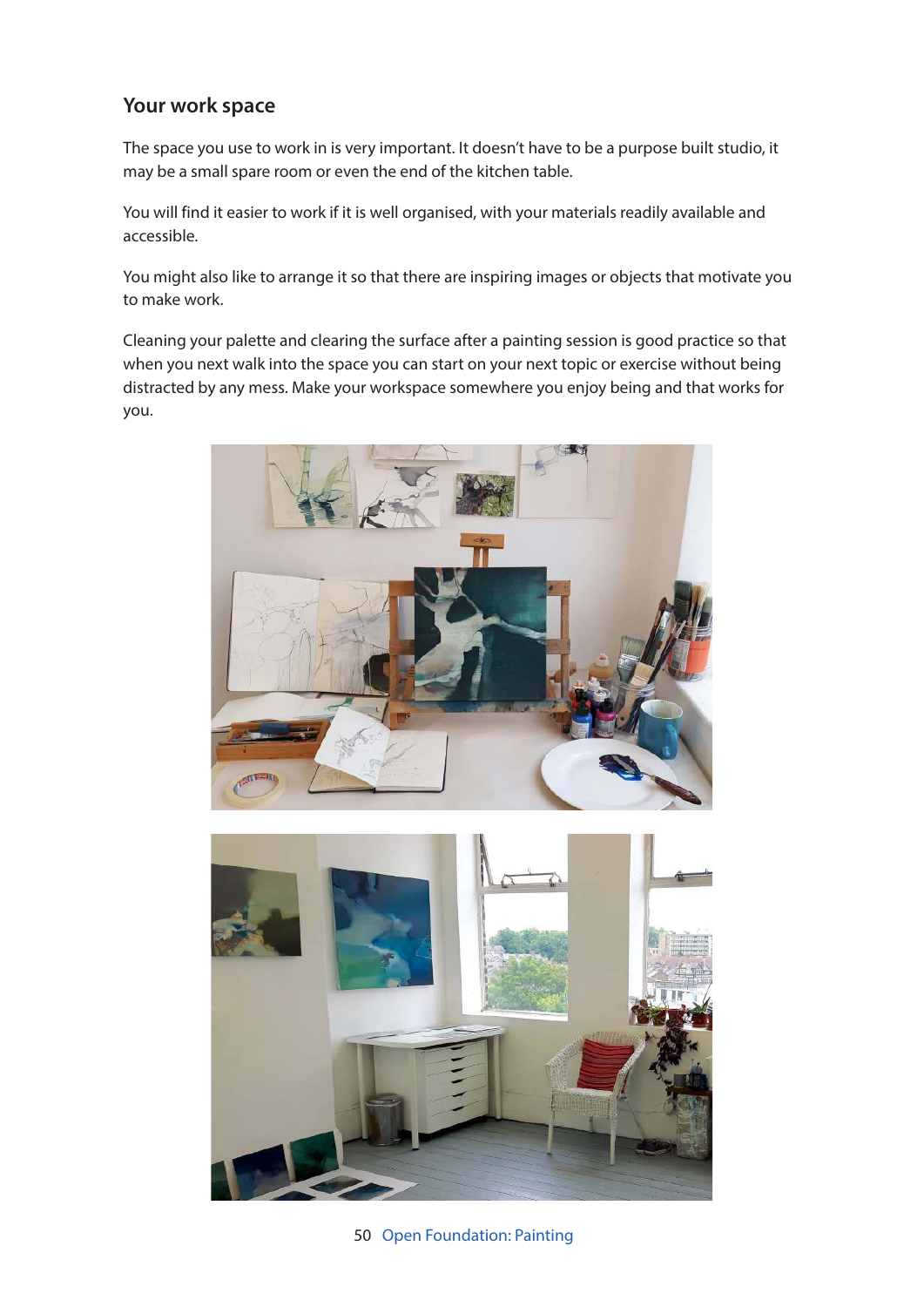## Your work space

The space you use to work in is very important. It doesn't have to be a purpose built studio, it may be a small spare room or even the end of the kitchen table.

You will find it easier to work if it is well organised, with your materials readily available and accessible.

You might also like to arrange it so that there are inspiring images or objects that motivate you to make work.

Cleaning your palette and clearing the surface after a painting session is good practice so that when you next walk into the space you can start on your next topic or exercise without being distracted by any mess. Make your workspace somewhere you enjoy being and that works for you.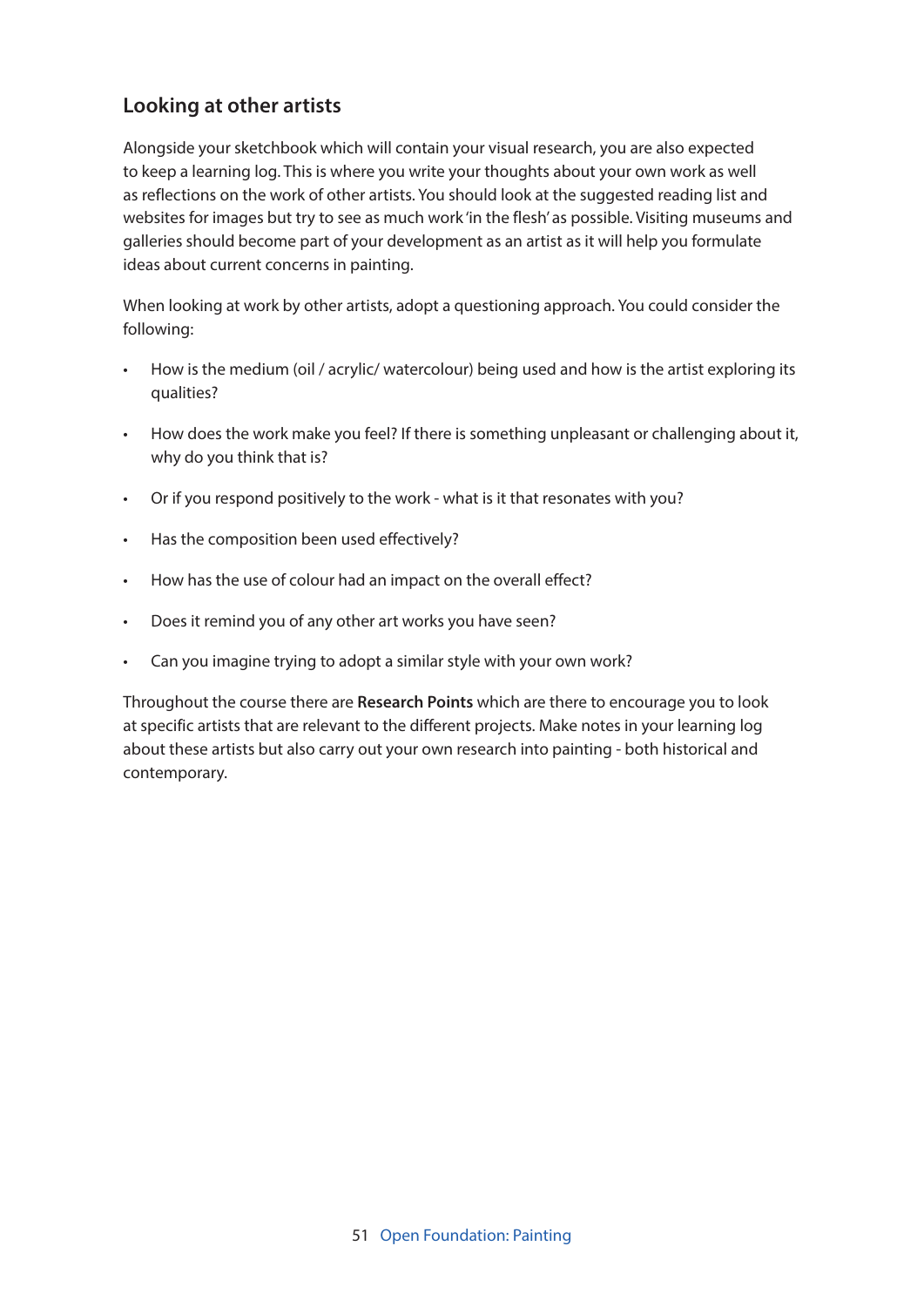## Looking at other artists

Alongside your sketchbook which will contain your visual research, you are also expected to keep a learning log. This is where you write your thoughts about your own work as well as reflections on the work of other artists. You should look at the suggested reading list and websites for images but try to see as much work 'in the flesh' as possible. Visiting museums and galleries should become part of your development as an artist as it will help you formulate ideas about current concerns in painting.

When looking at work by other artists, adopt a questioning approach. You could consider the following:

- How is the medium (oil / acrylic/ watercolour) being used and how is the artist exploring its qualities?
- How does the work make you feel? If there is something unpleasant or challenging about it, why do you think that is?
- Or if you respond positively to the work - what is it that resonates with you?
- Has the composition been used effectively?
- How has the use of colour had an impact on the overall effect?
- Does it remind you of any other art works you have seen?
- Can you imagine trying to adopt a similar style with your own work?

Throughout the course there are **Research Points** which are there to encourage you to look at specific artists that are relevant to the different projects. Make notes in your learning log about these artists but also carry out your own research into painting - both historical and contemporary.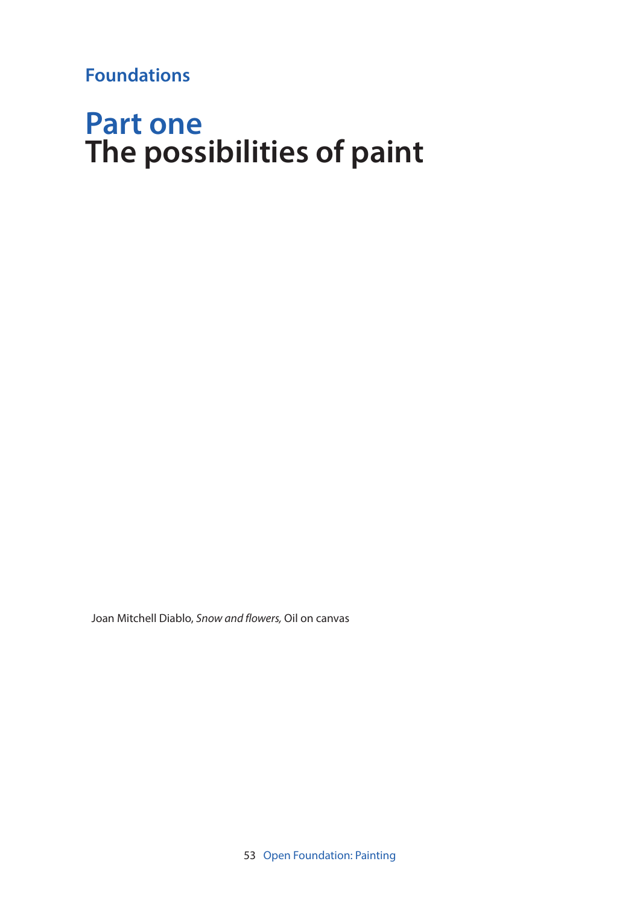## Foundations

# Part one
# The possibilities of paint

Joan Mitchell Diablo, *Snow and flowers,* Oil on canvas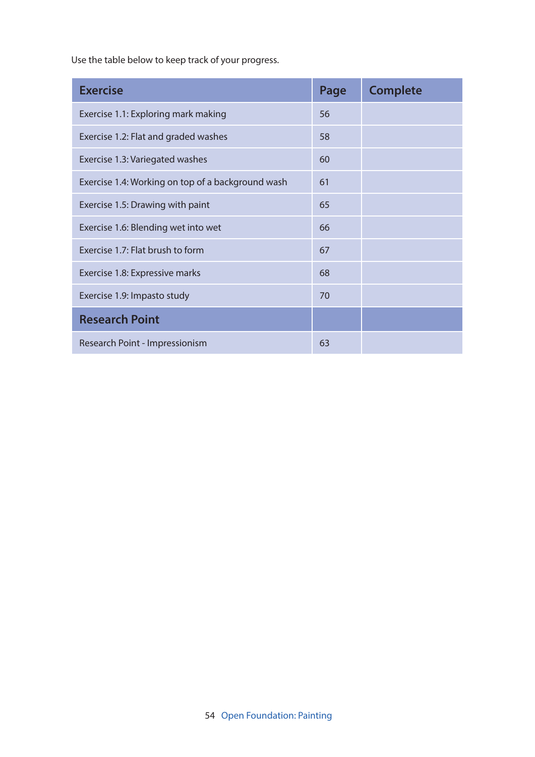Use the table below to keep track of your progress.

| Exercise | Page | Complete |
|---|---|---|
| Exercise 1.1: Exploring mark making | 56 | |
| Exercise 1.2: Flat and graded washes | 58 | |
| Exercise 1.3: Variegated washes | 60 | |
| Exercise 1.4: Working on top of a background wash | 61 | |
| Exercise 1.5: Drawing with paint | 65 | |
| Exercise 1.6: Blending wet into wet | 66 | |
| Exercise 1.7: Flat brush to form | 67 | |
| Exercise 1.8: Expressive marks | 68 | |
| Exercise 1.9: Impasto study | 70 | |
| **Research Point** | | |
| Research Point - Impressionism | 63 | |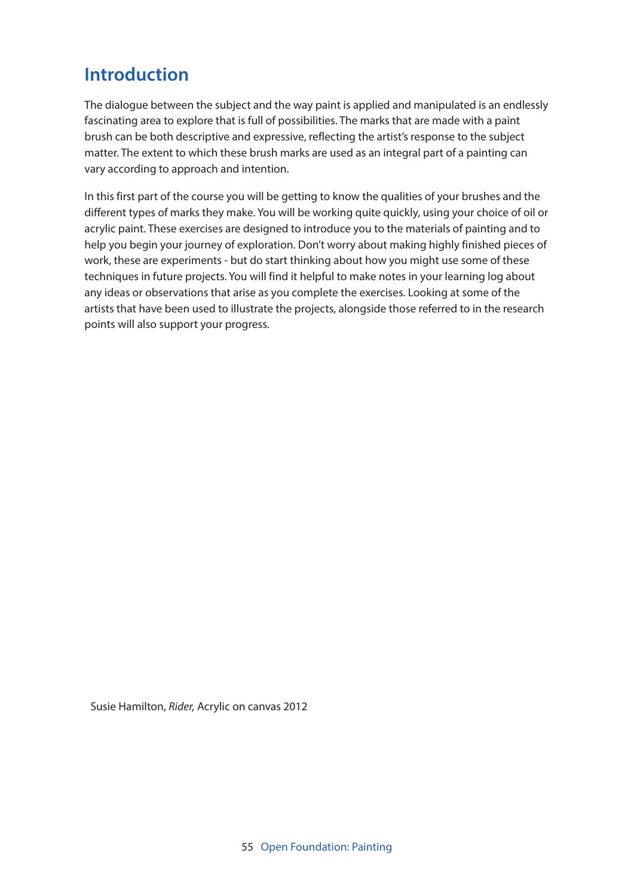# Introduction

The dialogue between the subject and the way paint is applied and manipulated is an endlessly fascinating area to explore that is full of possibilities. The marks that are made with a paint brush can be both descriptive and expressive, reflecting the artist's response to the subject matter. The extent to which these brush marks are used as an integral part of a painting can vary according to approach and intention.

In this first part of the course you will be getting to know the qualities of your brushes and the different types of marks they make. You will be working quite quickly, using your choice of oil or acrylic paint. These exercises are designed to introduce you to the materials of painting and to help you begin your journey of exploration. Don't worry about making highly finished pieces of work, these are experiments - but do start thinking about how you might use some of these techniques in future projects. You will find it helpful to make notes in your learning log about any ideas or observations that arise as you complete the exercises. Looking at some of the artists that have been used to illustrate the projects, alongside those referred to in the research points will also support your progress.

Susie Hamilton, *Rider,* Acrylic on canvas 2012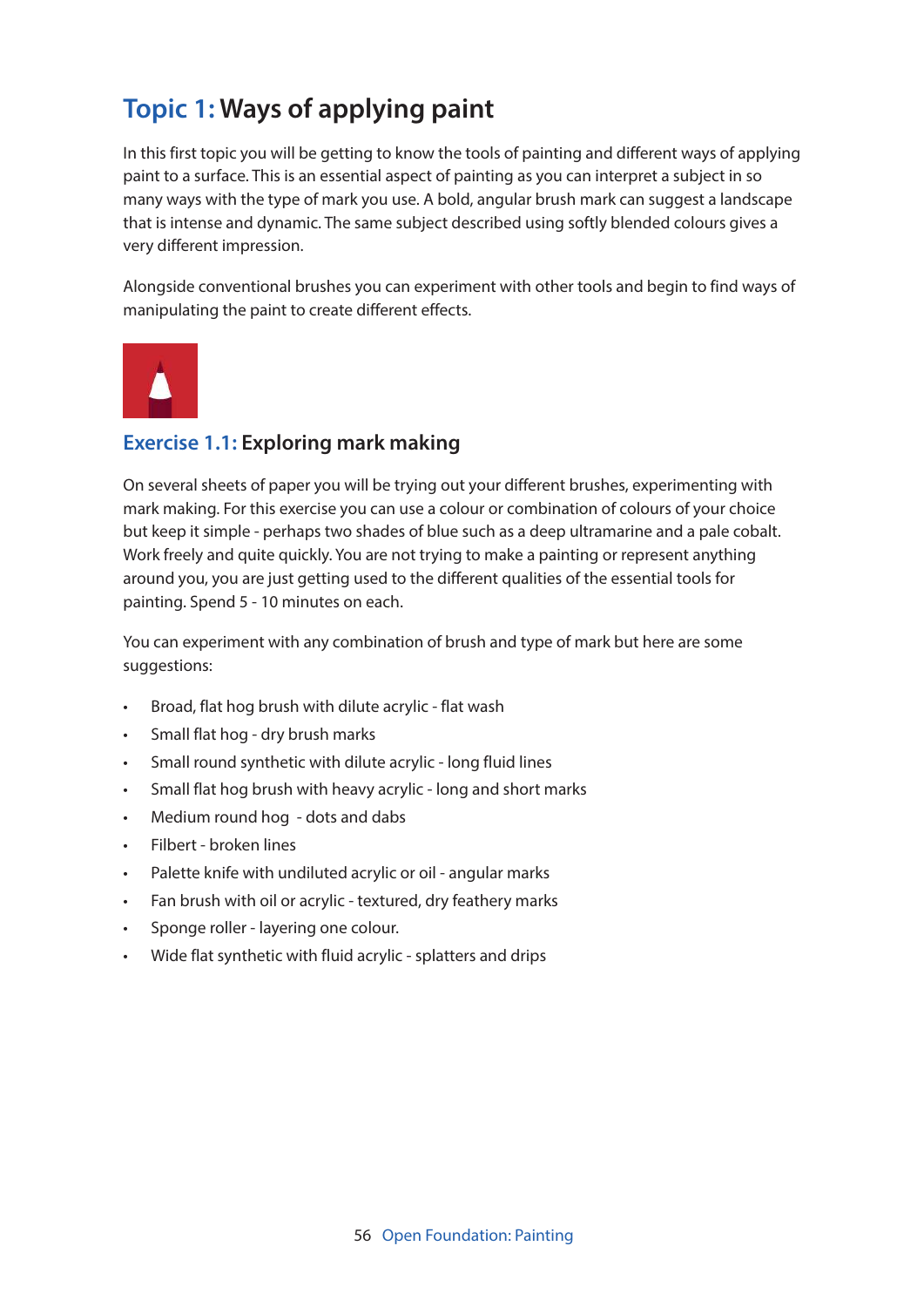# Topic 1: Ways of applying paint

In this first topic you will be getting to know the tools of painting and different ways of applying paint to a surface. This is an essential aspect of painting as you can interpret a subject in so many ways with the type of mark you use. A bold, angular brush mark can suggest a landscape that is intense and dynamic. The same subject described using softly blended colours gives a very different impression.

Alongside conventional brushes you can experiment with other tools and begin to find ways of manipulating the paint to create different effects.

## Exercise 1.1: Exploring mark making

On several sheets of paper you will be trying out your different brushes, experimenting with mark making. For this exercise you can use a colour or combination of colours of your choice but keep it simple - perhaps two shades of blue such as a deep ultramarine and a pale cobalt. Work freely and quite quickly. You are not trying to make a painting or represent anything around you, you are just getting used to the different qualities of the essential tools for painting. Spend 5 - 10 minutes on each.

You can experiment with any combination of brush and type of mark but here are some suggestions:

- Broad, flat hog brush with dilute acrylic - flat wash
- Small flat hog - dry brush marks
- Small round synthetic with dilute acrylic - long fluid lines
- Small flat hog brush with heavy acrylic - long and short marks
- Medium round hog - dots and dabs
- Filbert - broken lines
- Palette knife with undiluted acrylic or oil - angular marks
- Fan brush with oil or acrylic - textured, dry feathery marks
- Sponge roller - layering one colour.
- Wide flat synthetic with fluid acrylic - splatters and drips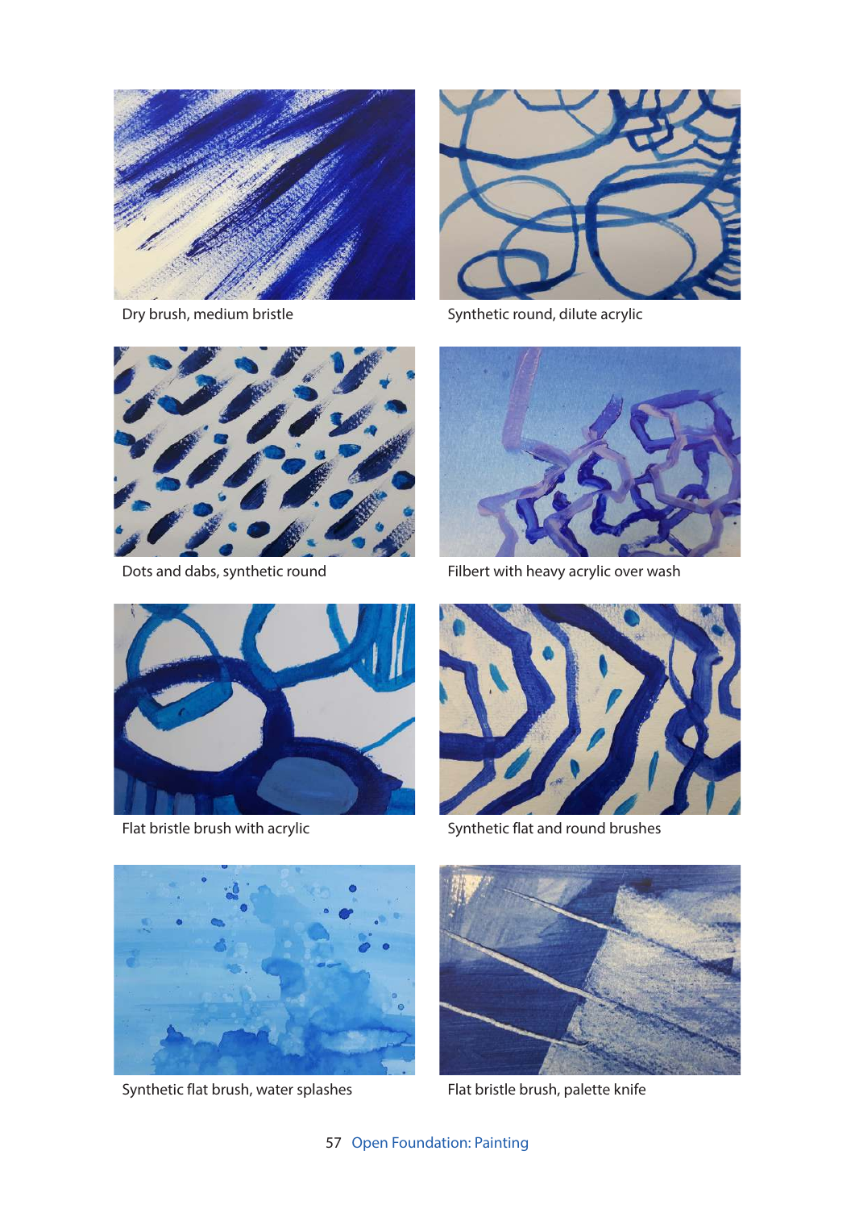Dry brush, medium bristle

Synthetic round, dilute acrylic

Dots and dabs, synthetic round

Filbert with heavy acrylic over wash

Flat bristle brush with acrylic

Synthetic flat and round brushes

Synthetic flat brush, water splashes

Flat bristle brush, palette knife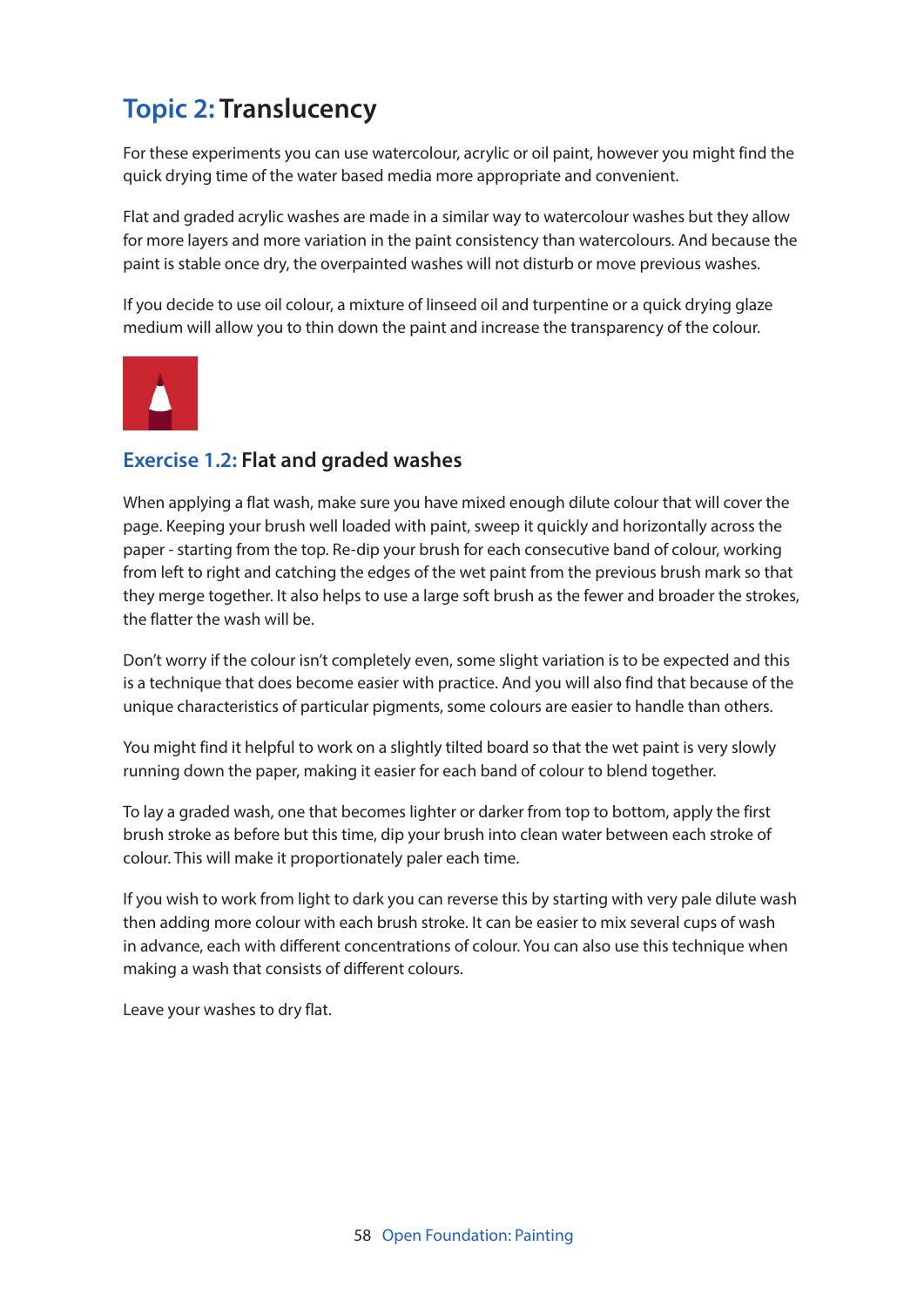# Topic 2: Translucency

For these experiments you can use watercolour, acrylic or oil paint, however you might find the quick drying time of the water based media more appropriate and convenient.

Flat and graded acrylic washes are made in a similar way to watercolour washes but they allow for more layers and more variation in the paint consistency than watercolours. And because the paint is stable once dry, the overpainted washes will not disturb or move previous washes.

If you decide to use oil colour, a mixture of linseed oil and turpentine or a quick drying glaze medium will allow you to thin down the paint and increase the transparency of the colour.

## Exercise 1.2: Flat and graded washes

When applying a flat wash, make sure you have mixed enough dilute colour that will cover the page. Keeping your brush well loaded with paint, sweep it quickly and horizontally across the paper - starting from the top. Re-dip your brush for each consecutive band of colour, working from left to right and catching the edges of the wet paint from the previous brush mark so that they merge together. It also helps to use a large soft brush as the fewer and broader the strokes, the flatter the wash will be.

Don't worry if the colour isn't completely even, some slight variation is to be expected and this is a technique that does become easier with practice. And you will also find that because of the unique characteristics of particular pigments, some colours are easier to handle than others.

You might find it helpful to work on a slightly tilted board so that the wet paint is very slowly running down the paper, making it easier for each band of colour to blend together.

To lay a graded wash, one that becomes lighter or darker from top to bottom, apply the first brush stroke as before but this time, dip your brush into clean water between each stroke of colour. This will make it proportionately paler each time.

If you wish to work from light to dark you can reverse this by starting with very pale dilute wash then adding more colour with each brush stroke. It can be easier to mix several cups of wash in advance, each with different concentrations of colour. You can also use this technique when making a wash that consists of different colours.

Leave your washes to dry flat.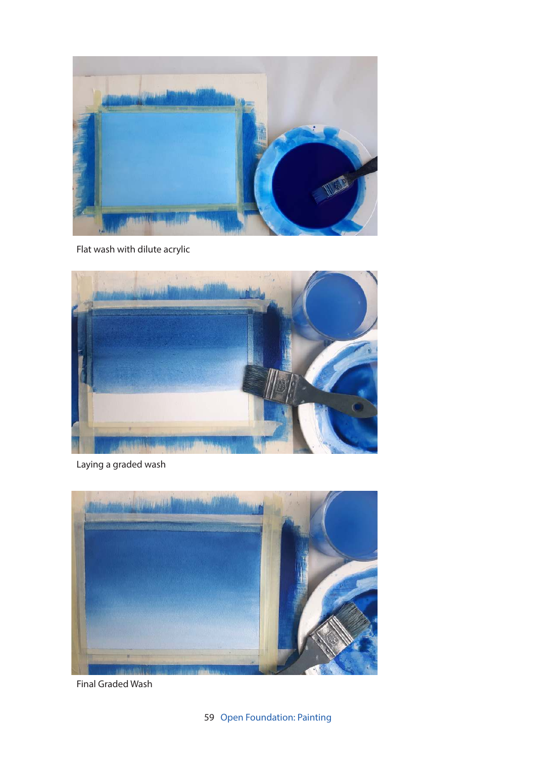Flat wash with dilute acrylic

Laying a graded wash

Final Graded Wash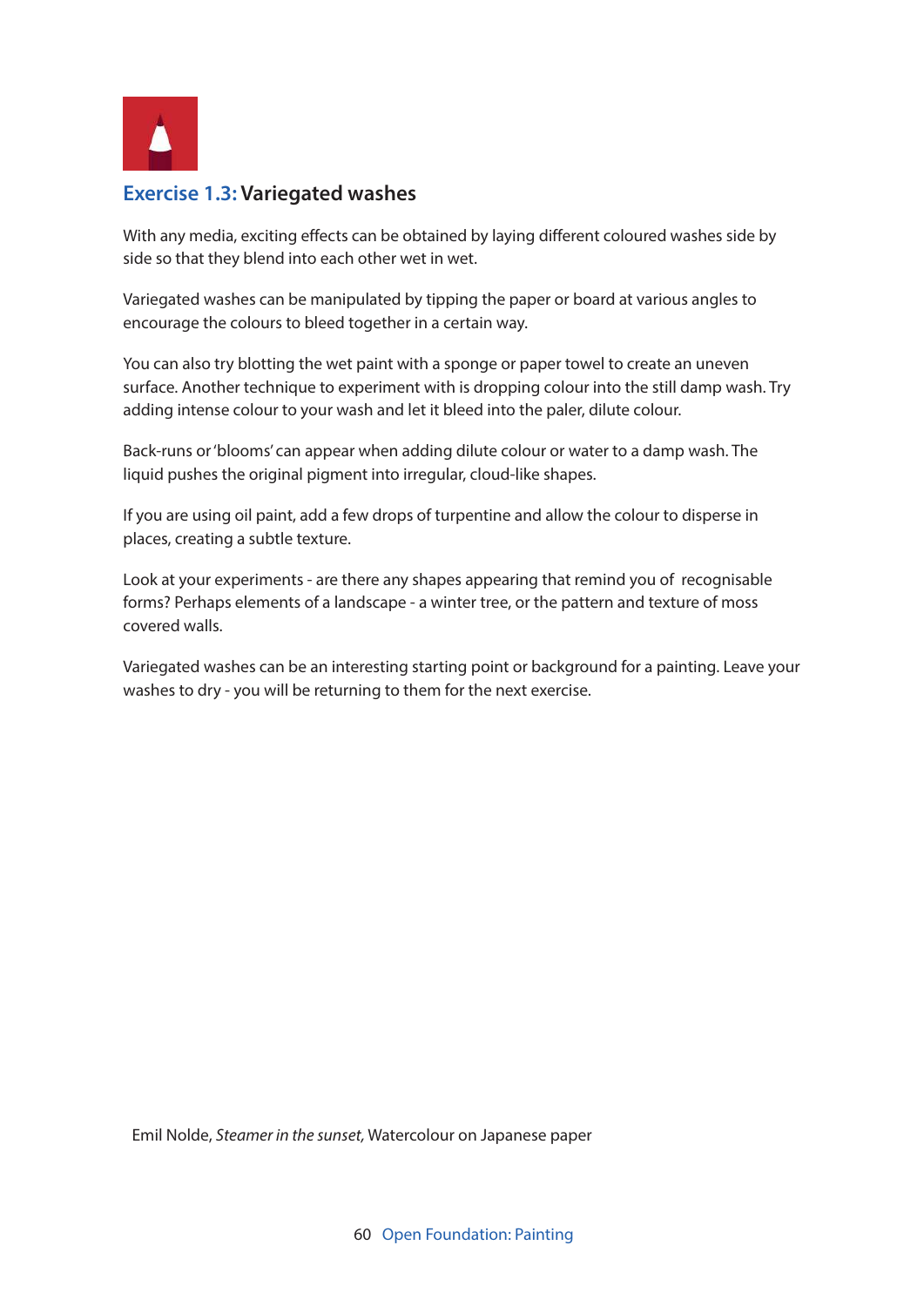## Exercise 1.3: Variegated washes

With any media, exciting effects can be obtained by laying different coloured washes side by side so that they blend into each other wet in wet.

Variegated washes can be manipulated by tipping the paper or board at various angles to encourage the colours to bleed together in a certain way.

You can also try blotting the wet paint with a sponge or paper towel to create an uneven surface. Another technique to experiment with is dropping colour into the still damp wash. Try adding intense colour to your wash and let it bleed into the paler, dilute colour.

Back-runs or 'blooms' can appear when adding dilute colour or water to a damp wash. The liquid pushes the original pigment into irregular, cloud-like shapes.

If you are using oil paint, add a few drops of turpentine and allow the colour to disperse in places, creating a subtle texture.

Look at your experiments - are there any shapes appearing that remind you of recognisable forms? Perhaps elements of a landscape - a winter tree, or the pattern and texture of moss covered walls.

Variegated washes can be an interesting starting point or background for a painting. Leave your washes to dry - you will be returning to them for the next exercise.

Emil Nolde, *Steamer in the sunset,* Watercolour on Japanese paper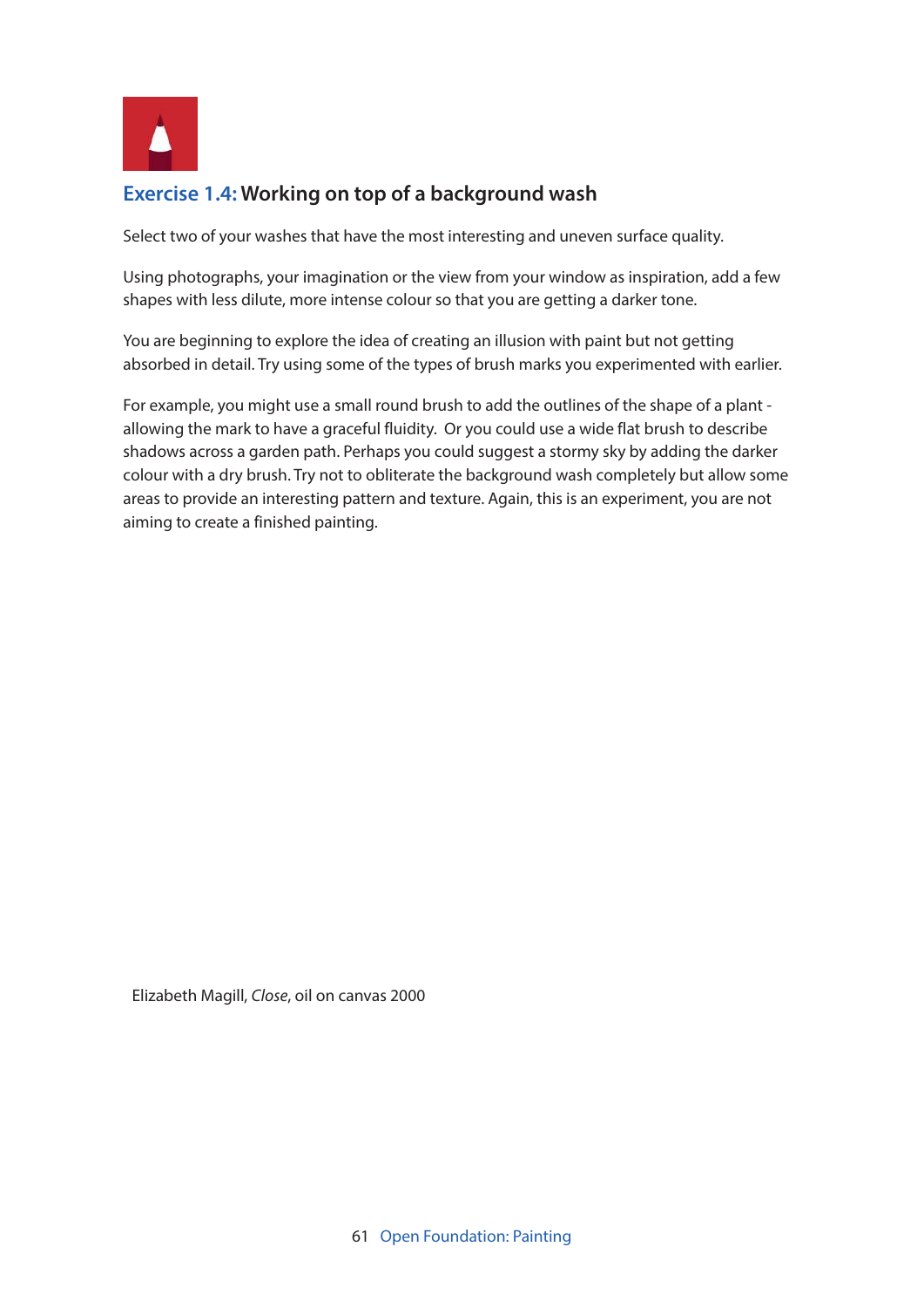## **Exercise 1.4:** Working on top of a background wash

Select two of your washes that have the most interesting and uneven surface quality.

Using photographs, your imagination or the view from your window as inspiration, add a few shapes with less dilute, more intense colour so that you are getting a darker tone.

You are beginning to explore the idea of creating an illusion with paint but not getting absorbed in detail. Try using some of the types of brush marks you experimented with earlier.

For example, you might use a small round brush to add the outlines of the shape of a plant - allowing the mark to have a graceful fluidity. Or you could use a wide flat brush to describe shadows across a garden path. Perhaps you could suggest a stormy sky by adding the darker colour with a dry brush. Try not to obliterate the background wash completely but allow some areas to provide an interesting pattern and texture. Again, this is an experiment, you are not aiming to create a finished painting.

Elizabeth Magill, *Close*, oil on canvas 2000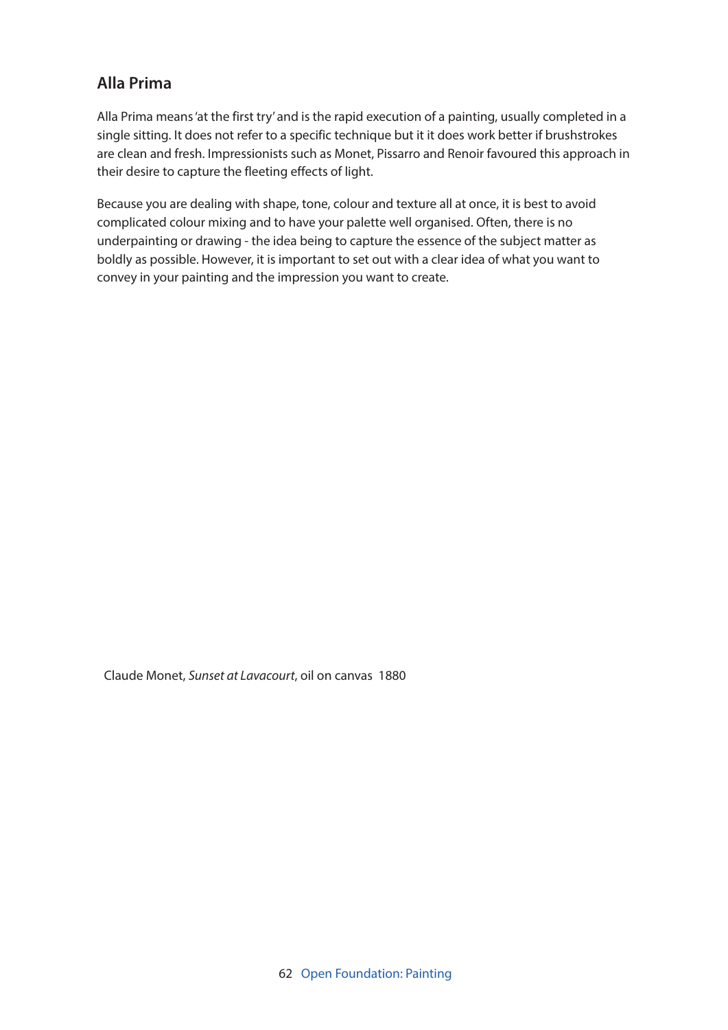## Alla Prima

Alla Prima means 'at the first try' and is the rapid execution of a painting, usually completed in a single sitting. It does not refer to a specific technique but it it does work better if brushstrokes are clean and fresh. Impressionists such as Monet, Pissarro and Renoir favoured this approach in their desire to capture the fleeting effects of light.

Because you are dealing with shape, tone, colour and texture all at once, it is best to avoid complicated colour mixing and to have your palette well organised. Often, there is no underpainting or drawing - the idea being to capture the essence of the subject matter as boldly as possible. However, it is important to set out with a clear idea of what you want to convey in your painting and the impression you want to create.

Claude Monet, *Sunset at Lavacourt*, oil on canvas 1880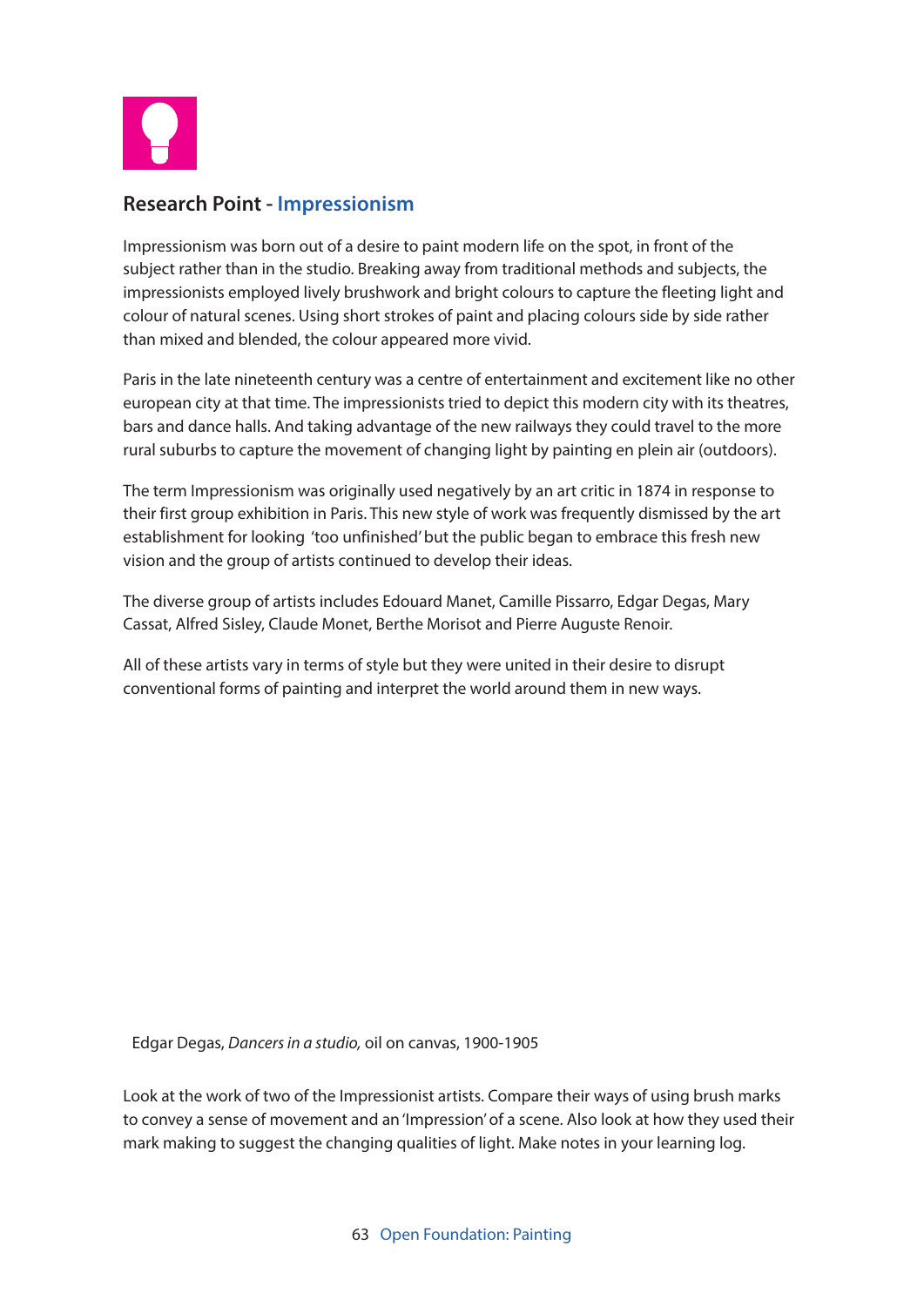## Research Point - Impressionism

Impressionism was born out of a desire to paint modern life on the spot, in front of the subject rather than in the studio. Breaking away from traditional methods and subjects, the impressionists employed lively brushwork and bright colours to capture the fleeting light and colour of natural scenes. Using short strokes of paint and placing colours side by side rather than mixed and blended, the colour appeared more vivid.

Paris in the late nineteenth century was a centre of entertainment and excitement like no other european city at that time. The impressionists tried to depict this modern city with its theatres, bars and dance halls. And taking advantage of the new railways they could travel to the more rural suburbs to capture the movement of changing light by painting en plein air (outdoors).

The term Impressionism was originally used negatively by an art critic in 1874 in response to their first group exhibition in Paris. This new style of work was frequently dismissed by the art establishment for looking 'too unfinished' but the public began to embrace this fresh new vision and the group of artists continued to develop their ideas.

The diverse group of artists includes Edouard Manet, Camille Pissarro, Edgar Degas, Mary Cassat, Alfred Sisley, Claude Monet, Berthe Morisot and Pierre Auguste Renoir.

All of these artists vary in terms of style but they were united in their desire to disrupt conventional forms of painting and interpret the world around them in new ways.

Edgar Degas, *Dancers in a studio,* oil on canvas, 1900-1905

Look at the work of two of the Impressionist artists. Compare their ways of using brush marks to convey a sense of movement and an 'Impression' of a scene. Also look at how they used their mark making to suggest the changing qualities of light. Make notes in your learning log.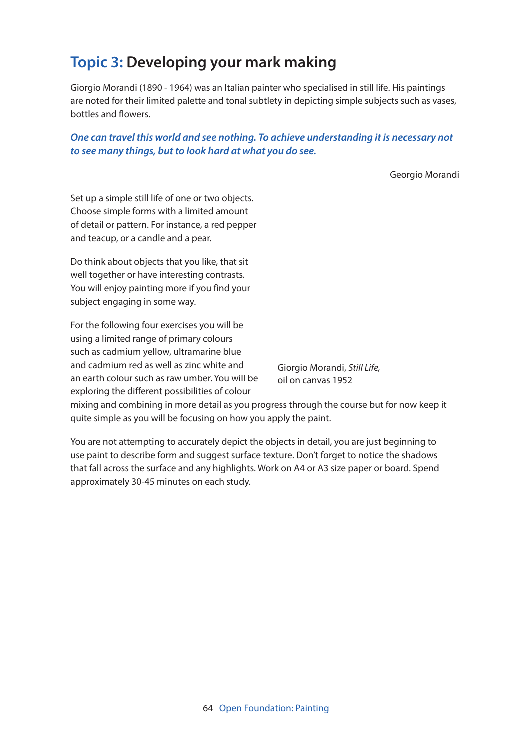# Topic 3: Developing your mark making

Giorgio Morandi (1890 - 1964) was an Italian painter who specialised in still life. His paintings are noted for their limited palette and tonal subtlety in depicting simple subjects such as vases, bottles and flowers.

***One can travel this world and see nothing. To achieve understanding it is necessary not to see many things, but to look hard at what you do see.***

Georgio Morandi

Set up a simple still life of one or two objects. Choose simple forms with a limited amount of detail or pattern. For instance, a red pepper and teacup, or a candle and a pear.

Do think about objects that you like, that sit well together or have interesting contrasts. You will enjoy painting more if you find your subject engaging in some way.

For the following four exercises you will be using a limited range of primary colours such as cadmium yellow, ultramarine blue and cadmium red as well as zinc white and an earth colour such as raw umber. You will be exploring the different possibilities of colour mixing and combining in more detail as you progress through the course but for now keep it quite simple as you will be focusing on how you apply the paint.

Giorgio Morandi, *Still Life,* oil on canvas 1952

You are not attempting to accurately depict the objects in detail, you are just beginning to use paint to describe form and suggest surface texture. Don't forget to notice the shadows that fall across the surface and any highlights. Work on A4 or A3 size paper or board. Spend approximately 30-45 minutes on each study.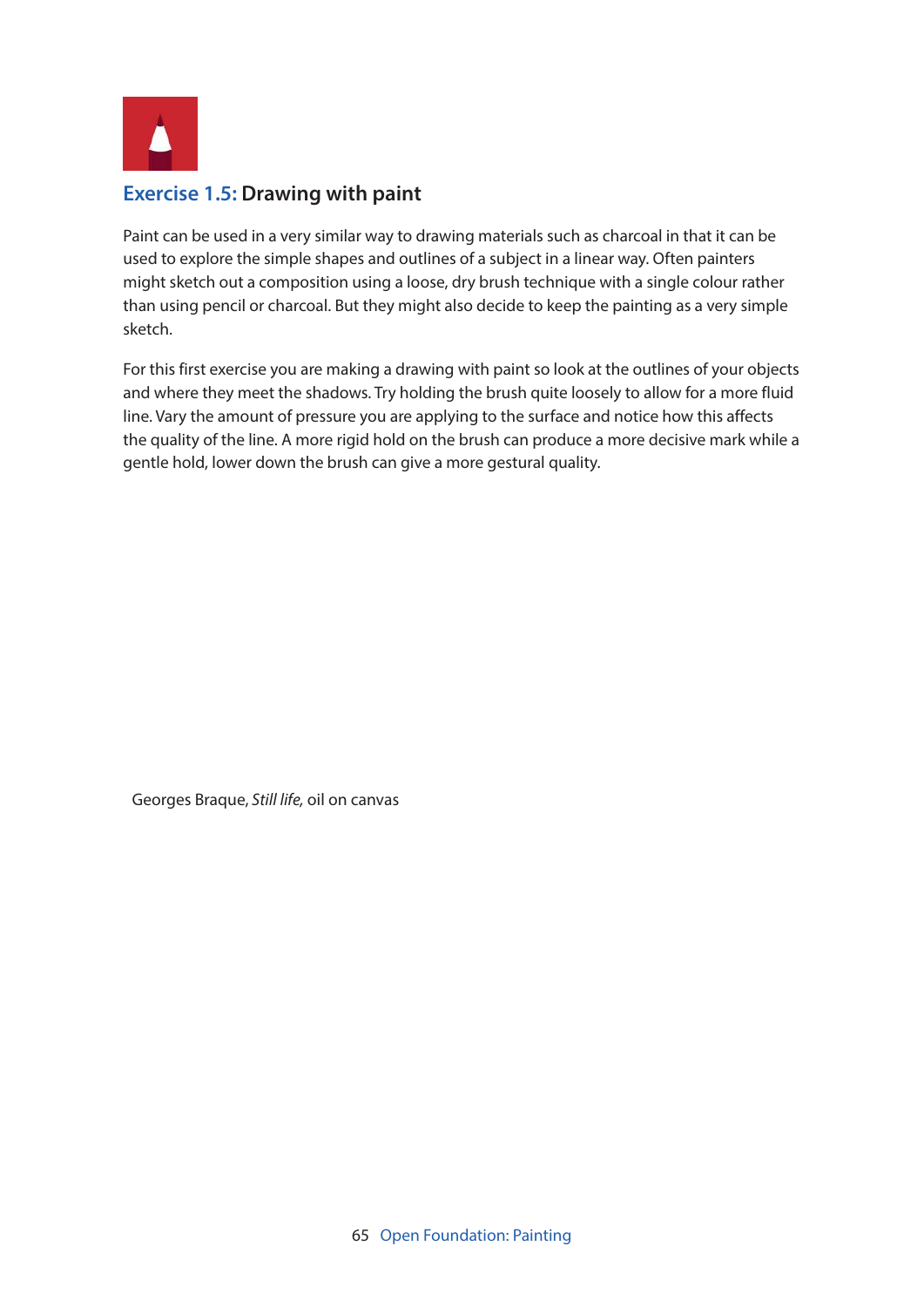## **Exercise 1.5:** Drawing with paint

Paint can be used in a very similar way to drawing materials such as charcoal in that it can be used to explore the simple shapes and outlines of a subject in a linear way. Often painters might sketch out a composition using a loose, dry brush technique with a single colour rather than using pencil or charcoal. But they might also decide to keep the painting as a very simple sketch.

For this first exercise you are making a drawing with paint so look at the outlines of your objects and where they meet the shadows. Try holding the brush quite loosely to allow for a more fluid line. Vary the amount of pressure you are applying to the surface and notice how this affects the quality of the line. A more rigid hold on the brush can produce a more decisive mark while a gentle hold, lower down the brush can give a more gestural quality.

Georges Braque, *Still life,* oil on canvas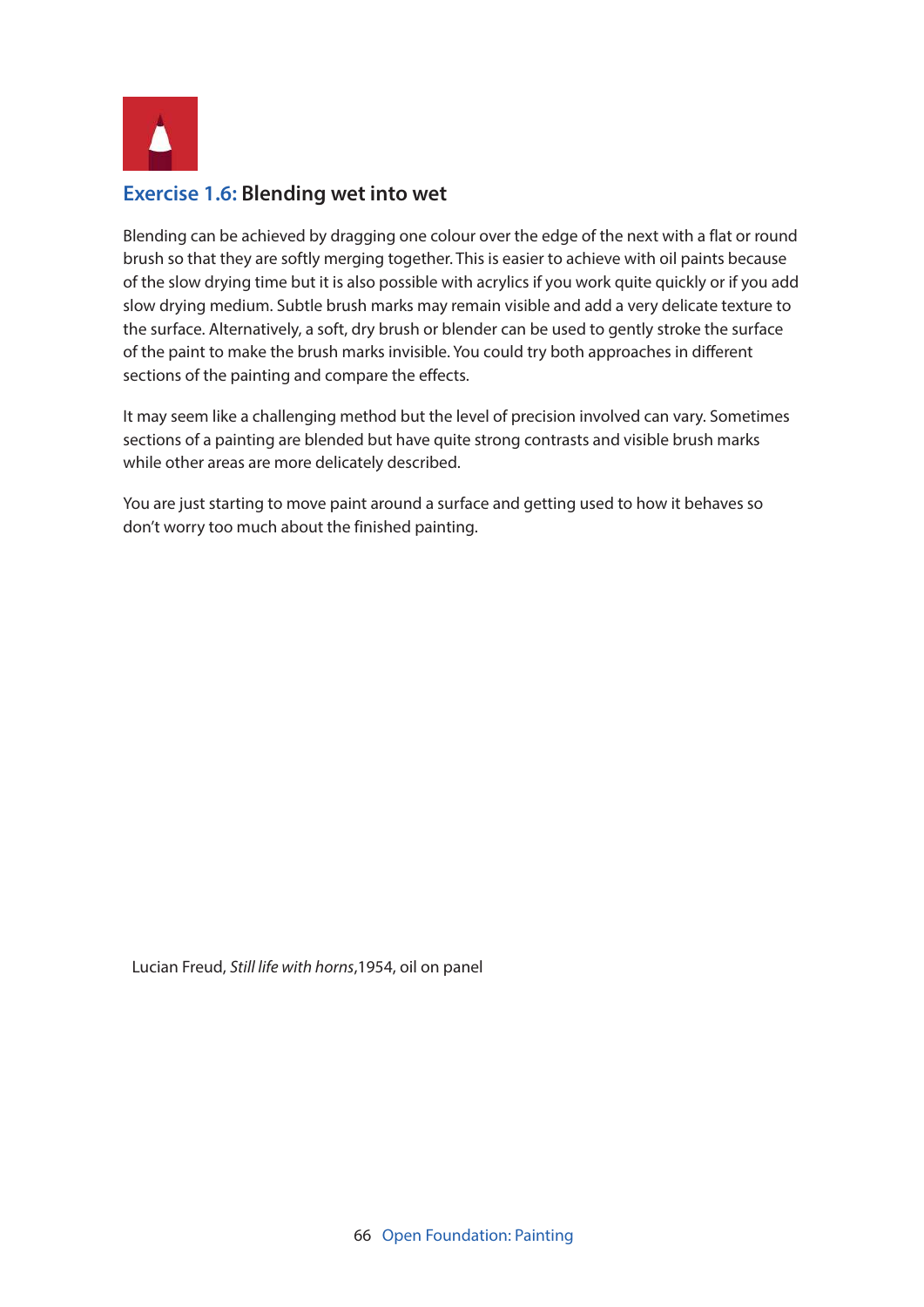## Exercise 1.6: Blending wet into wet

Blending can be achieved by dragging one colour over the edge of the next with a flat or round brush so that they are softly merging together. This is easier to achieve with oil paints because of the slow drying time but it is also possible with acrylics if you work quite quickly or if you add slow drying medium. Subtle brush marks may remain visible and add a very delicate texture to the surface. Alternatively, a soft, dry brush or blender can be used to gently stroke the surface of the paint to make the brush marks invisible. You could try both approaches in different sections of the painting and compare the effects.

It may seem like a challenging method but the level of precision involved can vary. Sometimes sections of a painting are blended but have quite strong contrasts and visible brush marks while other areas are more delicately described.

You are just starting to move paint around a surface and getting used to how it behaves so don't worry too much about the finished painting.

Lucian Freud, *Still life with horns*,1954, oil on panel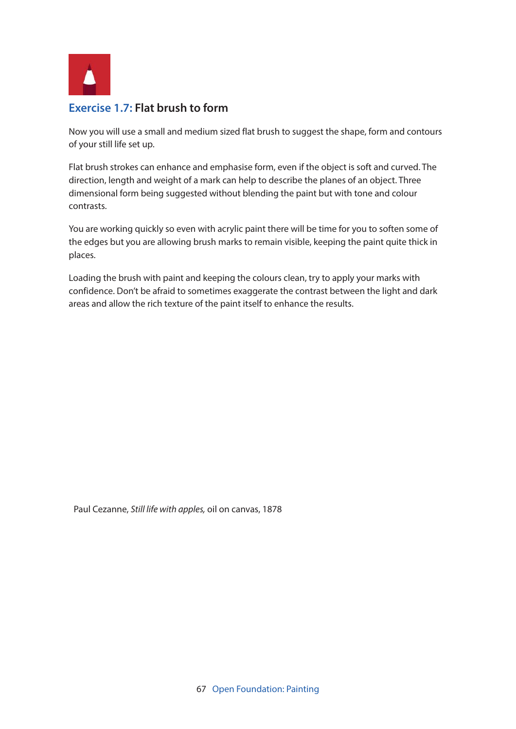## **Exercise 1.7:** Flat brush to form

Now you will use a small and medium sized flat brush to suggest the shape, form and contours of your still life set up.

Flat brush strokes can enhance and emphasise form, even if the object is soft and curved. The direction, length and weight of a mark can help to describe the planes of an object. Three dimensional form being suggested without blending the paint but with tone and colour contrasts.

You are working quickly so even with acrylic paint there will be time for you to soften some of the edges but you are allowing brush marks to remain visible, keeping the paint quite thick in places.

Loading the brush with paint and keeping the colours clean, try to apply your marks with confidence. Don't be afraid to sometimes exaggerate the contrast between the light and dark areas and allow the rich texture of the paint itself to enhance the results.

Paul Cezanne, *Still life with apples,* oil on canvas, 1878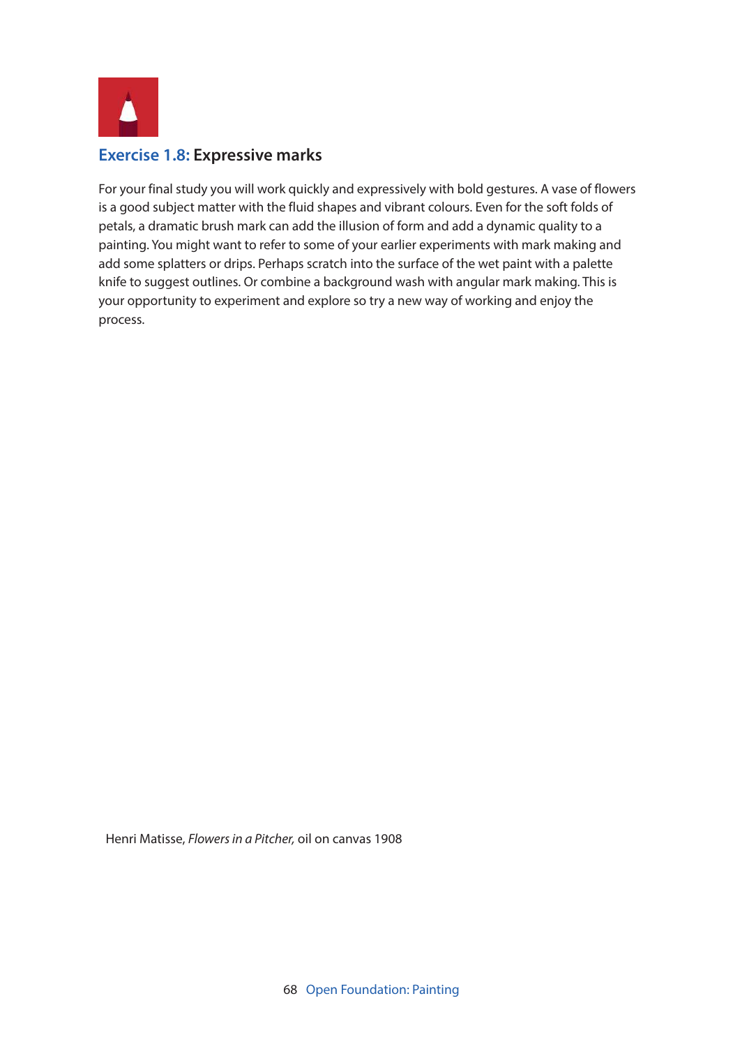## Exercise 1.8: Expressive marks

For your final study you will work quickly and expressively with bold gestures. A vase of flowers is a good subject matter with the fluid shapes and vibrant colours. Even for the soft folds of petals, a dramatic brush mark can add the illusion of form and add a dynamic quality to a painting. You might want to refer to some of your earlier experiments with mark making and add some splatters or drips. Perhaps scratch into the surface of the wet paint with a palette knife to suggest outlines. Or combine a background wash with angular mark making. This is your opportunity to experiment and explore so try a new way of working and enjoy the process.

Henri Matisse, *Flowers in a Pitcher,* oil on canvas 1908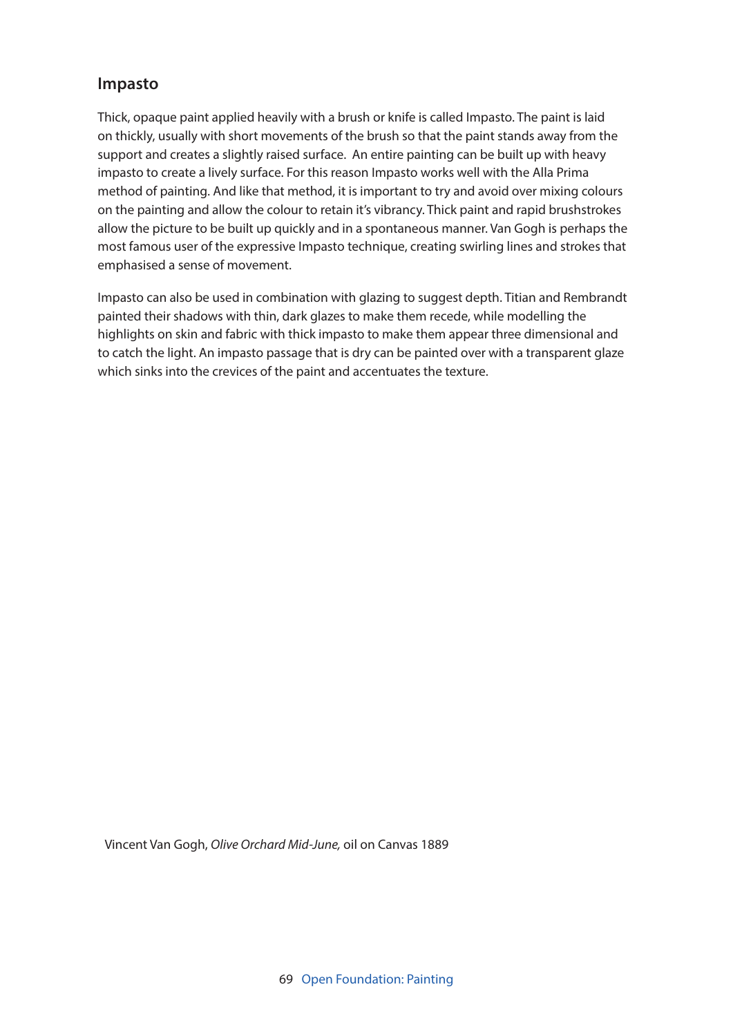## Impasto

Thick, opaque paint applied heavily with a brush or knife is called Impasto. The paint is laid on thickly, usually with short movements of the brush so that the paint stands away from the support and creates a slightly raised surface. An entire painting can be built up with heavy impasto to create a lively surface. For this reason Impasto works well with the Alla Prima method of painting. And like that method, it is important to try and avoid over mixing colours on the painting and allow the colour to retain it's vibrancy. Thick paint and rapid brushstrokes allow the picture to be built up quickly and in a spontaneous manner. Van Gogh is perhaps the most famous user of the expressive Impasto technique, creating swirling lines and strokes that emphasised a sense of movement.

Impasto can also be used in combination with glazing to suggest depth. Titian and Rembrandt painted their shadows with thin, dark glazes to make them recede, while modelling the highlights on skin and fabric with thick impasto to make them appear three dimensional and to catch the light. An impasto passage that is dry can be painted over with a transparent glaze which sinks into the crevices of the paint and accentuates the texture.

Vincent Van Gogh, *Olive Orchard Mid-June,* oil on Canvas 1889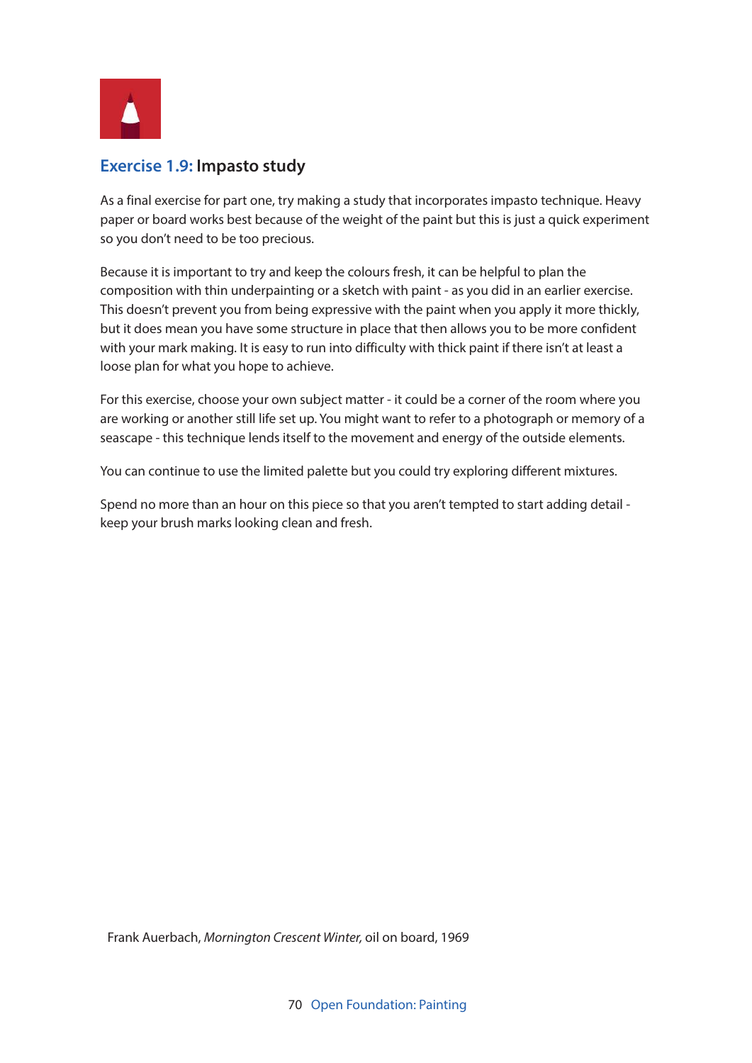## Exercise 1.9: Impasto study

As a final exercise for part one, try making a study that incorporates impasto technique. Heavy paper or board works best because of the weight of the paint but this is just a quick experiment so you don't need to be too precious.

Because it is important to try and keep the colours fresh, it can be helpful to plan the composition with thin underpainting or a sketch with paint - as you did in an earlier exercise. This doesn't prevent you from being expressive with the paint when you apply it more thickly, but it does mean you have some structure in place that then allows you to be more confident with your mark making. It is easy to run into difficulty with thick paint if there isn't at least a loose plan for what you hope to achieve.

For this exercise, choose your own subject matter - it could be a corner of the room where you are working or another still life set up. You might want to refer to a photograph or memory of a seascape - this technique lends itself to the movement and energy of the outside elements.

You can continue to use the limited palette but you could try exploring different mixtures.

Spend no more than an hour on this piece so that you aren't tempted to start adding detail - keep your brush marks looking clean and fresh.

Frank Auerbach, *Mornington Crescent Winter,* oil on board, 1969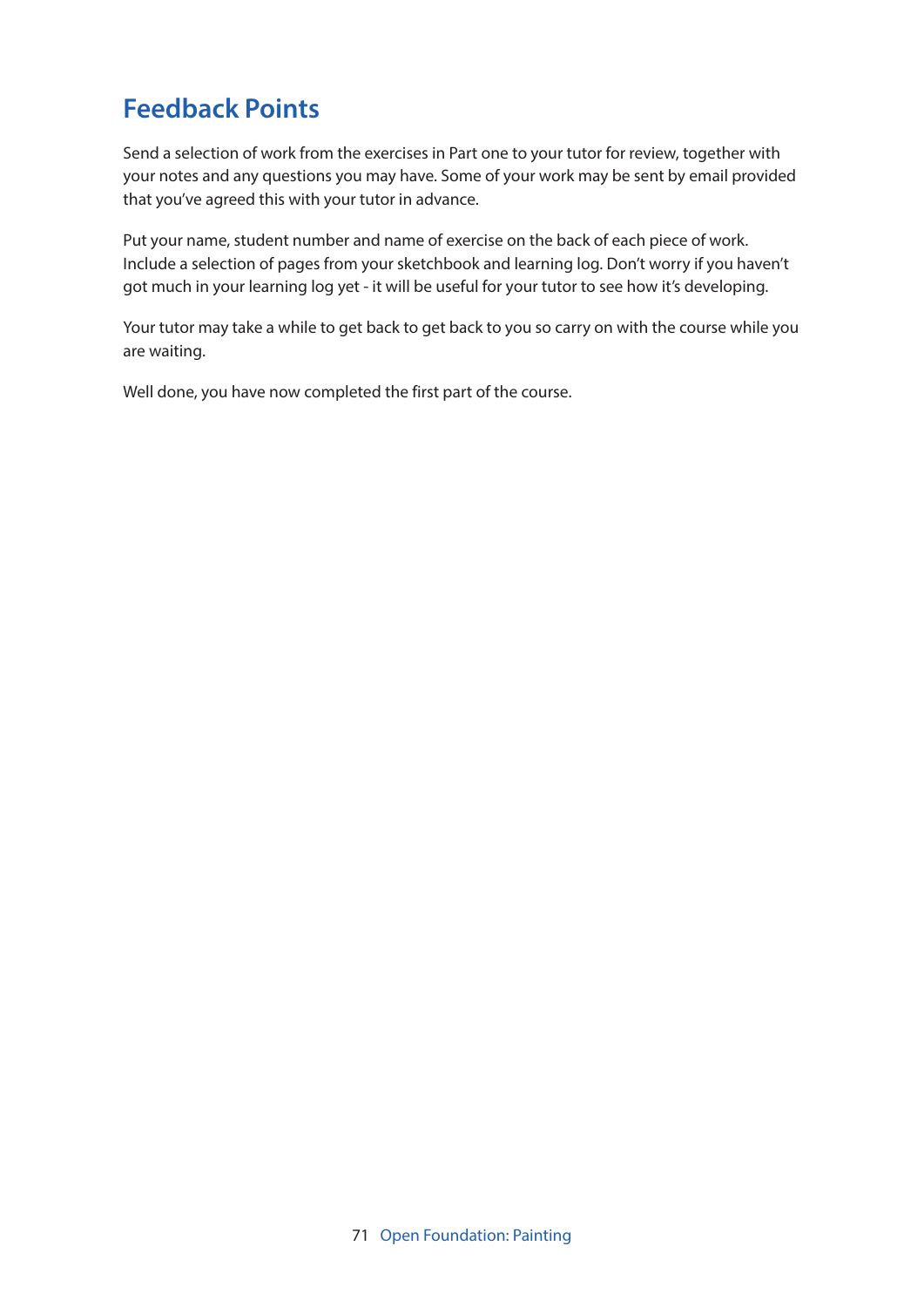## Feedback Points

Send a selection of work from the exercises in Part one to your tutor for review, together with your notes and any questions you may have. Some of your work may be sent by email provided that you've agreed this with your tutor in advance.

Put your name, student number and name of exercise on the back of each piece of work. Include a selection of pages from your sketchbook and learning log. Don't worry if you haven't got much in your learning log yet - it will be useful for your tutor to see how it's developing.

Your tutor may take a while to get back to get back to you so carry on with the course while you are waiting.

Well done, you have now completed the first part of the course.